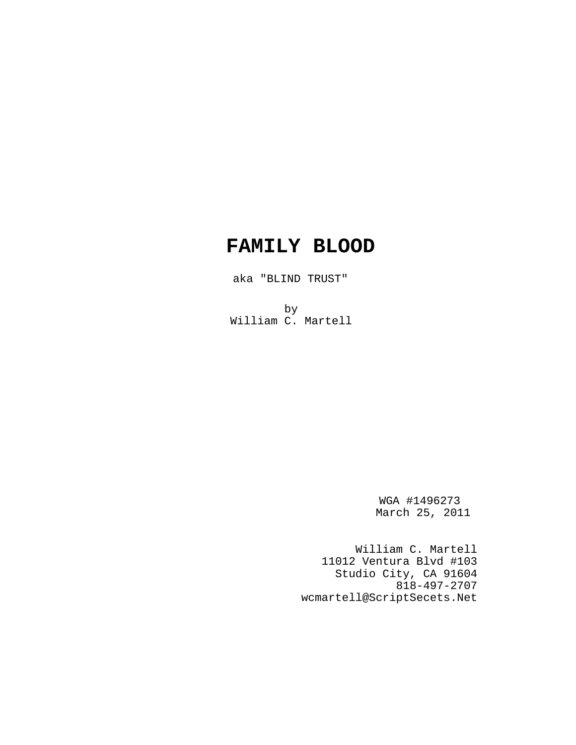# FAMILY BLOOD

aka "BLIND TRUST"

by
William C. Martell

WGA #1496273
March 25, 2011

William C. Martell
11012 Ventura Blvd #103
Studio City, CA 91604
818-497-2707
wcmartell@ScriptSecets.Net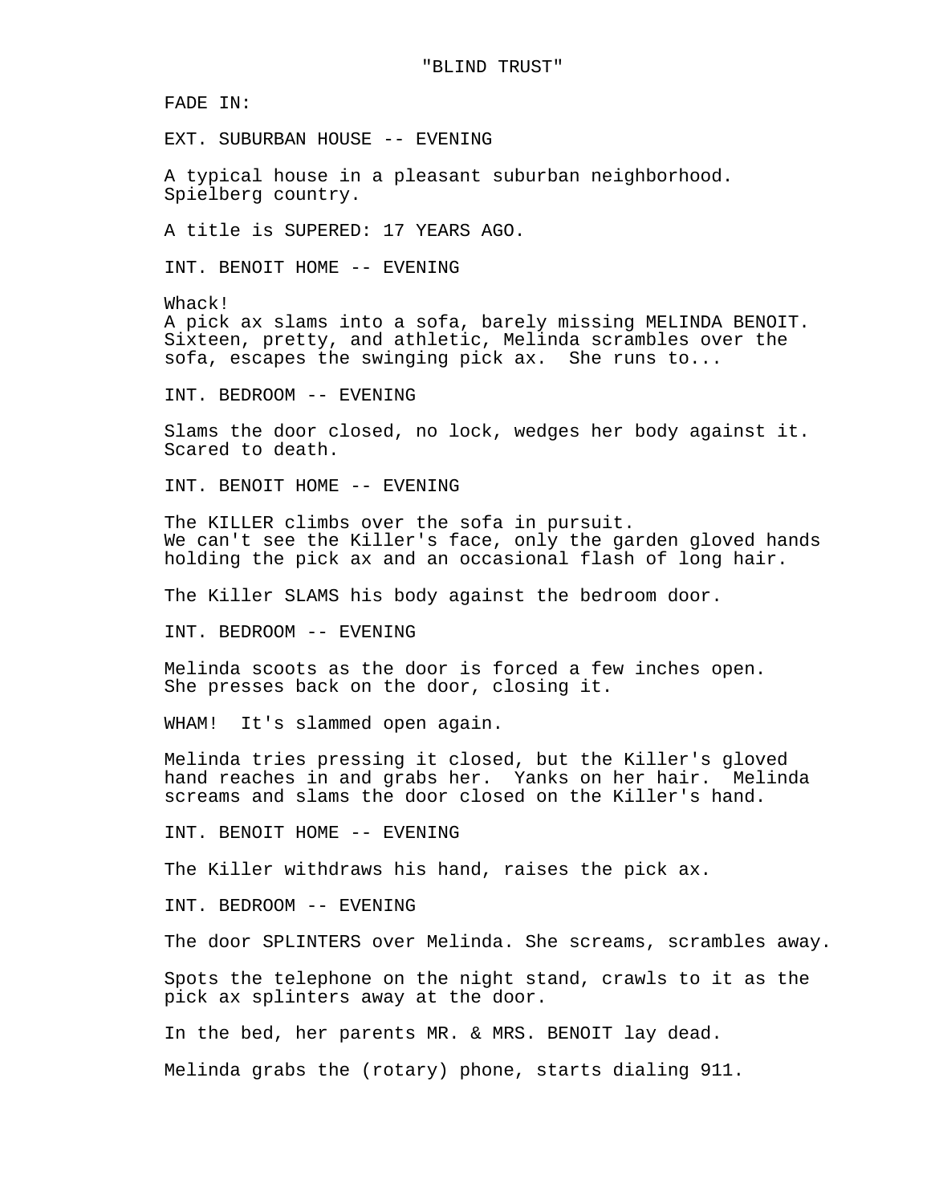"BLIND TRUST"

FADE IN:

EXT. SUBURBAN HOUSE -- EVENING

A typical house in a pleasant suburban neighborhood. Spielberg country.

A title is SUPERED: 17 YEARS AGO.

INT. BENOIT HOME -- EVENING

Whack!
A pick ax slams into a sofa, barely missing MELINDA BENOIT. Sixteen, pretty, and athletic, Melinda scrambles over the sofa, escapes the swinging pick ax. She runs to...

INT. BEDROOM -- EVENING

Slams the door closed, no lock, wedges her body against it. Scared to death.

INT. BENOIT HOME -- EVENING

The KILLER climbs over the sofa in pursuit.
We can't see the Killer's face, only the garden gloved hands holding the pick ax and an occasional flash of long hair.

The Killer SLAMS his body against the bedroom door.

INT. BEDROOM -- EVENING

Melinda scoots as the door is forced a few inches open. She presses back on the door, closing it.

WHAM! It's slammed open again.

Melinda tries pressing it closed, but the Killer's gloved hand reaches in and grabs her. Yanks on her hair. Melinda screams and slams the door closed on the Killer's hand.

INT. BENOIT HOME -- EVENING

The Killer withdraws his hand, raises the pick ax.

INT. BEDROOM -- EVENING

The door SPLINTERS over Melinda. She screams, scrambles away.

Spots the telephone on the night stand, crawls to it as the pick ax splinters away at the door.

In the bed, her parents MR. & MRS. BENOIT lay dead.

Melinda grabs the (rotary) phone, starts dialing 911.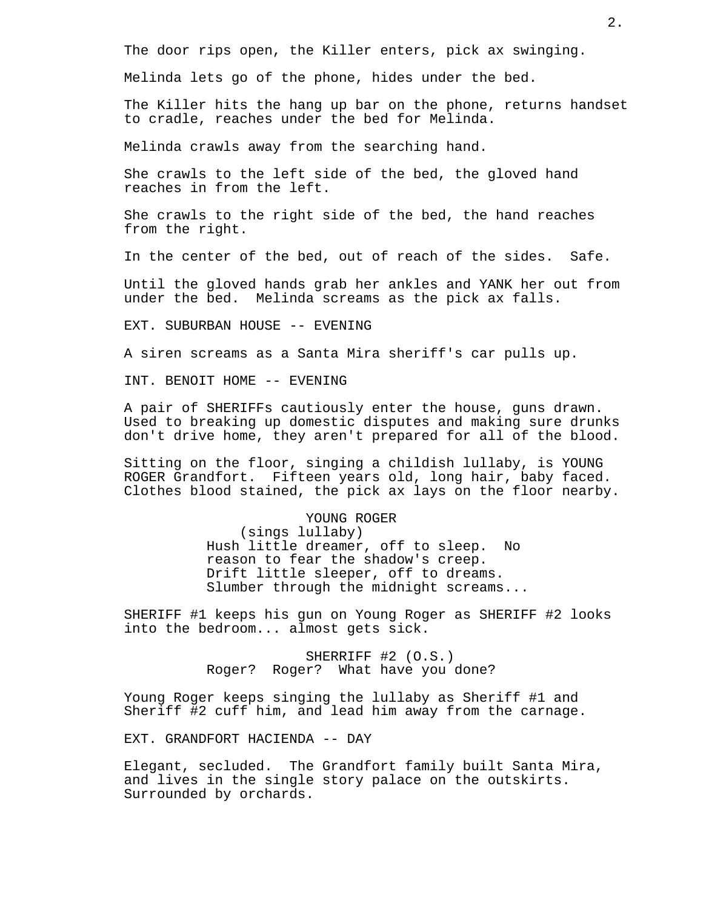The door rips open, the Killer enters, pick ax swinging.

Melinda lets go of the phone, hides under the bed.

The Killer hits the hang up bar on the phone, returns handset to cradle, reaches under the bed for Melinda.

Melinda crawls away from the searching hand.

She crawls to the left side of the bed, the gloved hand reaches in from the left.

She crawls to the right side of the bed, the hand reaches from the right.

In the center of the bed, out of reach of the sides. Safe.

Until the gloved hands grab her ankles and YANK her out from under the bed. Melinda screams as the pick ax falls.

EXT. SUBURBAN HOUSE -- EVENING

A siren screams as a Santa Mira sheriff's car pulls up.

INT. BENOIT HOME -- EVENING

A pair of SHERIFFs cautiously enter the house, guns drawn. Used to breaking up domestic disputes and making sure drunks don't drive home, they aren't prepared for all of the blood.

Sitting on the floor, singing a childish lullaby, is YOUNG ROGER Grandfort. Fifteen years old, long hair, baby faced. Clothes blood stained, the pick ax lays on the floor nearby.

YOUNG ROGER
(sings lullaby)
Hush little dreamer, off to sleep. No reason to fear the shadow's creep. Drift little sleeper, off to dreams. Slumber through the midnight screams...

SHERIFF #1 keeps his gun on Young Roger as SHERIFF #2 looks into the bedroom... almost gets sick.

SHERRIFF #2 (O.S.)
Roger? Roger? What have you done?

Young Roger keeps singing the lullaby as Sheriff #1 and Sheriff #2 cuff him, and lead him away from the carnage.

EXT. GRANDFORT HACIENDA -- DAY

Elegant, secluded. The Grandfort family built Santa Mira, and lives in the single story palace on the outskirts. Surrounded by orchards.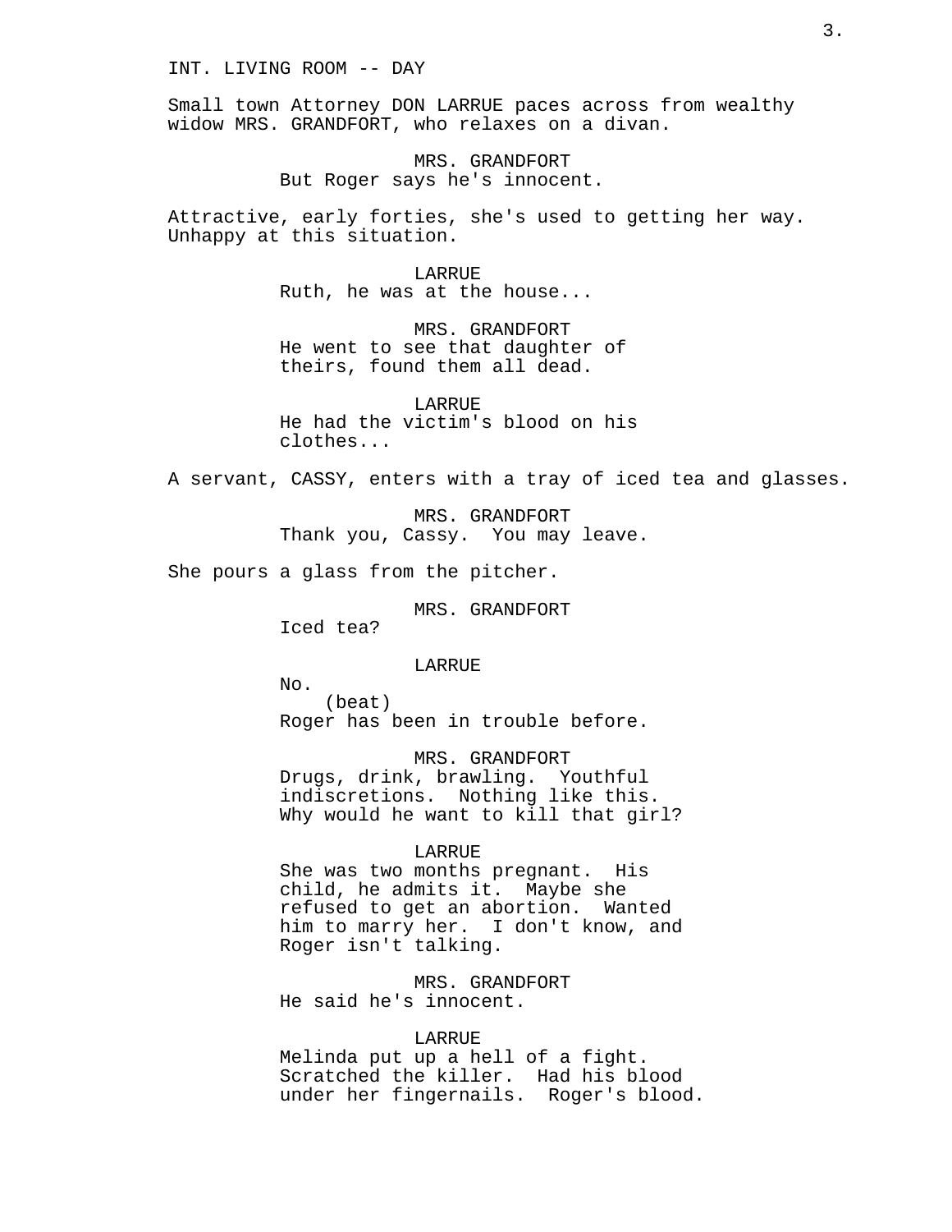INT. LIVING ROOM -- DAY

Small town Attorney DON LARRUE paces across from wealthy widow MRS. GRANDFORT, who relaxes on a divan.

MRS. GRANDFORT
But Roger says he's innocent.

Attractive, early forties, she's used to getting her way. Unhappy at this situation.

LARRUE
Ruth, he was at the house...

MRS. GRANDFORT
He went to see that daughter of theirs, found them all dead.

LARRUE
He had the victim's blood on his clothes...

A servant, CASSY, enters with a tray of iced tea and glasses.

MRS. GRANDFORT
Thank you, Cassy. You may leave.

She pours a glass from the pitcher.

MRS. GRANDFORT
Iced tea?

LARRUE
No.
(beat)
Roger has been in trouble before.

MRS. GRANDFORT
Drugs, drink, brawling. Youthful indiscretions. Nothing like this. Why would he want to kill that girl?

LARRUE
She was two months pregnant. His child, he admits it. Maybe she refused to get an abortion. Wanted him to marry her. I don't know, and Roger isn't talking.

MRS. GRANDFORT
He said he's innocent.

LARRUE
Melinda put up a hell of a fight. Scratched the killer. Had his blood under her fingernails. Roger's blood.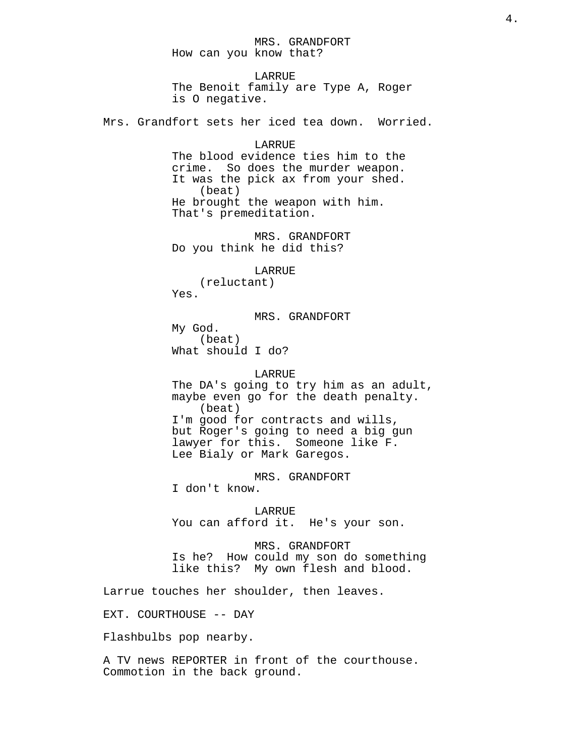MRS. GRANDFORT
How can you know that?

LARRUE
The Benoit family are Type A, Roger is O negative.

Mrs. Grandfort sets her iced tea down. Worried.

LARRUE
The blood evidence ties him to the crime. So does the murder weapon. It was the pick ax from your shed.
(beat)
He brought the weapon with him. That's premeditation.

MRS. GRANDFORT
Do you think he did this?

LARRUE
(reluctant)
Yes.

MRS. GRANDFORT
My God.
(beat)
What should I do?

LARRUE
The DA's going to try him as an adult, maybe even go for the death penalty.
(beat)
I'm good for contracts and wills, but Roger's going to need a big gun lawyer for this. Someone like F. Lee Bialy or Mark Garegos.

MRS. GRANDFORT
I don't know.

LARRUE
You can afford it. He's your son.

MRS. GRANDFORT
Is he? How could my son do something like this? My own flesh and blood.

Larrue touches her shoulder, then leaves.

EXT. COURTHOUSE -- DAY

Flashbulbs pop nearby.

A TV news REPORTER in front of the courthouse. Commotion in the back ground.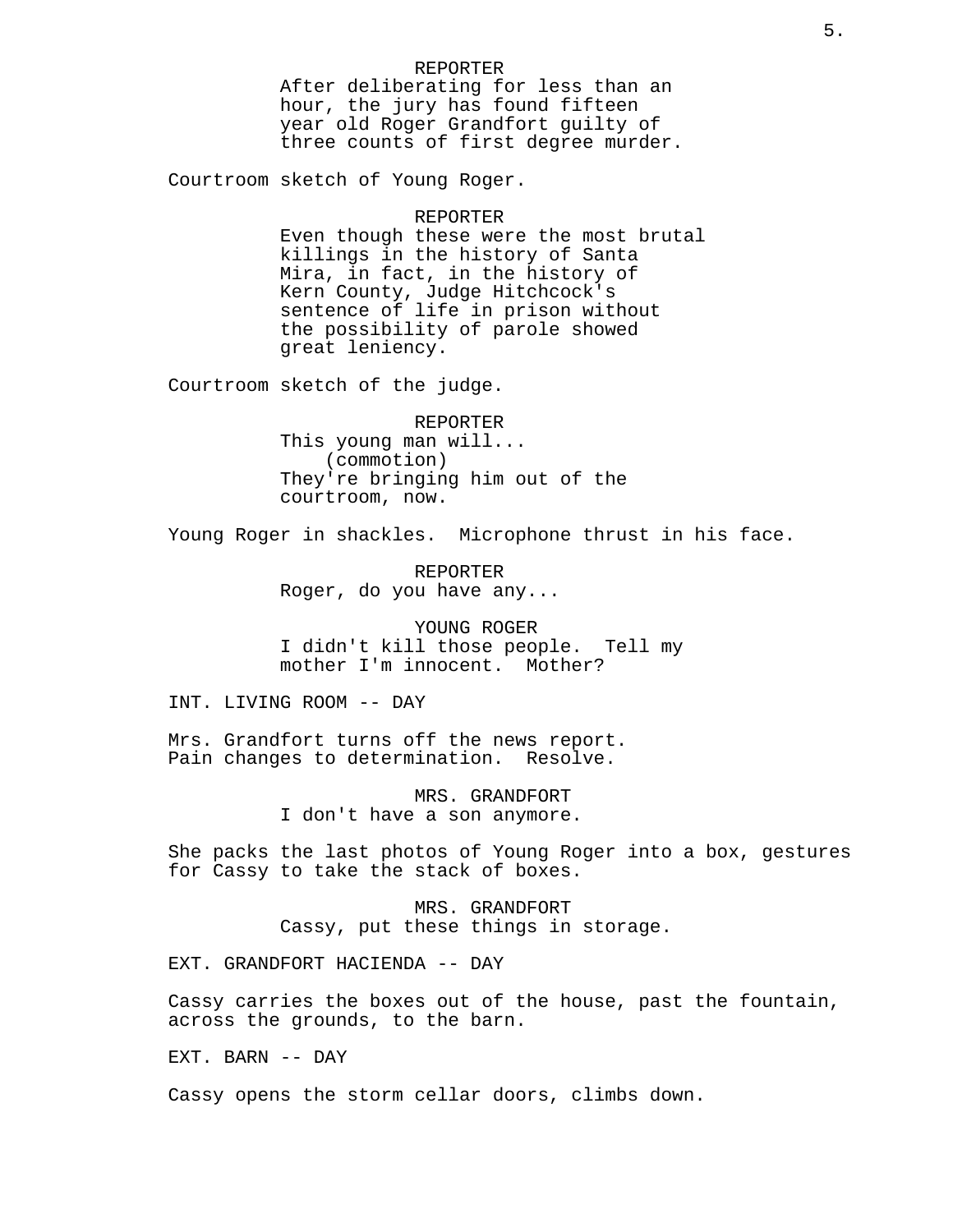REPORTER
After deliberating for less than an hour, the jury has found fifteen year old Roger Grandfort guilty of three counts of first degree murder.

Courtroom sketch of Young Roger.

REPORTER
Even though these were the most brutal killings in the history of Santa Mira, in fact, in the history of Kern County, Judge Hitchcock's sentence of life in prison without the possibility of parole showed great leniency.

Courtroom sketch of the judge.

REPORTER
This young man will...
(commotion)
They're bringing him out of the courtroom, now.

Young Roger in shackles. Microphone thrust in his face.

REPORTER
Roger, do you have any...

YOUNG ROGER
I didn't kill those people. Tell my mother I'm innocent. Mother?

INT. LIVING ROOM -- DAY

Mrs. Grandfort turns off the news report. Pain changes to determination. Resolve.

MRS. GRANDFORT
I don't have a son anymore.

She packs the last photos of Young Roger into a box, gestures for Cassy to take the stack of boxes.

MRS. GRANDFORT
Cassy, put these things in storage.

EXT. GRANDFORT HACIENDA -- DAY

Cassy carries the boxes out of the house, past the fountain, across the grounds, to the barn.

EXT. BARN -- DAY

Cassy opens the storm cellar doors, climbs down.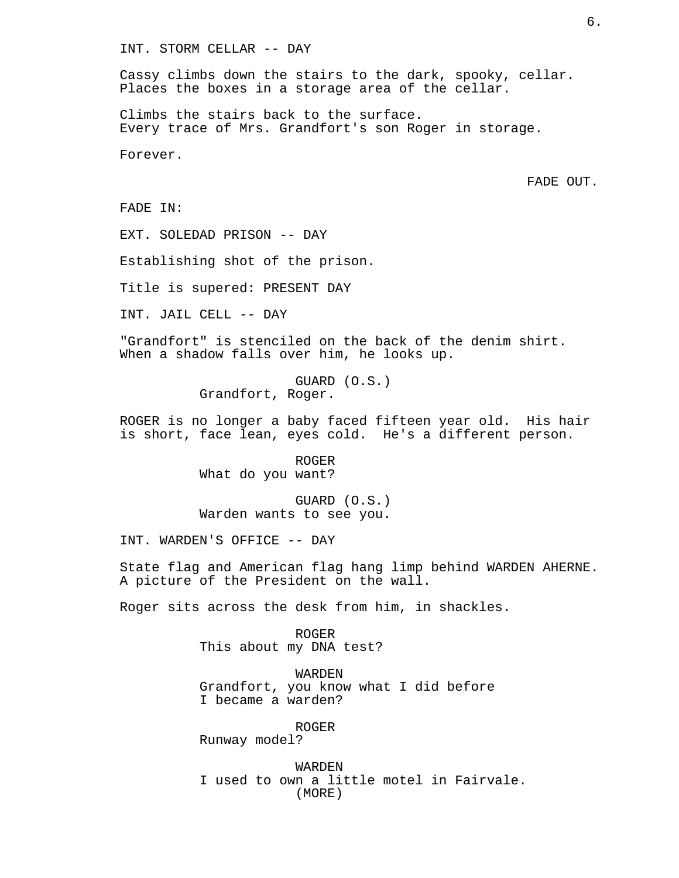INT. STORM CELLAR -- DAY

Cassy climbs down the stairs to the dark, spooky, cellar. Places the boxes in a storage area of the cellar.

Climbs the stairs back to the surface.
Every trace of Mrs. Grandfort's son Roger in storage.

Forever.

FADE OUT.

FADE IN:

EXT. SOLEDAD PRISON -- DAY

Establishing shot of the prison.

Title is supered: PRESENT DAY

INT. JAIL CELL -- DAY

"Grandfort" is stenciled on the back of the denim shirt. When a shadow falls over him, he looks up.

GUARD (O.S.)
Grandfort, Roger.

ROGER is no longer a baby faced fifteen year old. His hair is short, face lean, eyes cold. He's a different person.

ROGER
What do you want?

GUARD (O.S.)
Warden wants to see you.

INT. WARDEN'S OFFICE -- DAY

State flag and American flag hang limp behind WARDEN AHERNE. A picture of the President on the wall.

Roger sits across the desk from him, in shackles.

ROGER
This about my DNA test?

WARDEN
Grandfort, you know what I did before I became a warden?

ROGER
Runway model?

WARDEN
I used to own a little motel in Fairvale.
(MORE)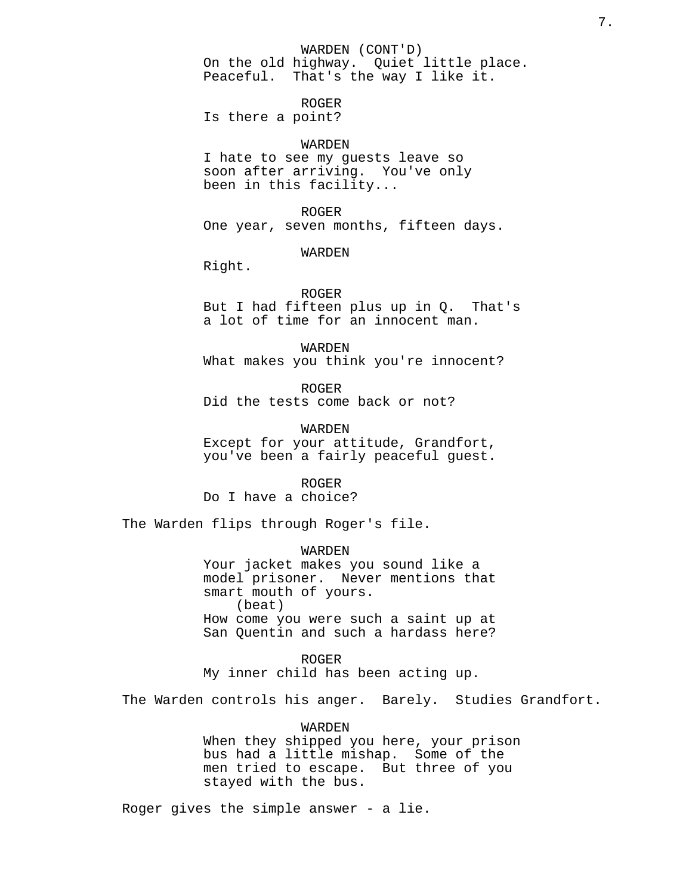WARDEN (CONT'D)
On the old highway. Quiet little place. Peaceful. That's the way I like it.

ROGER
Is there a point?

WARDEN
I hate to see my guests leave so soon after arriving. You've only been in this facility...

ROGER
One year, seven months, fifteen days.

WARDEN
Right.

ROGER
But I had fifteen plus up in Q. That's a lot of time for an innocent man.

WARDEN
What makes you think you're innocent?

ROGER
Did the tests come back or not?

WARDEN
Except for your attitude, Grandfort, you've been a fairly peaceful guest.

ROGER
Do I have a choice?

The Warden flips through Roger's file.

WARDEN
Your jacket makes you sound like a model prisoner. Never mentions that smart mouth of yours.
(beat)
How come you were such a saint up at San Quentin and such a hardass here?

ROGER
My inner child has been acting up.

The Warden controls his anger. Barely. Studies Grandfort.

WARDEN
When they shipped you here, your prison bus had a little mishap. Some of the men tried to escape. But three of you stayed with the bus.

Roger gives the simple answer - a lie.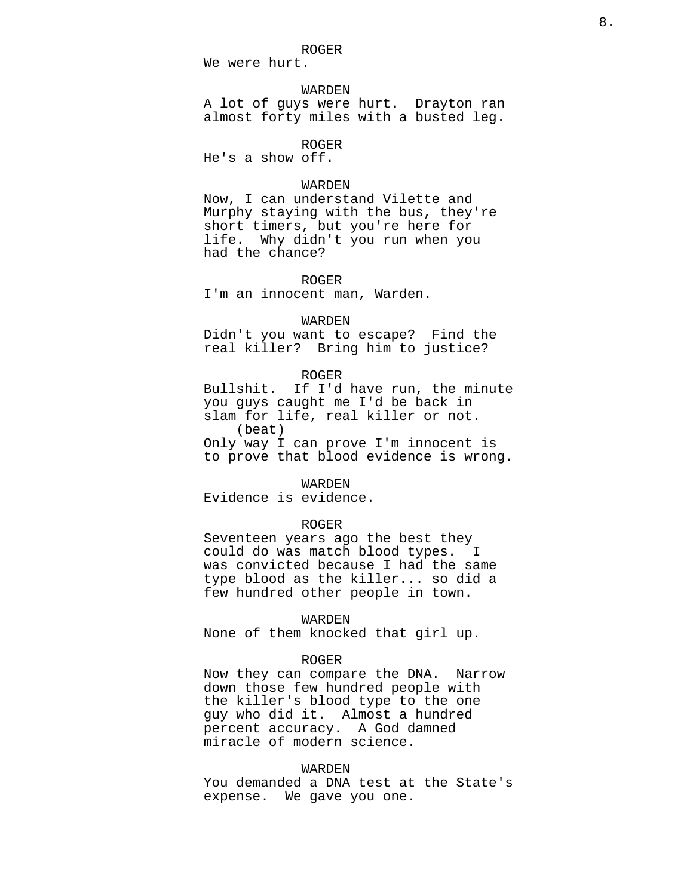ROGER
We were hurt.

WARDEN
A lot of guys were hurt. Drayton ran almost forty miles with a busted leg.

ROGER
He's a show off.

WARDEN
Now, I can understand Vilette and Murphy staying with the bus, they're short timers, but you're here for life. Why didn't you run when you had the chance?

ROGER
I'm an innocent man, Warden.

WARDEN
Didn't you want to escape? Find the real killer? Bring him to justice?

ROGER
Bullshit. If I'd have run, the minute you guys caught me I'd be back in slam for life, real killer or not.
(beat)
Only way I can prove I'm innocent is to prove that blood evidence is wrong.

WARDEN
Evidence is evidence.

ROGER
Seventeen years ago the best they could do was match blood types. I was convicted because I had the same type blood as the killer... so did a few hundred other people in town.

WARDEN
None of them knocked that girl up.

ROGER
Now they can compare the DNA. Narrow down those few hundred people with the killer's blood type to the one guy who did it. Almost a hundred percent accuracy. A God damned miracle of modern science.

WARDEN
You demanded a DNA test at the State's expense. We gave you one.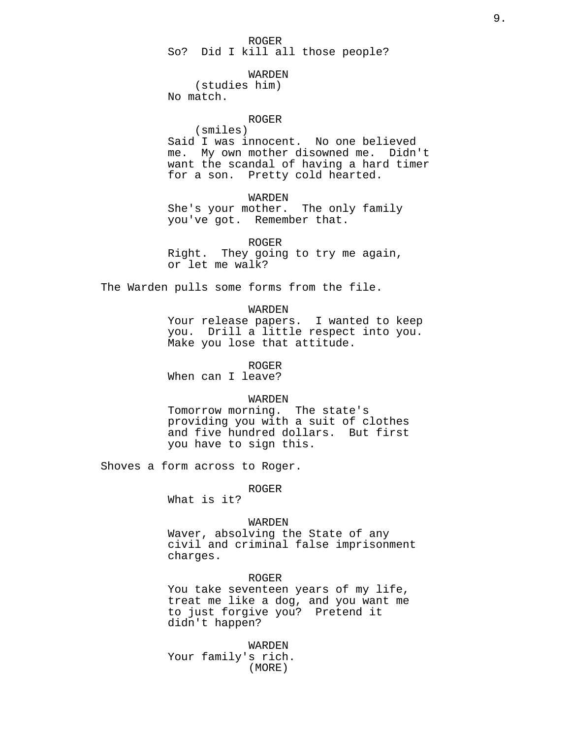ROGER
So?  Did I kill all those people?

WARDEN
(studies him)
No match.

ROGER
(smiles)
Said I was innocent.  No one believed me.  My own mother disowned me.  Didn't want the scandal of having a hard timer for a son.  Pretty cold hearted.

WARDEN
She's your mother.  The only family you've got.  Remember that.

ROGER
Right.  They going to try me again, or let me walk?

The Warden pulls some forms from the file.

WARDEN
Your release papers.  I wanted to keep you.  Drill a little respect into you.  Make you lose that attitude.

ROGER
When can I leave?

WARDEN
Tomorrow morning.  The state's providing you with a suit of clothes and five hundred dollars.  But first you have to sign this.

Shoves a form across to Roger.

ROGER
What is it?

WARDEN
Waver, absolving the State of any civil and criminal false imprisonment charges.

ROGER
You take seventeen years of my life, treat me like a dog, and you want me to just forgive you?  Pretend it didn't happen?

WARDEN
Your family's rich.
(MORE)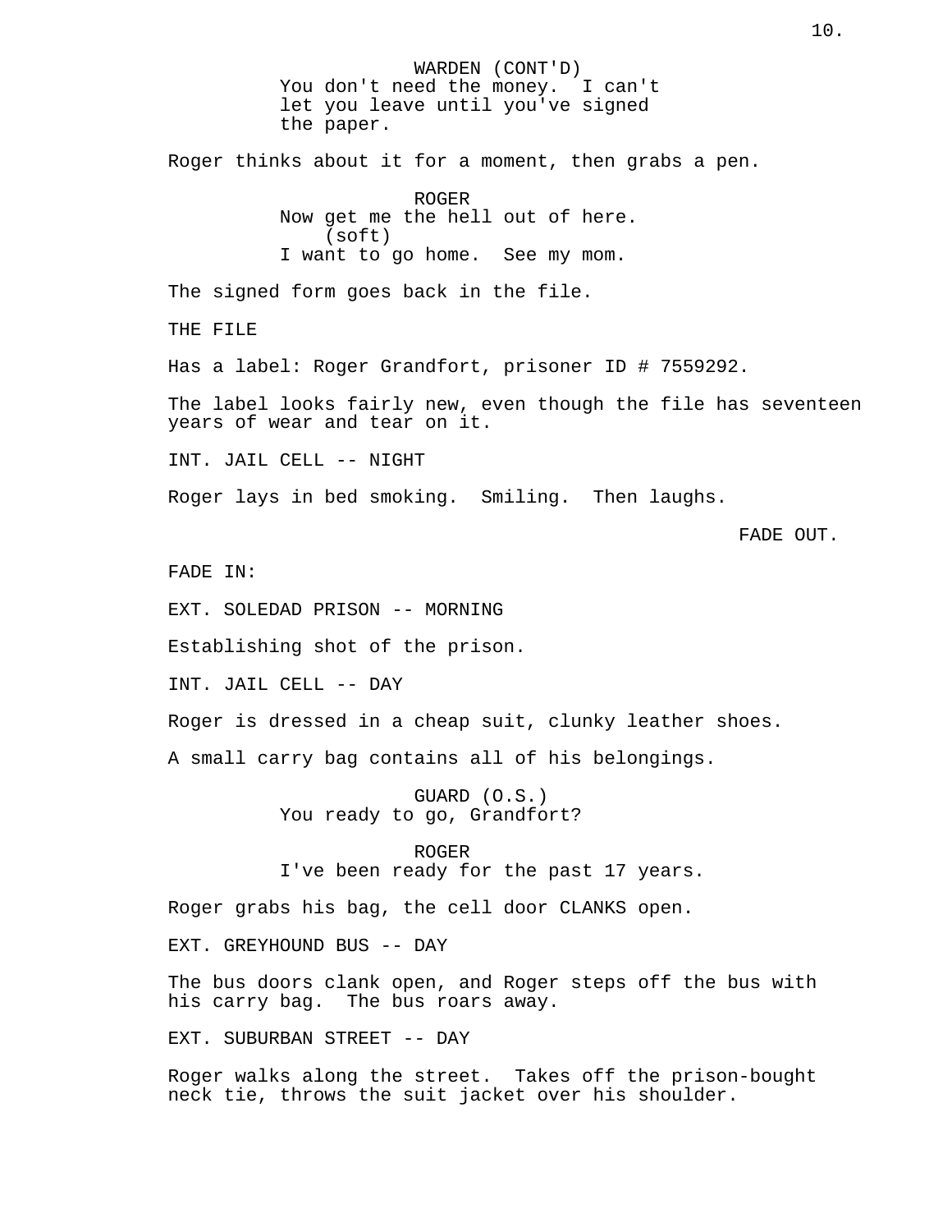WARDEN (CONT'D)
You don't need the money. I can't let you leave until you've signed the paper.

Roger thinks about it for a moment, then grabs a pen.

ROGER
Now get me the hell out of here.
(soft)
I want to go home. See my mom.

The signed form goes back in the file.

THE FILE

Has a label: Roger Grandfort, prisoner ID # 7559292.

The label looks fairly new, even though the file has seventeen years of wear and tear on it.

INT. JAIL CELL -- NIGHT

Roger lays in bed smoking. Smiling. Then laughs.

FADE OUT.

FADE IN:

EXT. SOLEDAD PRISON -- MORNING

Establishing shot of the prison.

INT. JAIL CELL -- DAY

Roger is dressed in a cheap suit, clunky leather shoes.

A small carry bag contains all of his belongings.

GUARD (O.S.)
You ready to go, Grandfort?

ROGER
I've been ready for the past 17 years.

Roger grabs his bag, the cell door CLANKS open.

EXT. GREYHOUND BUS -- DAY

The bus doors clank open, and Roger steps off the bus with his carry bag. The bus roars away.

EXT. SUBURBAN STREET -- DAY

Roger walks along the street. Takes off the prison-bought neck tie, throws the suit jacket over his shoulder.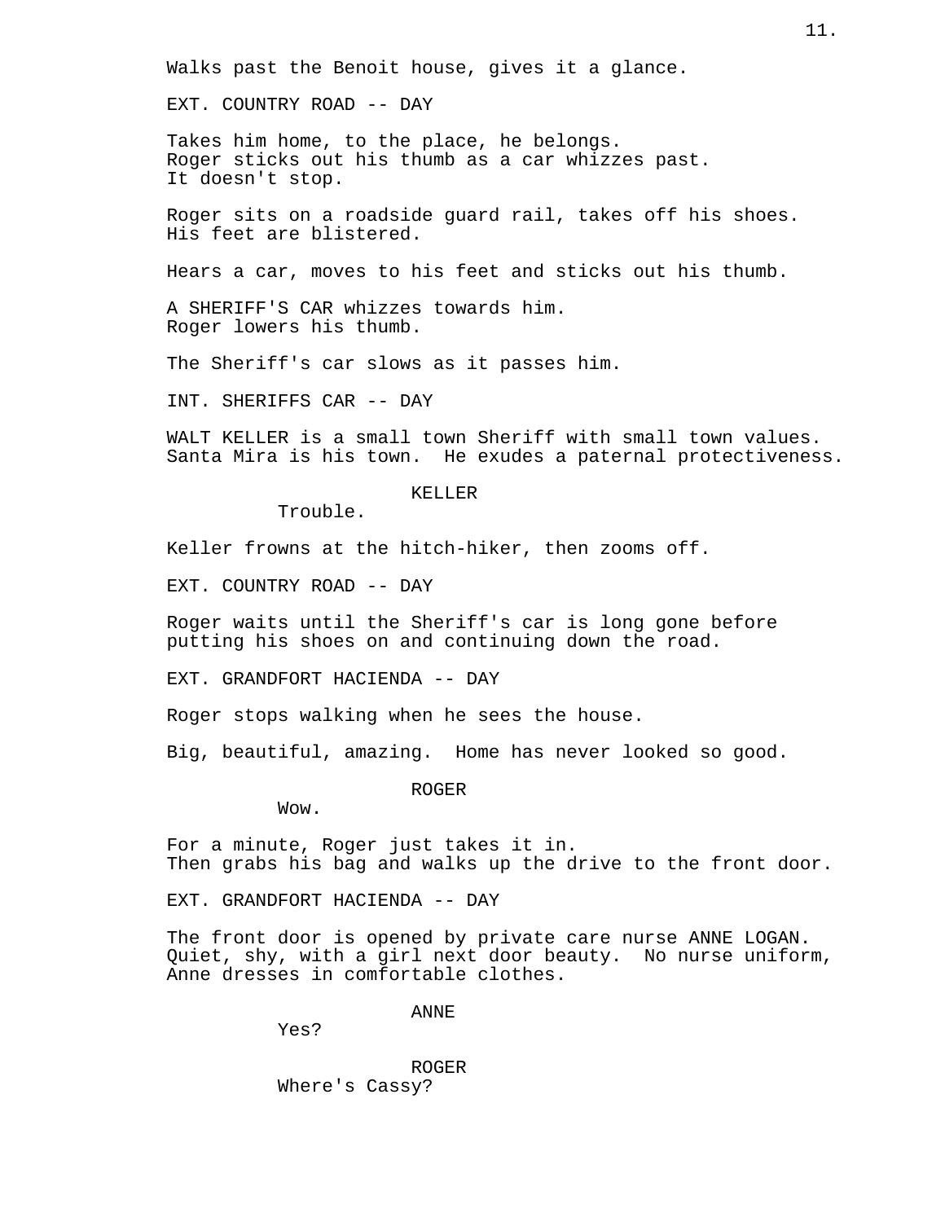Walks past the Benoit house, gives it a glance.

EXT. COUNTRY ROAD -- DAY

Takes him home, to the place, he belongs.
Roger sticks out his thumb as a car whizzes past.
It doesn't stop.

Roger sits on a roadside guard rail, takes off his shoes.
His feet are blistered.

Hears a car, moves to his feet and sticks out his thumb.

A SHERIFF'S CAR whizzes towards him.
Roger lowers his thumb.

The Sheriff's car slows as it passes him.

INT. SHERIFFS CAR -- DAY

WALT KELLER is a small town Sheriff with small town values.
Santa Mira is his town. He exudes a paternal protectiveness.

KELLER
Trouble.

Keller frowns at the hitch-hiker, then zooms off.

EXT. COUNTRY ROAD -- DAY

Roger waits until the Sheriff's car is long gone before putting his shoes on and continuing down the road.

EXT. GRANDFORT HACIENDA -- DAY

Roger stops walking when he sees the house.

Big, beautiful, amazing. Home has never looked so good.

ROGER
Wow.

For a minute, Roger just takes it in.
Then grabs his bag and walks up the drive to the front door.

EXT. GRANDFORT HACIENDA -- DAY

The front door is opened by private care nurse ANNE LOGAN.
Quiet, shy, with a girl next door beauty. No nurse uniform, Anne dresses in comfortable clothes.

ANNE
Yes?

ROGER
Where's Cassy?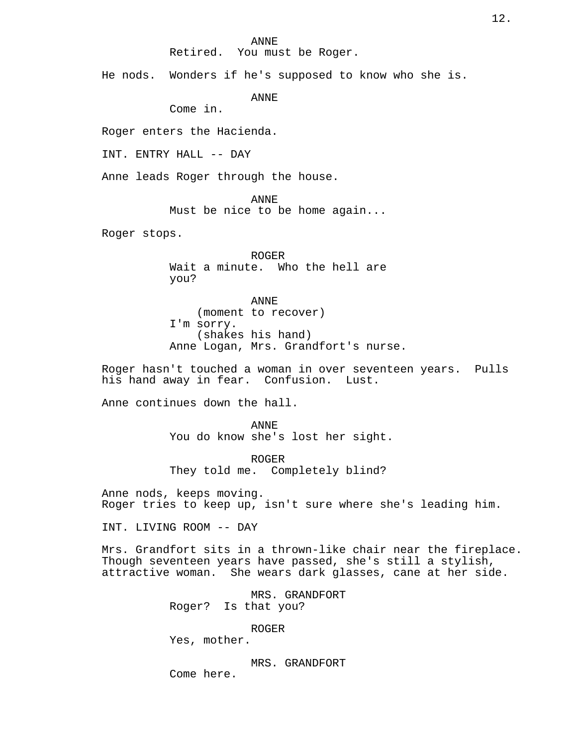ANNE
Retired. You must be Roger.

He nods. Wonders if he's supposed to know who she is.

ANNE
Come in.

Roger enters the Hacienda.

INT. ENTRY HALL -- DAY

Anne leads Roger through the house.

ANNE
Must be nice to be home again...

Roger stops.

ROGER
Wait a minute. Who the hell are you?

ANNE
(moment to recover)
I'm sorry.
(shakes his hand)
Anne Logan, Mrs. Grandfort's nurse.

Roger hasn't touched a woman in over seventeen years. Pulls his hand away in fear. Confusion. Lust.

Anne continues down the hall.

ANNE
You do know she's lost her sight.

ROGER
They told me. Completely blind?

Anne nods, keeps moving.
Roger tries to keep up, isn't sure where she's leading him.

INT. LIVING ROOM -- DAY

Mrs. Grandfort sits in a thrown-like chair near the fireplace. Though seventeen years have passed, she's still a stylish, attractive woman. She wears dark glasses, cane at her side.

MRS. GRANDFORT
Roger? Is that you?

ROGER
Yes, mother.

MRS. GRANDFORT
Come here.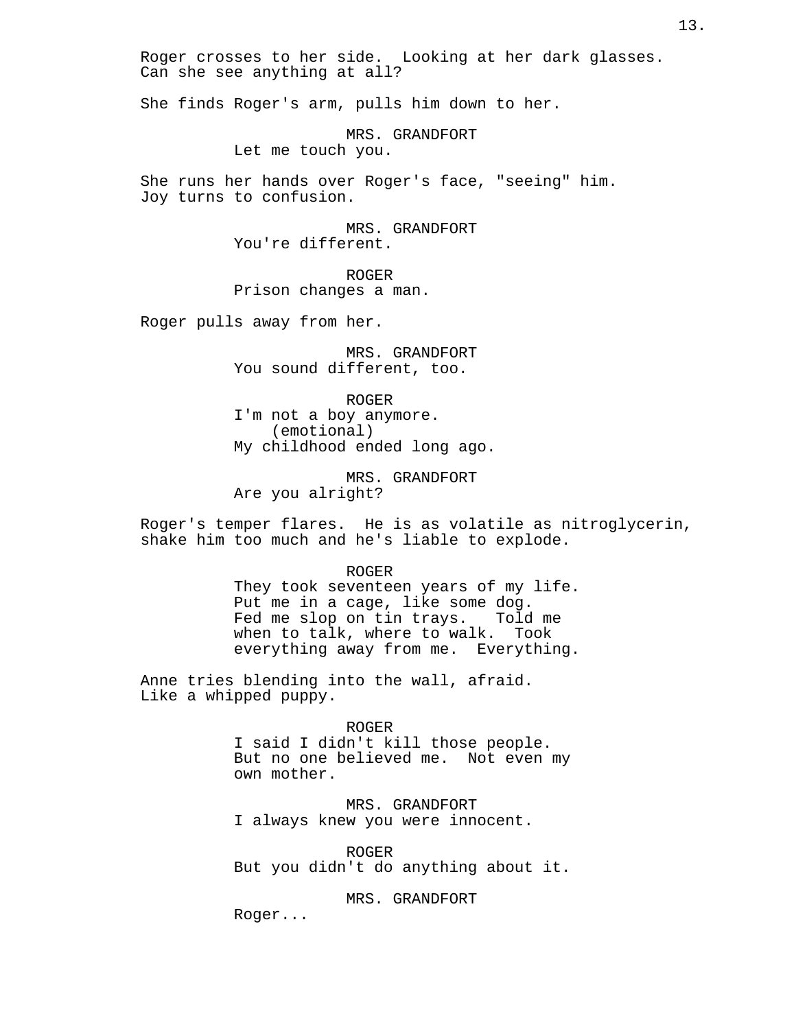Roger crosses to her side. Looking at her dark glasses. Can she see anything at all?

She finds Roger's arm, pulls him down to her.

MRS. GRANDFORT
Let me touch you.

She runs her hands over Roger's face, "seeing" him. Joy turns to confusion.

MRS. GRANDFORT
You're different.

ROGER
Prison changes a man.

Roger pulls away from her.

MRS. GRANDFORT
You sound different, too.

ROGER
I'm not a boy anymore.
(emotional)
My childhood ended long ago.

MRS. GRANDFORT
Are you alright?

Roger's temper flares. He is as volatile as nitroglycerin, shake him too much and he's liable to explode.

ROGER
They took seventeen years of my life. Put me in a cage, like some dog. Fed me slop on tin trays. Told me when to talk, where to walk. Took everything away from me. Everything.

Anne tries blending into the wall, afraid. Like a whipped puppy.

ROGER
I said I didn't kill those people. But no one believed me. Not even my own mother.

MRS. GRANDFORT
I always knew you were innocent.

ROGER
But you didn't do anything about it.

MRS. GRANDFORT
Roger...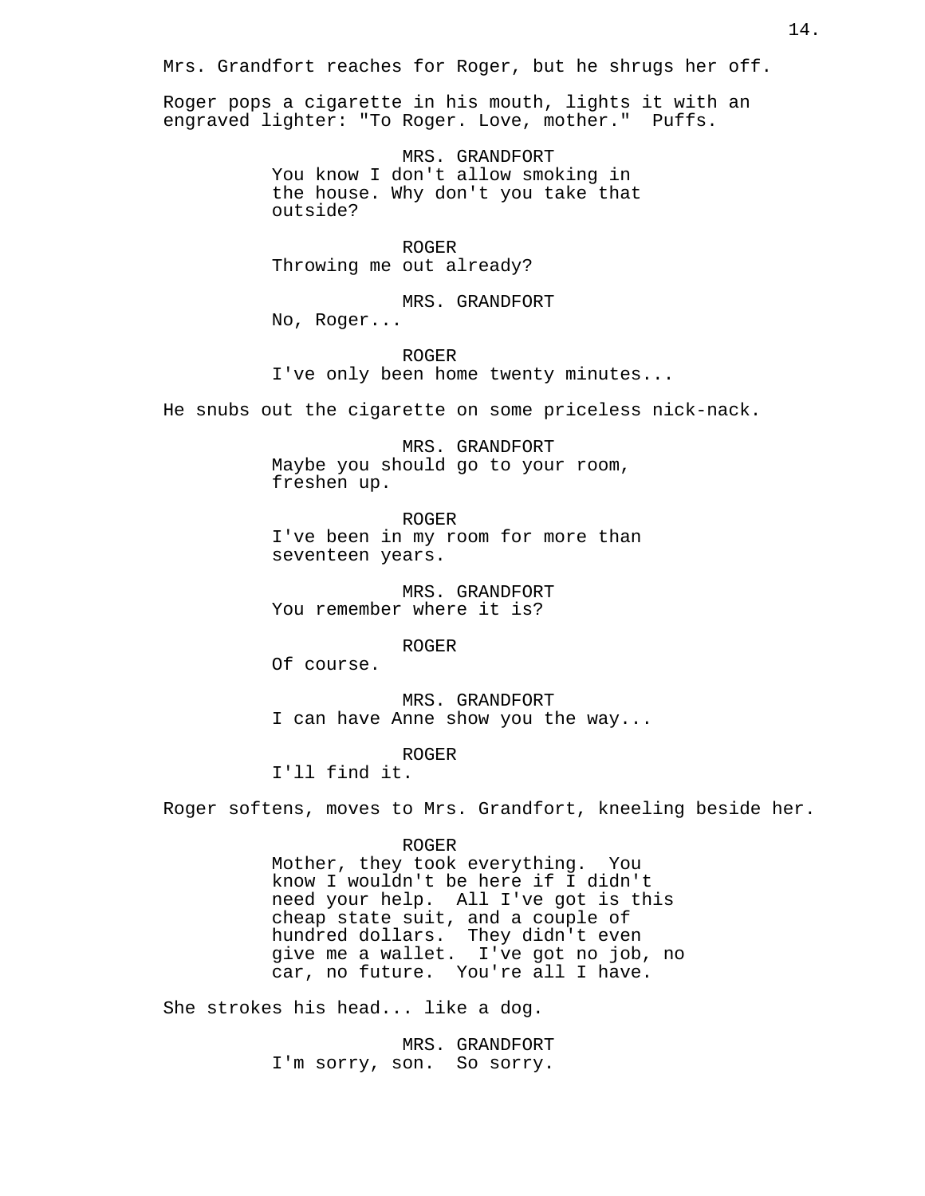Mrs. Grandfort reaches for Roger, but he shrugs her off.

Roger pops a cigarette in his mouth, lights it with an engraved lighter: "To Roger. Love, mother."  Puffs.

MRS. GRANDFORT
You know I don't allow smoking in the house. Why don't you take that outside?

ROGER
Throwing me out already?

MRS. GRANDFORT
No, Roger...

ROGER
I've only been home twenty minutes...

He snubs out the cigarette on some priceless nick-nack.

MRS. GRANDFORT
Maybe you should go to your room, freshen up.

ROGER
I've been in my room for more than seventeen years.

MRS. GRANDFORT
You remember where it is?

ROGER
Of course.

MRS. GRANDFORT
I can have Anne show you the way...

ROGER
I'll find it.

Roger softens, moves to Mrs. Grandfort, kneeling beside her.

ROGER
Mother, they took everything.  You know I wouldn't be here if I didn't need your help.  All I've got is this cheap state suit, and a couple of hundred dollars.  They didn't even give me a wallet.  I've got no job, no car, no future.  You're all I have.

She strokes his head... like a dog.

MRS. GRANDFORT
I'm sorry, son.  So sorry.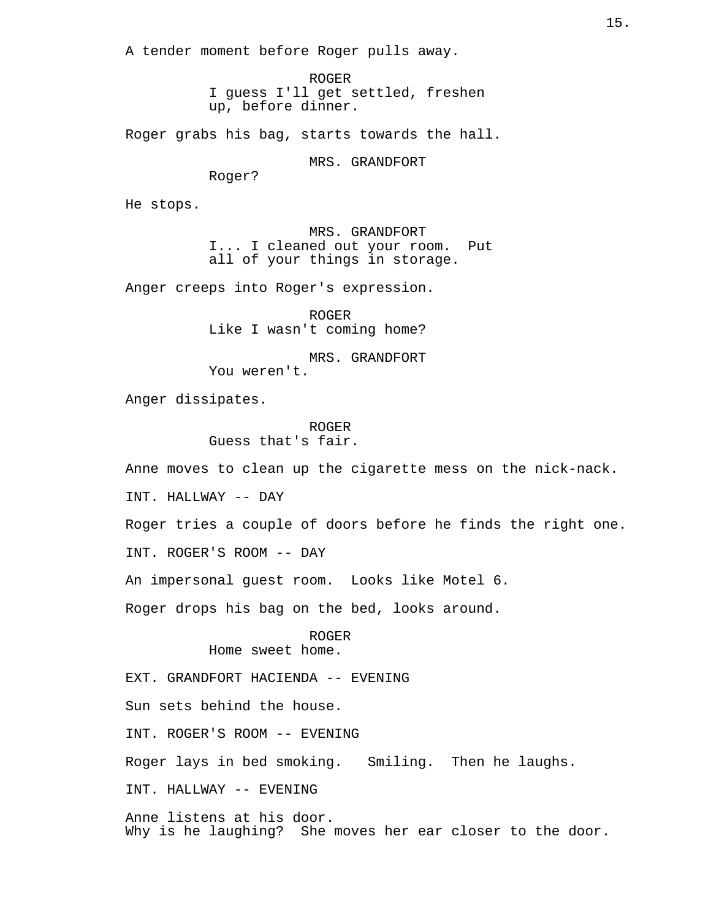A tender moment before Roger pulls away.

ROGER
I guess I'll get settled, freshen up, before dinner.

Roger grabs his bag, starts towards the hall.

MRS. GRANDFORT
Roger?

He stops.

MRS. GRANDFORT
I... I cleaned out your room. Put all of your things in storage.

Anger creeps into Roger's expression.

ROGER
Like I wasn't coming home?

MRS. GRANDFORT
You weren't.

Anger dissipates.

ROGER
Guess that's fair.

Anne moves to clean up the cigarette mess on the nick-nack.

INT. HALLWAY -- DAY

Roger tries a couple of doors before he finds the right one.

INT. ROGER'S ROOM -- DAY

An impersonal guest room. Looks like Motel 6.

Roger drops his bag on the bed, looks around.

ROGER
Home sweet home.

EXT. GRANDFORT HACIENDA -- EVENING

Sun sets behind the house.

INT. ROGER'S ROOM -- EVENING

Roger lays in bed smoking. Smiling. Then he laughs.

INT. HALLWAY -- EVENING

Anne listens at his door.
Why is he laughing? She moves her ear closer to the door.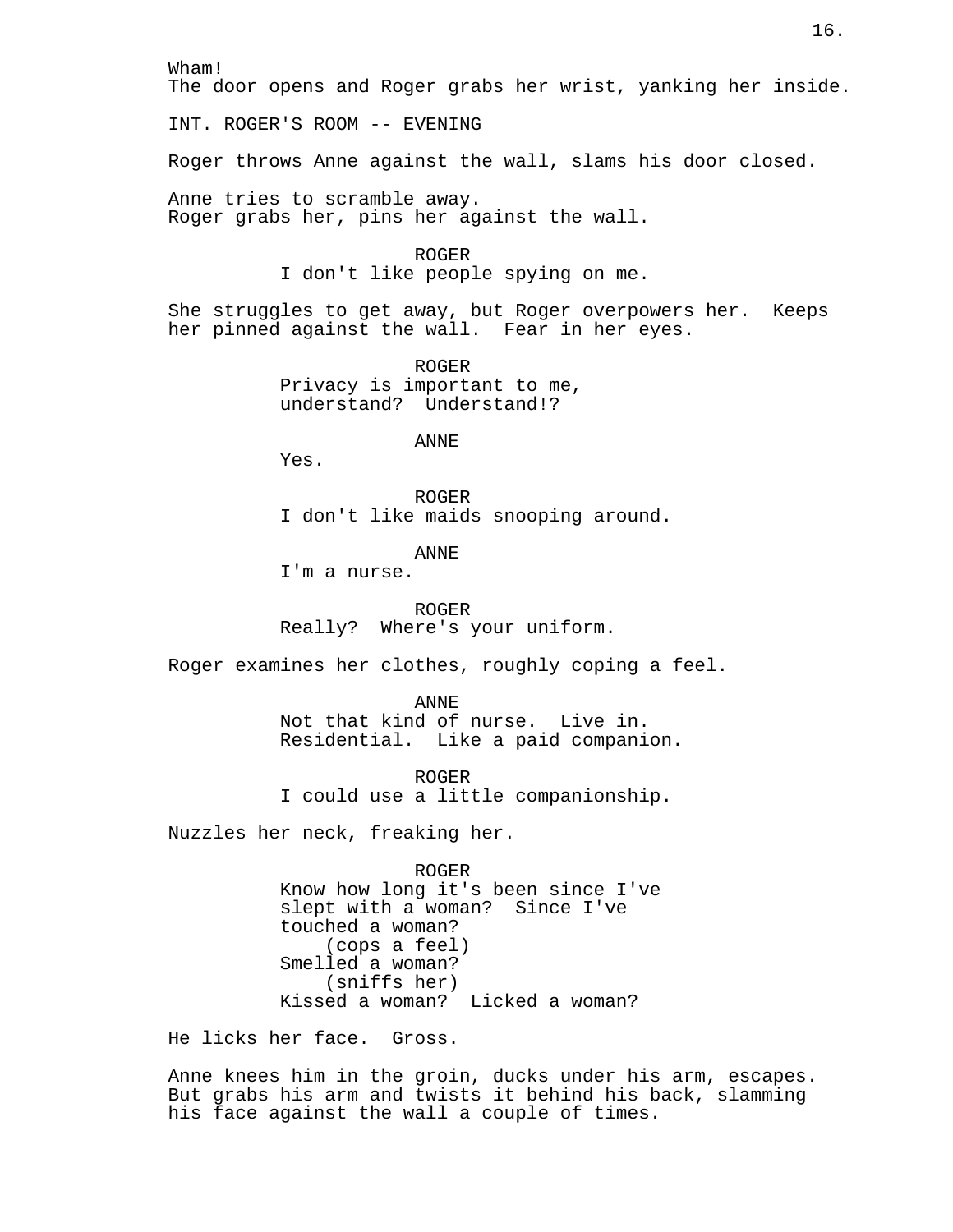Wham!
The door opens and Roger grabs her wrist, yanking her inside.

INT. ROGER'S ROOM -- EVENING

Roger throws Anne against the wall, slams his door closed.

Anne tries to scramble away.
Roger grabs her, pins her against the wall.

ROGER
I don't like people spying on me.

She struggles to get away, but Roger overpowers her. Keeps her pinned against the wall. Fear in her eyes.

ROGER
Privacy is important to me, understand? Understand!?

ANNE
Yes.

ROGER
I don't like maids snooping around.

ANNE
I'm a nurse.

ROGER
Really? Where's your uniform.

Roger examines her clothes, roughly coping a feel.

ANNE
Not that kind of nurse. Live in. Residential. Like a paid companion.

ROGER
I could use a little companionship.

Nuzzles her neck, freaking her.

ROGER
Know how long it's been since I've slept with a woman? Since I've touched a woman?
(cops a feel)
Smelled a woman?
(sniffs her)
Kissed a woman? Licked a woman?

He licks her face. Gross.

Anne knees him in the groin, ducks under his arm, escapes. But grabs his arm and twists it behind his back, slamming his face against the wall a couple of times.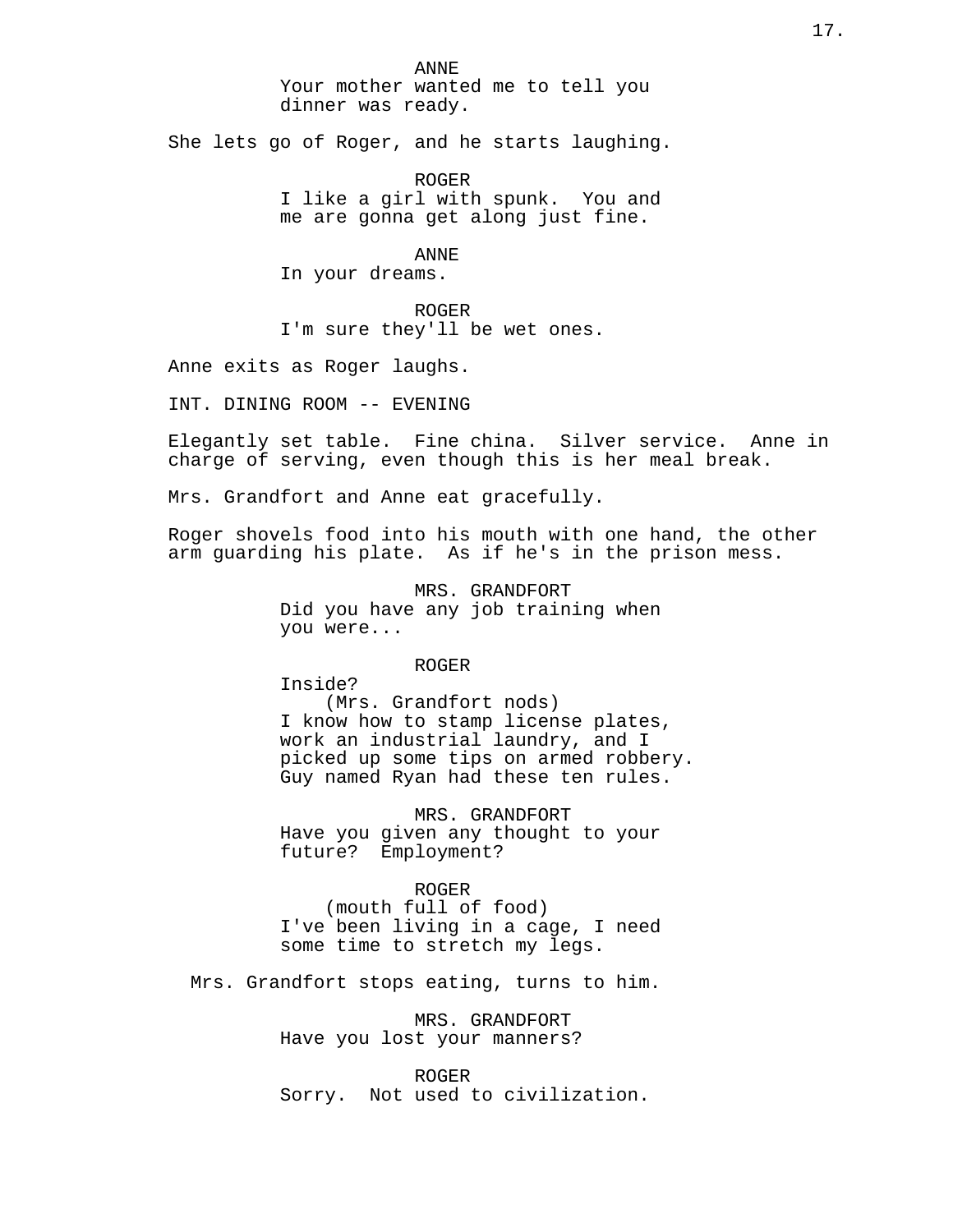ANNE
Your mother wanted me to tell you dinner was ready.

She lets go of Roger, and he starts laughing.

ROGER
I like a girl with spunk. You and me are gonna get along just fine.

ANNE
In your dreams.

ROGER
I'm sure they'll be wet ones.

Anne exits as Roger laughs.

INT. DINING ROOM -- EVENING

Elegantly set table. Fine china. Silver service. Anne in charge of serving, even though this is her meal break.

Mrs. Grandfort and Anne eat gracefully.

Roger shovels food into his mouth with one hand, the other arm guarding his plate. As if he's in the prison mess.

MRS. GRANDFORT
Did you have any job training when you were...

ROGER
Inside?
(Mrs. Grandfort nods)
I know how to stamp license plates, work an industrial laundry, and I picked up some tips on armed robbery. Guy named Ryan had these ten rules.

MRS. GRANDFORT
Have you given any thought to your future? Employment?

ROGER
(mouth full of food)
I've been living in a cage, I need some time to stretch my legs.

Mrs. Grandfort stops eating, turns to him.

MRS. GRANDFORT
Have you lost your manners?

ROGER
Sorry. Not used to civilization.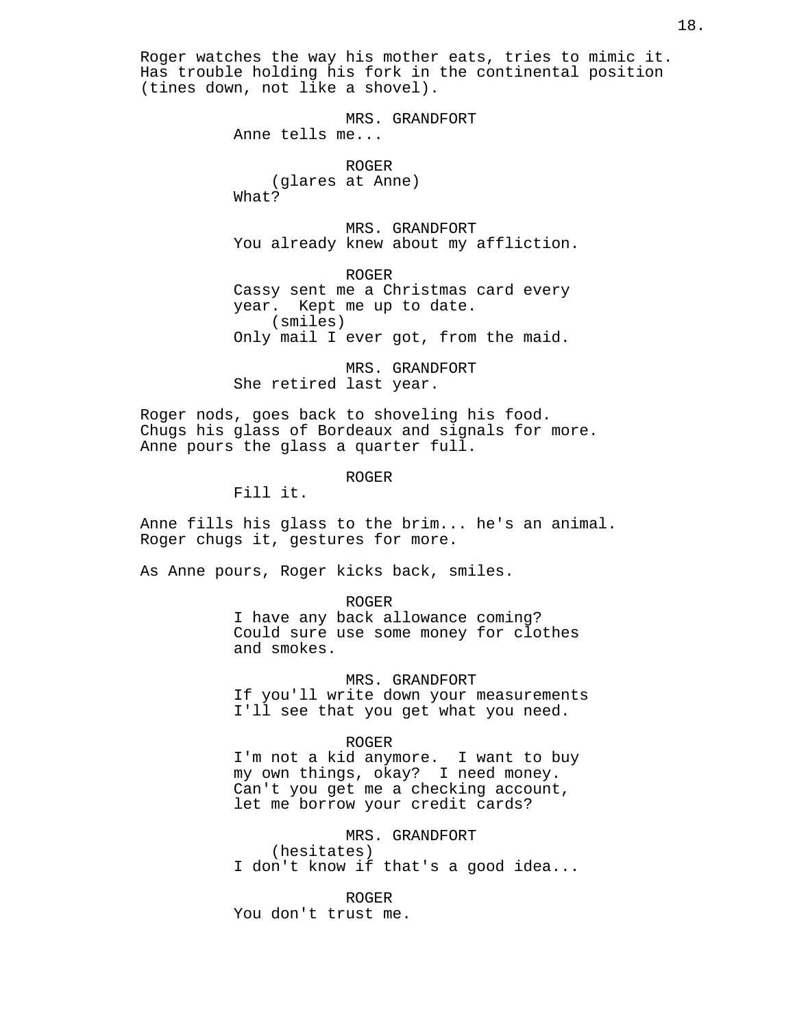Roger watches the way his mother eats, tries to mimic it. Has trouble holding his fork in the continental position (tines down, not like a shovel).

MRS. GRANDFORT
Anne tells me...

ROGER
(glares at Anne)
What?

MRS. GRANDFORT
You already knew about my affliction.

ROGER
Cassy sent me a Christmas card every year. Kept me up to date.
(smiles)
Only mail I ever got, from the maid.

MRS. GRANDFORT
She retired last year.

Roger nods, goes back to shoveling his food. Chugs his glass of Bordeaux and signals for more. Anne pours the glass a quarter full.

ROGER
Fill it.

Anne fills his glass to the brim... he's an animal. Roger chugs it, gestures for more.

As Anne pours, Roger kicks back, smiles.

ROGER
I have any back allowance coming? Could sure use some money for clothes and smokes.

MRS. GRANDFORT
If you'll write down your measurements I'll see that you get what you need.

ROGER
I'm not a kid anymore. I want to buy my own things, okay? I need money. Can't you get me a checking account, let me borrow your credit cards?

MRS. GRANDFORT
(hesitates)
I don't know if that's a good idea...

ROGER
You don't trust me.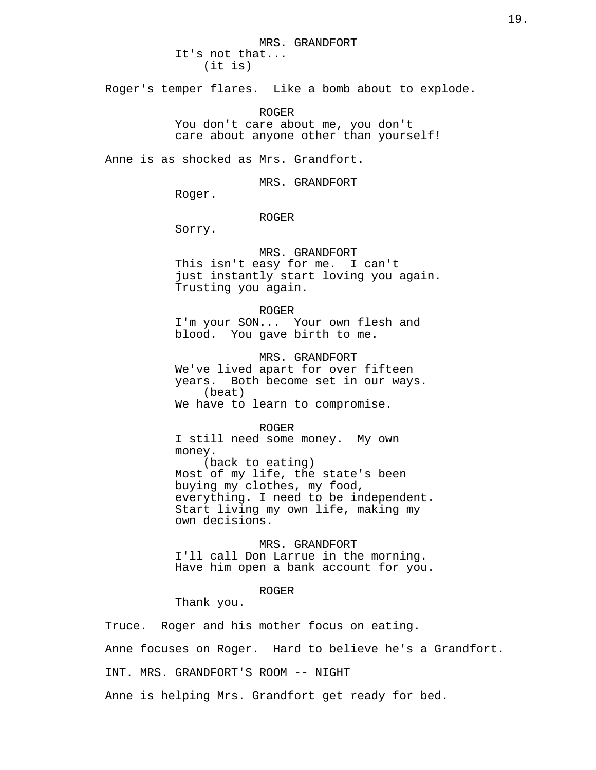MRS. GRANDFORT
It's not that...
(it is)

Roger's temper flares. Like a bomb about to explode.

ROGER
You don't care about me, you don't care about anyone other than yourself!

Anne is as shocked as Mrs. Grandfort.

MRS. GRANDFORT
Roger.

ROGER
Sorry.

MRS. GRANDFORT
This isn't easy for me. I can't just instantly start loving you again. Trusting you again.

ROGER
I'm your SON... Your own flesh and blood. You gave birth to me.

MRS. GRANDFORT
We've lived apart for over fifteen years. Both become set in our ways.
(beat)
We have to learn to compromise.

ROGER
I still need some money. My own money.
(back to eating)
Most of my life, the state's been buying my clothes, my food, everything. I need to be independent. Start living my own life, making my own decisions.

MRS. GRANDFORT
I'll call Don Larrue in the morning. Have him open a bank account for you.

ROGER
Thank you.

Truce. Roger and his mother focus on eating.

Anne focuses on Roger. Hard to believe he's a Grandfort.

INT. MRS. GRANDFORT'S ROOM -- NIGHT

Anne is helping Mrs. Grandfort get ready for bed.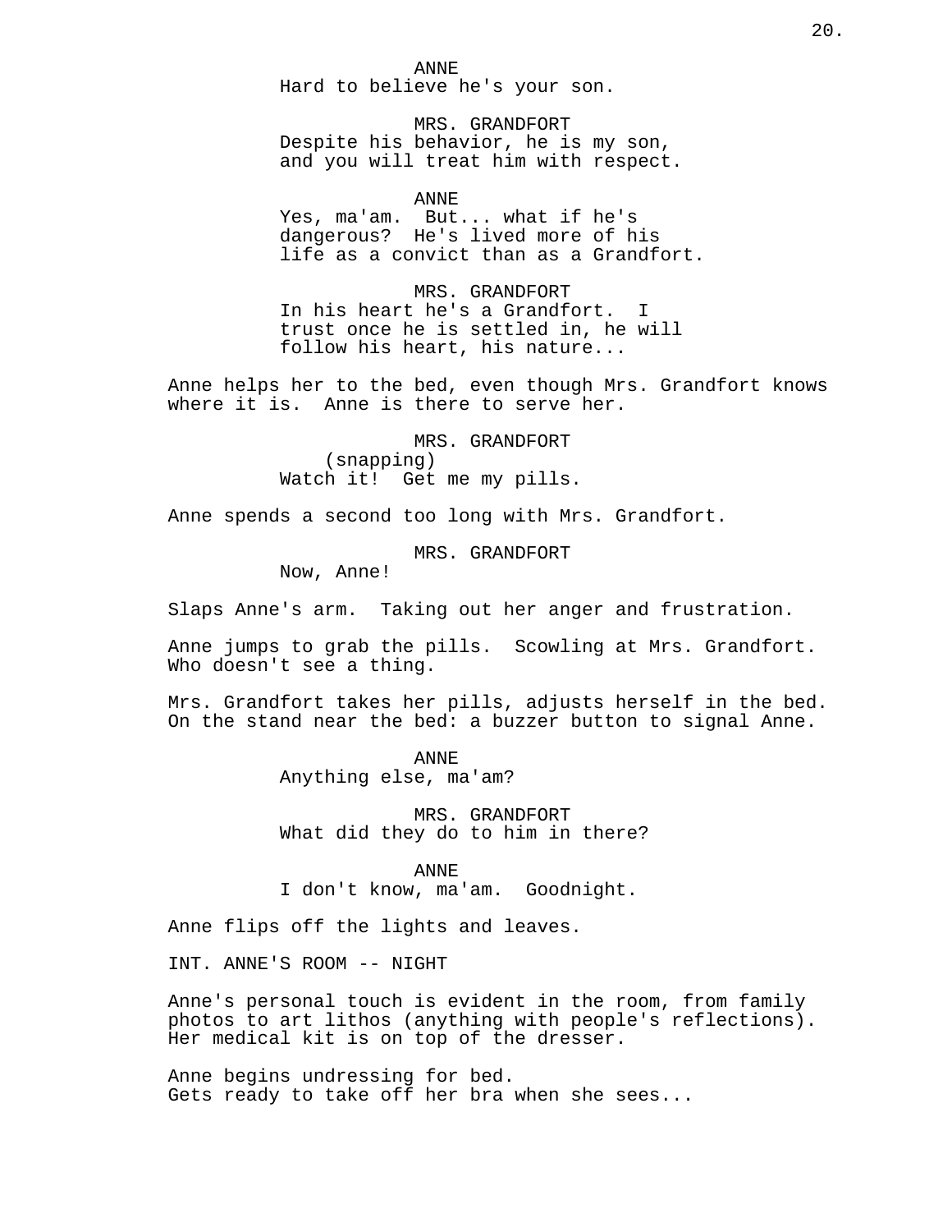ANNE
Hard to believe he's your son.

MRS. GRANDFORT
Despite his behavior, he is my son, and you will treat him with respect.

ANNE
Yes, ma'am. But... what if he's dangerous? He's lived more of his life as a convict than as a Grandfort.

MRS. GRANDFORT
In his heart he's a Grandfort. I trust once he is settled in, he will follow his heart, his nature...

Anne helps her to the bed, even though Mrs. Grandfort knows where it is. Anne is there to serve her.

MRS. GRANDFORT
(snapping)
Watch it! Get me my pills.

Anne spends a second too long with Mrs. Grandfort.

MRS. GRANDFORT
Now, Anne!

Slaps Anne's arm. Taking out her anger and frustration.

Anne jumps to grab the pills. Scowling at Mrs. Grandfort. Who doesn't see a thing.

Mrs. Grandfort takes her pills, adjusts herself in the bed. On the stand near the bed: a buzzer button to signal Anne.

ANNE
Anything else, ma'am?

MRS. GRANDFORT
What did they do to him in there?

ANNE
I don't know, ma'am. Goodnight.

Anne flips off the lights and leaves.

INT. ANNE'S ROOM -- NIGHT

Anne's personal touch is evident in the room, from family photos to art lithos (anything with people's reflections). Her medical kit is on top of the dresser.

Anne begins undressing for bed.
Gets ready to take off her bra when she sees...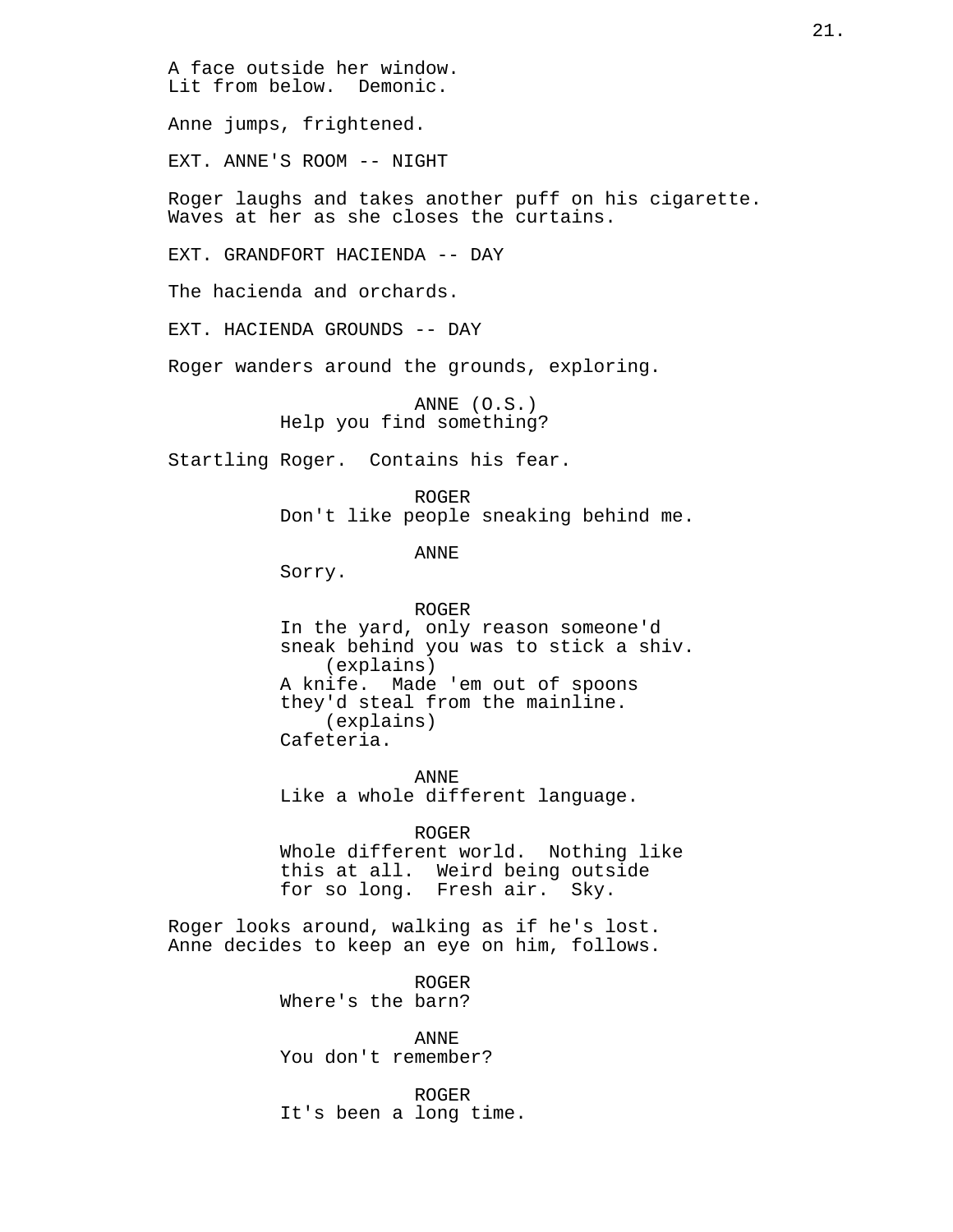A face outside her window.
Lit from below.  Demonic.

Anne jumps, frightened.

EXT. ANNE'S ROOM -- NIGHT

Roger laughs and takes another puff on his cigarette.
Waves at her as she closes the curtains.

EXT. GRANDFORT HACIENDA -- DAY

The hacienda and orchards.

EXT. HACIENDA GROUNDS -- DAY

Roger wanders around the grounds, exploring.

ANNE (O.S.)
Help you find something?

Startling Roger.  Contains his fear.

ROGER
Don't like people sneaking behind me.

ANNE
Sorry.

ROGER
In the yard, only reason someone'd
sneak behind you was to stick a shiv.
(explains)
A knife.  Made 'em out of spoons
they'd steal from the mainline.
(explains)
Cafeteria.

ANNE
Like a whole different language.

ROGER
Whole different world.  Nothing like
this at all.  Weird being outside
for so long.  Fresh air.  Sky.

Roger looks around, walking as if he's lost.
Anne decides to keep an eye on him, follows.

ROGER
Where's the barn?

ANNE
You don't remember?

ROGER
It's been a long time.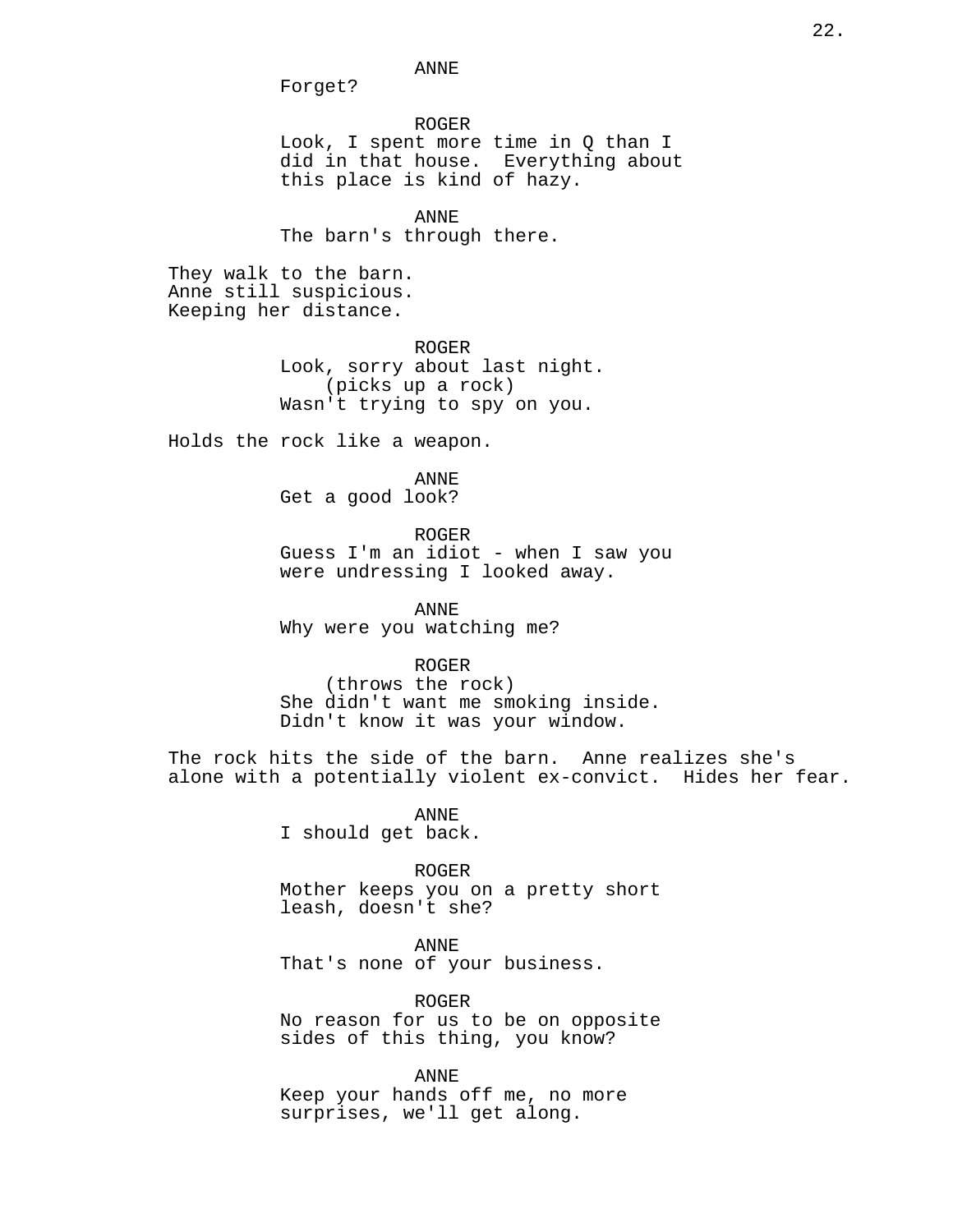ANNE
Forget?

ROGER
Look, I spent more time in Q than I did in that house. Everything about this place is kind of hazy.

ANNE
The barn's through there.

They walk to the barn.
Anne still suspicious.
Keeping her distance.

ROGER
Look, sorry about last night.
(picks up a rock)
Wasn't trying to spy on you.

Holds the rock like a weapon.

ANNE
Get a good look?

ROGER
Guess I'm an idiot - when I saw you were undressing I looked away.

ANNE
Why were you watching me?

ROGER
(throws the rock)
She didn't want me smoking inside. Didn't know it was your window.

The rock hits the side of the barn. Anne realizes she's alone with a potentially violent ex-convict. Hides her fear.

ANNE
I should get back.

ROGER
Mother keeps you on a pretty short leash, doesn't she?

ANNE
That's none of your business.

ROGER
No reason for us to be on opposite sides of this thing, you know?

ANNE
Keep your hands off me, no more surprises, we'll get along.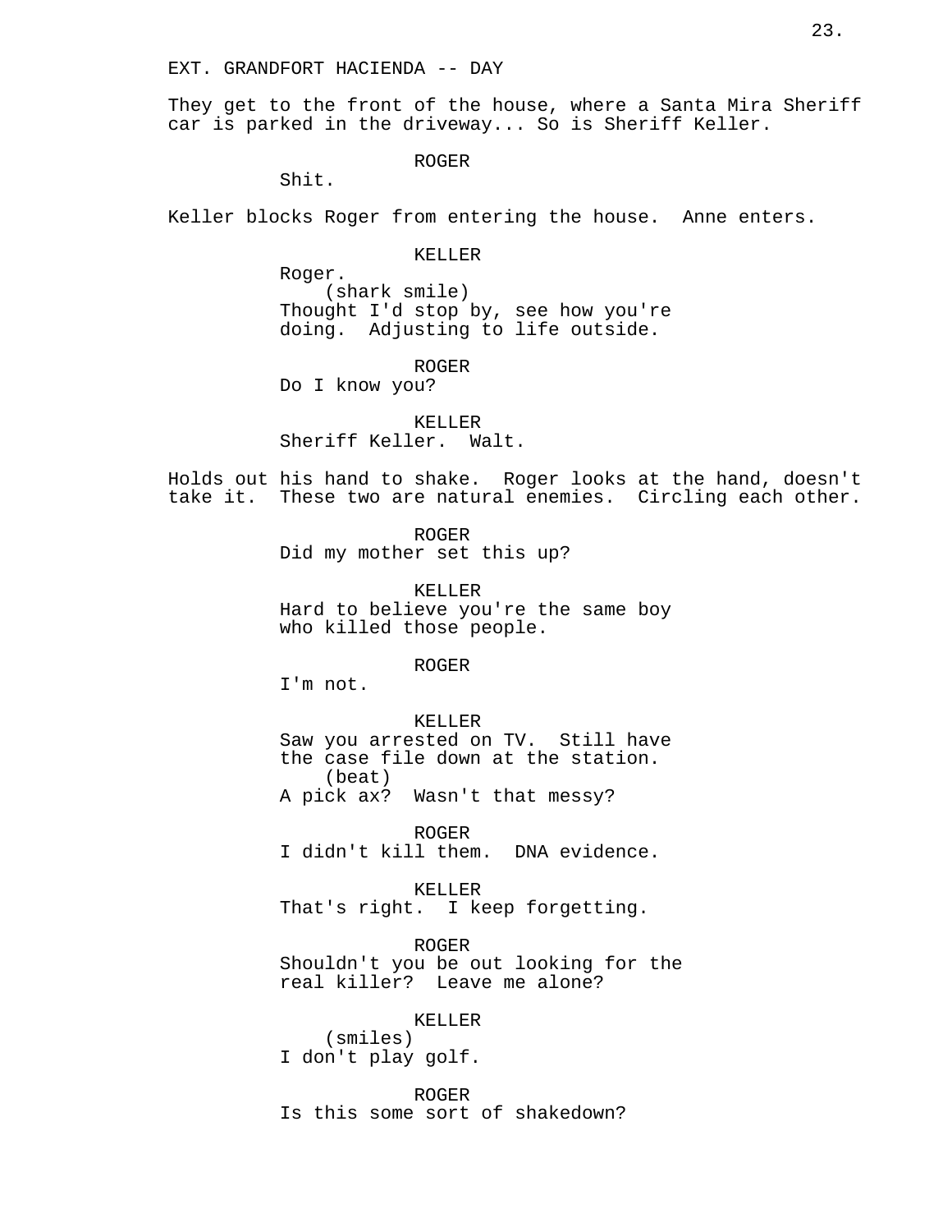EXT. GRANDFORT HACIENDA -- DAY

They get to the front of the house, where a Santa Mira Sheriff car is parked in the driveway... So is Sheriff Keller.

ROGER
Shit.

Keller blocks Roger from entering the house. Anne enters.

KELLER
Roger.
(shark smile)
Thought I'd stop by, see how you're doing. Adjusting to life outside.

ROGER
Do I know you?

KELLER
Sheriff Keller. Walt.

Holds out his hand to shake. Roger looks at the hand, doesn't take it. These two are natural enemies. Circling each other.

ROGER
Did my mother set this up?

KELLER
Hard to believe you're the same boy who killed those people.

ROGER
I'm not.

KELLER
Saw you arrested on TV. Still have the case file down at the station.
(beat)
A pick ax? Wasn't that messy?

ROGER
I didn't kill them. DNA evidence.

KELLER
That's right. I keep forgetting.

ROGER
Shouldn't you be out looking for the real killer? Leave me alone?

KELLER
(smiles)
I don't play golf.

ROGER
Is this some sort of shakedown?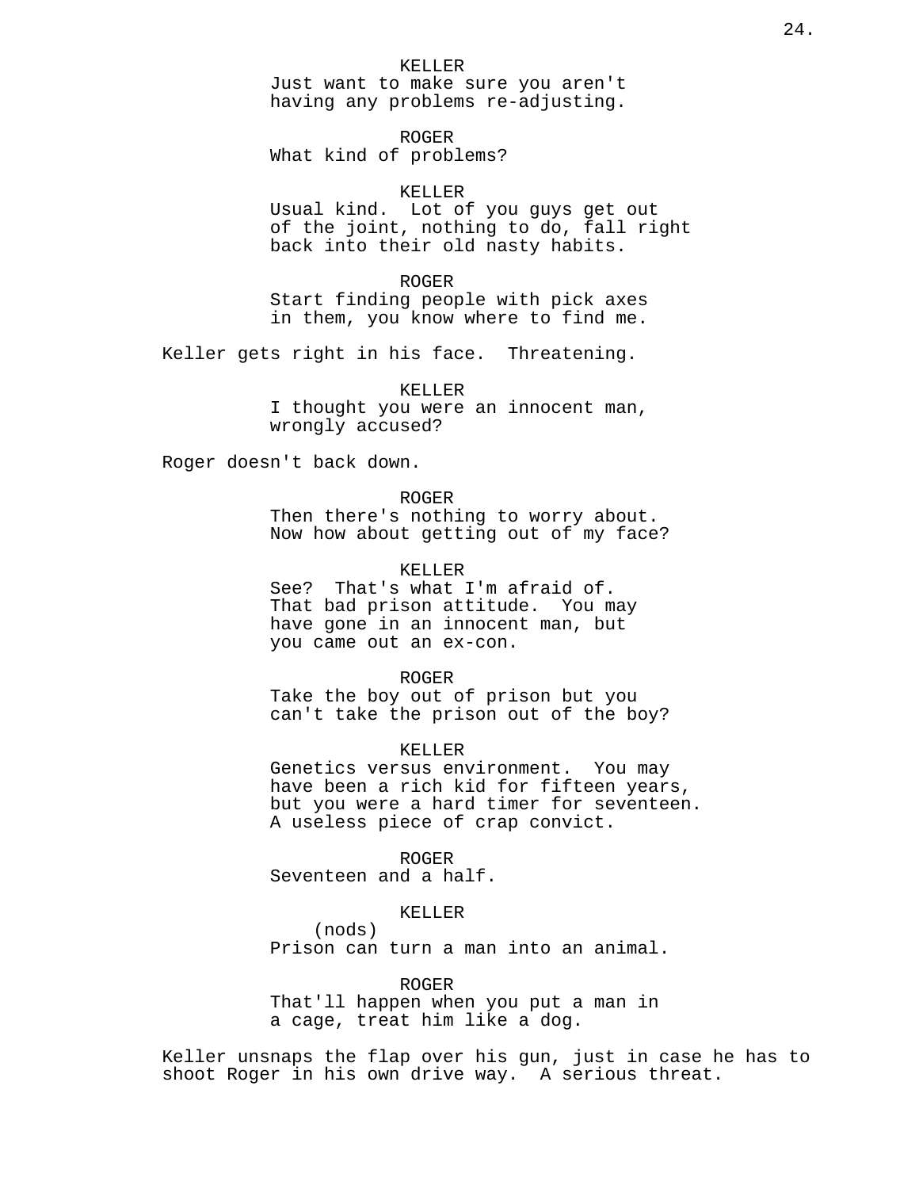KELLER
Just want to make sure you aren't having any problems re-adjusting.

ROGER
What kind of problems?

KELLER
Usual kind.  Lot of you guys get out of the joint, nothing to do, fall right back into their old nasty habits.

ROGER
Start finding people with pick axes in them, you know where to find me.

Keller gets right in his face.  Threatening.

KELLER
I thought you were an innocent man, wrongly accused?

Roger doesn't back down.

ROGER
Then there's nothing to worry about. Now how about getting out of my face?

KELLER
See?  That's what I'm afraid of. That bad prison attitude.  You may have gone in an innocent man, but you came out an ex-con.

ROGER
Take the boy out of prison but you can't take the prison out of the boy?

KELLER
Genetics versus environment.  You may have been a rich kid for fifteen years, but you were a hard timer for seventeen. A useless piece of crap convict.

ROGER
Seventeen and a half.

KELLER
(nods)
Prison can turn a man into an animal.

ROGER
That'll happen when you put a man in a cage, treat him like a dog.

Keller unsnaps the flap over his gun, just in case he has to shoot Roger in his own drive way.  A serious threat.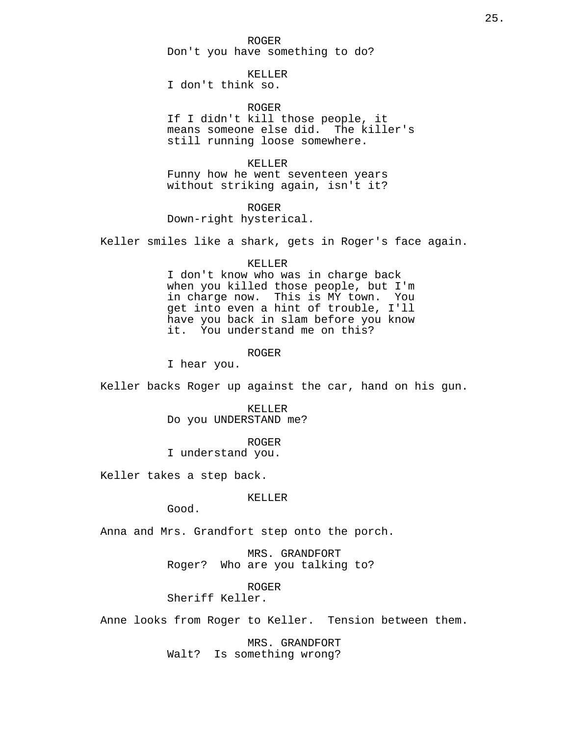ROGER
Don't you have something to do?

KELLER
I don't think so.

ROGER
If I didn't kill those people, it means someone else did. The killer's still running loose somewhere.

KELLER
Funny how he went seventeen years without striking again, isn't it?

ROGER
Down-right hysterical.

Keller smiles like a shark, gets in Roger's face again.

KELLER
I don't know who was in charge back when you killed those people, but I'm in charge now. This is MY town. You get into even a hint of trouble, I'll have you back in slam before you know it. You understand me on this?

ROGER
I hear you.

Keller backs Roger up against the car, hand on his gun.

KELLER
Do you UNDERSTAND me?

ROGER
I understand you.

Keller takes a step back.

KELLER
Good.

Anna and Mrs. Grandfort step onto the porch.

MRS. GRANDFORT
Roger? Who are you talking to?

ROGER
Sheriff Keller.

Anne looks from Roger to Keller. Tension between them.

MRS. GRANDFORT
Walt? Is something wrong?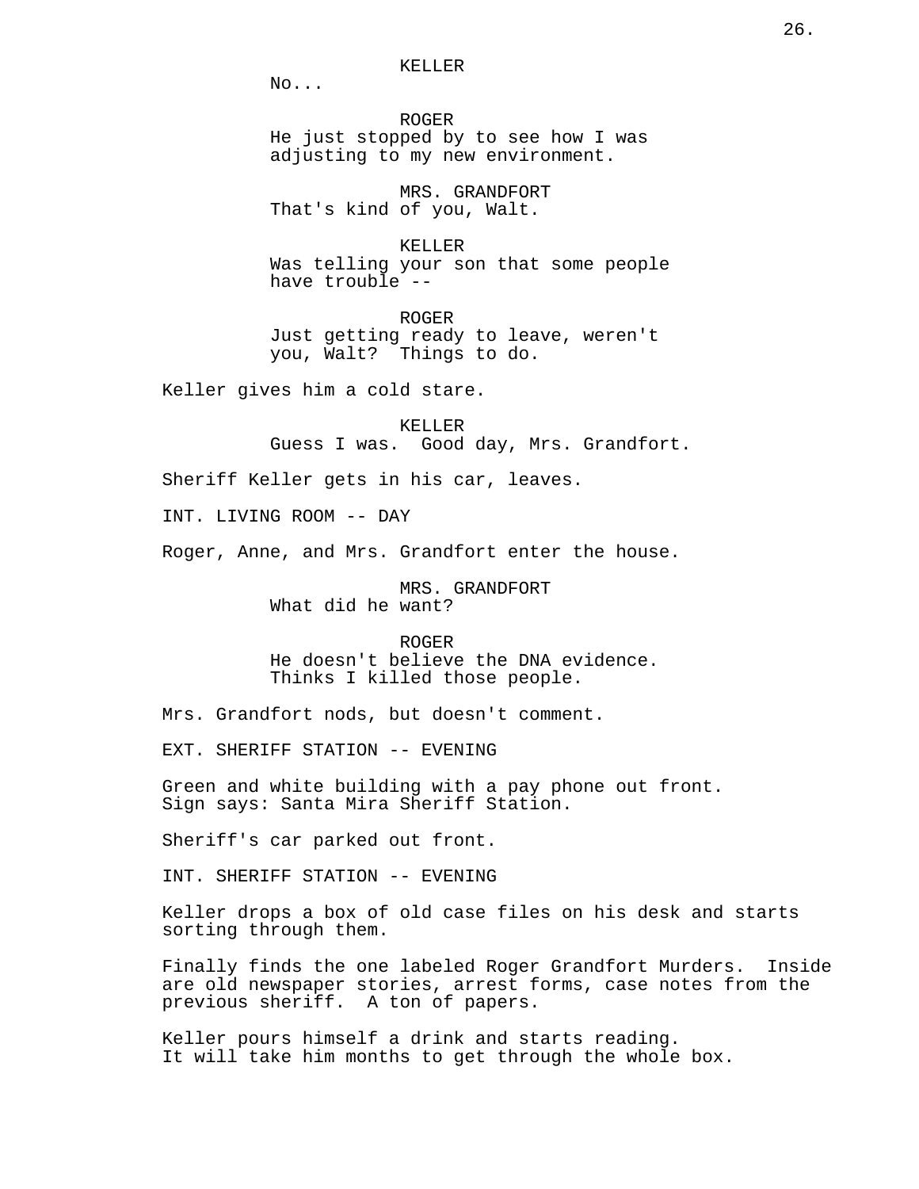KELLER
No...

ROGER
He just stopped by to see how I was adjusting to my new environment.

MRS. GRANDFORT
That's kind of you, Walt.

KELLER
Was telling your son that some people have trouble --

ROGER
Just getting ready to leave, weren't you, Walt? Things to do.

Keller gives him a cold stare.

KELLER
Guess I was. Good day, Mrs. Grandfort.

Sheriff Keller gets in his car, leaves.

INT. LIVING ROOM -- DAY

Roger, Anne, and Mrs. Grandfort enter the house.

MRS. GRANDFORT
What did he want?

ROGER
He doesn't believe the DNA evidence. Thinks I killed those people.

Mrs. Grandfort nods, but doesn't comment.

EXT. SHERIFF STATION -- EVENING

Green and white building with a pay phone out front. Sign says: Santa Mira Sheriff Station.

Sheriff's car parked out front.

INT. SHERIFF STATION -- EVENING

Keller drops a box of old case files on his desk and starts sorting through them.

Finally finds the one labeled Roger Grandfort Murders. Inside are old newspaper stories, arrest forms, case notes from the previous sheriff. A ton of papers.

Keller pours himself a drink and starts reading.
It will take him months to get through the whole box.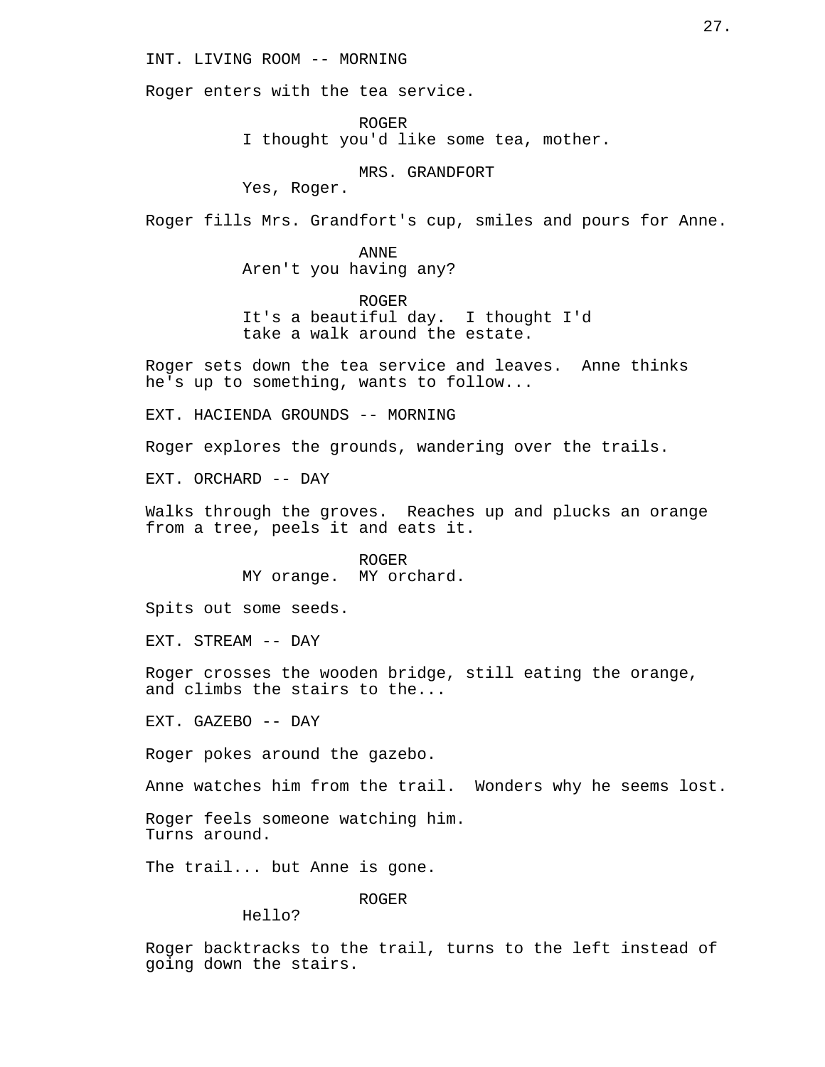INT. LIVING ROOM -- MORNING

Roger enters with the tea service.

ROGER
I thought you'd like some tea, mother.

MRS. GRANDFORT
Yes, Roger.

Roger fills Mrs. Grandfort's cup, smiles and pours for Anne.

ANNE
Aren't you having any?

ROGER
It's a beautiful day. I thought I'd take a walk around the estate.

Roger sets down the tea service and leaves. Anne thinks he's up to something, wants to follow...

EXT. HACIENDA GROUNDS -- MORNING

Roger explores the grounds, wandering over the trails.

EXT. ORCHARD -- DAY

Walks through the groves. Reaches up and plucks an orange from a tree, peels it and eats it.

ROGER
MY orange. MY orchard.

Spits out some seeds.

EXT. STREAM -- DAY

Roger crosses the wooden bridge, still eating the orange, and climbs the stairs to the...

EXT. GAZEBO -- DAY

Roger pokes around the gazebo.

Anne watches him from the trail. Wonders why he seems lost.

Roger feels someone watching him.
Turns around.

The trail... but Anne is gone.

ROGER
Hello?

Roger backtracks to the trail, turns to the left instead of going down the stairs.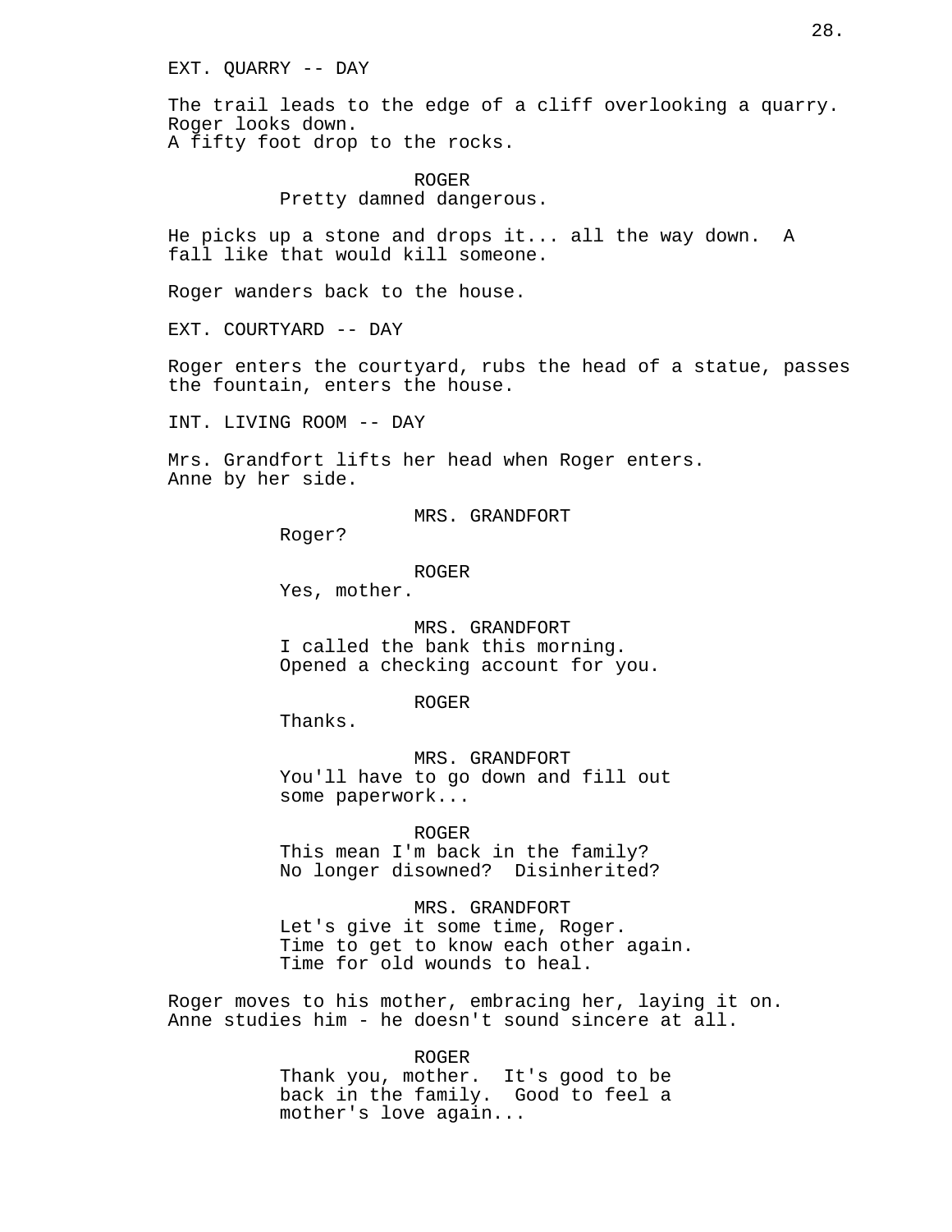EXT. QUARRY -- DAY

The trail leads to the edge of a cliff overlooking a quarry. Roger looks down.
A fifty foot drop to the rocks.

ROGER
Pretty damned dangerous.

He picks up a stone and drops it... all the way down. A fall like that would kill someone.

Roger wanders back to the house.

EXT. COURTYARD -- DAY

Roger enters the courtyard, rubs the head of a statue, passes the fountain, enters the house.

INT. LIVING ROOM -- DAY

Mrs. Grandfort lifts her head when Roger enters.
Anne by her side.

MRS. GRANDFORT
Roger?

ROGER
Yes, mother.

MRS. GRANDFORT
I called the bank this morning.
Opened a checking account for you.

ROGER
Thanks.

MRS. GRANDFORT
You'll have to go down and fill out some paperwork...

ROGER
This mean I'm back in the family?
No longer disowned? Disinherited?

MRS. GRANDFORT
Let's give it some time, Roger.
Time to get to know each other again.
Time for old wounds to heal.

Roger moves to his mother, embracing her, laying it on.
Anne studies him - he doesn't sound sincere at all.

ROGER
Thank you, mother. It's good to be back in the family. Good to feel a mother's love again...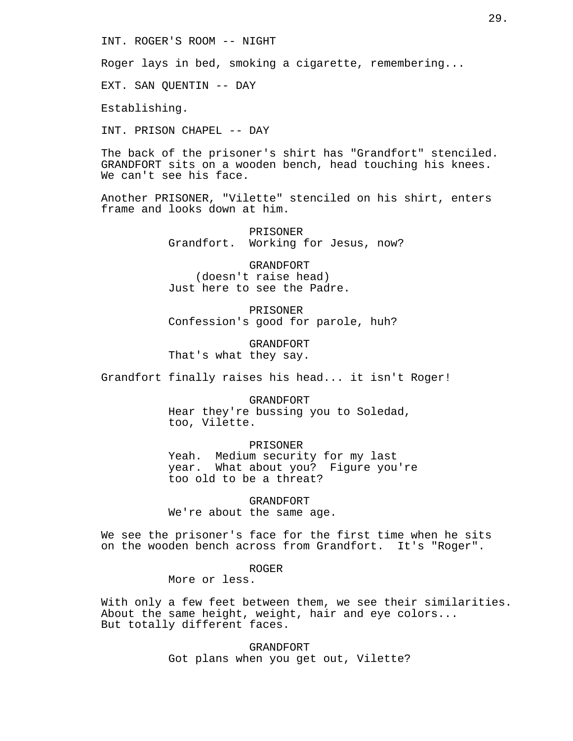INT. ROGER'S ROOM -- NIGHT

Roger lays in bed, smoking a cigarette, remembering...

EXT. SAN QUENTIN -- DAY

Establishing.

INT. PRISON CHAPEL -- DAY

The back of the prisoner's shirt has "Grandfort" stenciled. GRANDFORT sits on a wooden bench, head touching his knees. We can't see his face.

Another PRISONER, "Vilette" stenciled on his shirt, enters frame and looks down at him.

PRISONER
Grandfort. Working for Jesus, now?

GRANDFORT
(doesn't raise head)
Just here to see the Padre.

PRISONER
Confession's good for parole, huh?

GRANDFORT
That's what they say.

Grandfort finally raises his head... it isn't Roger!

GRANDFORT
Hear they're bussing you to Soledad, too, Vilette.

PRISONER
Yeah. Medium security for my last year. What about you? Figure you're too old to be a threat?

GRANDFORT
We're about the same age.

We see the prisoner's face for the first time when he sits on the wooden bench across from Grandfort. It's "Roger".

ROGER
More or less.

With only a few feet between them, we see their similarities. About the same height, weight, hair and eye colors... But totally different faces.

GRANDFORT
Got plans when you get out, Vilette?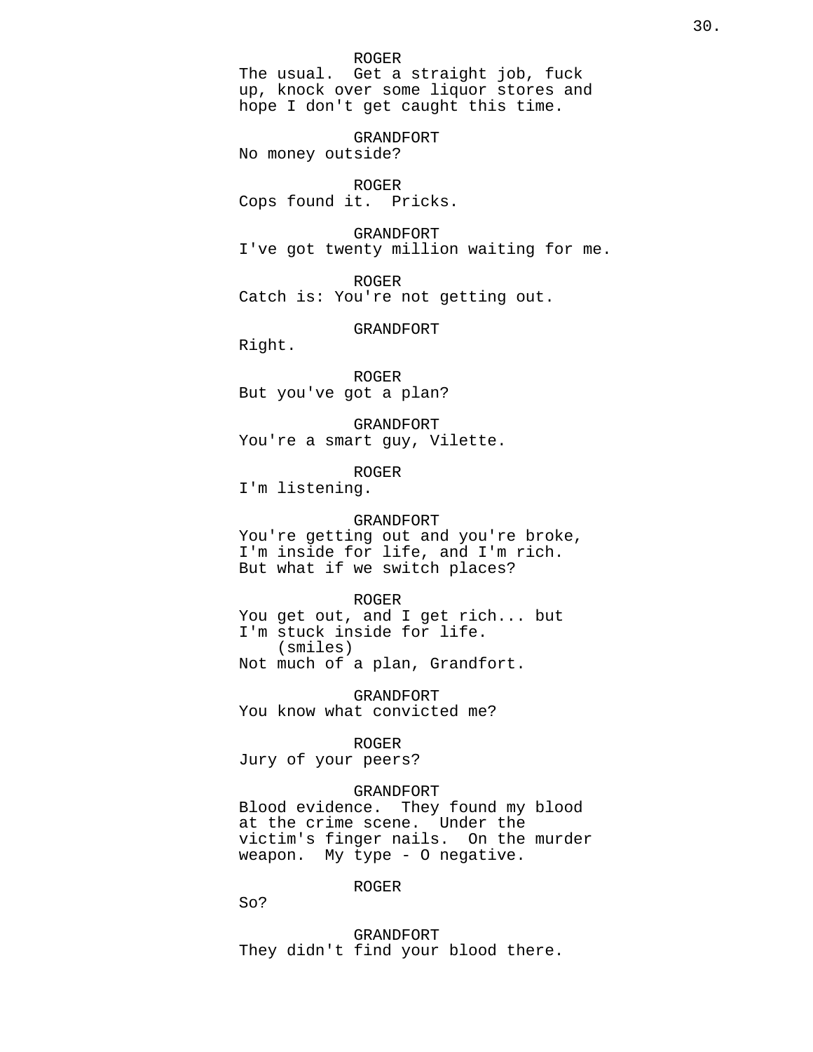ROGER
The usual.  Get a straight job, fuck up, knock over some liquor stores and hope I don't get caught this time.

GRANDFORT
No money outside?

ROGER
Cops found it.  Pricks.

GRANDFORT
I've got twenty million waiting for me.

ROGER
Catch is: You're not getting out.

GRANDFORT
Right.

ROGER
But you've got a plan?

GRANDFORT
You're a smart guy, Vilette.

ROGER
I'm listening.

GRANDFORT
You're getting out and you're broke, I'm inside for life, and I'm rich. But what if we switch places?

ROGER
You get out, and I get rich... but I'm stuck inside for life.
(smiles)
Not much of a plan, Grandfort.

GRANDFORT
You know what convicted me?

ROGER
Jury of your peers?

GRANDFORT
Blood evidence.  They found my blood at the crime scene.  Under the victim's finger nails.  On the murder weapon.  My type - O negative.

ROGER
So?

GRANDFORT
They didn't find your blood there.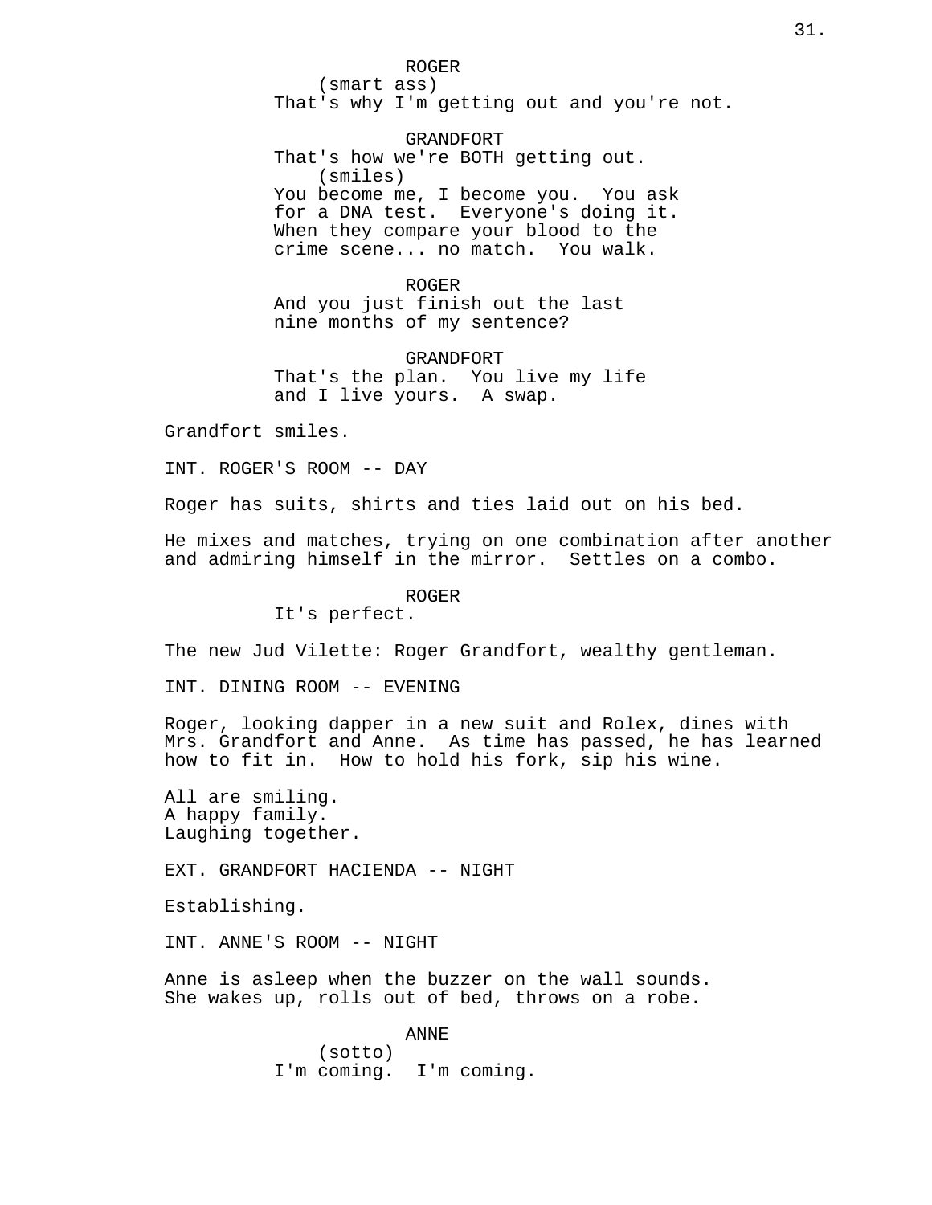ROGER
(smart ass)
That's why I'm getting out and you're not.

GRANDFORT
That's how we're BOTH getting out.
(smiles)
You become me, I become you. You ask for a DNA test. Everyone's doing it. When they compare your blood to the crime scene... no match. You walk.

ROGER
And you just finish out the last nine months of my sentence?

GRANDFORT
That's the plan. You live my life and I live yours. A swap.

Grandfort smiles.

INT. ROGER'S ROOM -- DAY

Roger has suits, shirts and ties laid out on his bed.

He mixes and matches, trying on one combination after another and admiring himself in the mirror. Settles on a combo.

ROGER
It's perfect.

The new Jud Vilette: Roger Grandfort, wealthy gentleman.

INT. DINING ROOM -- EVENING

Roger, looking dapper in a new suit and Rolex, dines with Mrs. Grandfort and Anne. As time has passed, he has learned how to fit in. How to hold his fork, sip his wine.

All are smiling.
A happy family.
Laughing together.

EXT. GRANDFORT HACIENDA -- NIGHT

Establishing.

INT. ANNE'S ROOM -- NIGHT

Anne is asleep when the buzzer on the wall sounds. She wakes up, rolls out of bed, throws on a robe.

ANNE
(sotto)
I'm coming. I'm coming.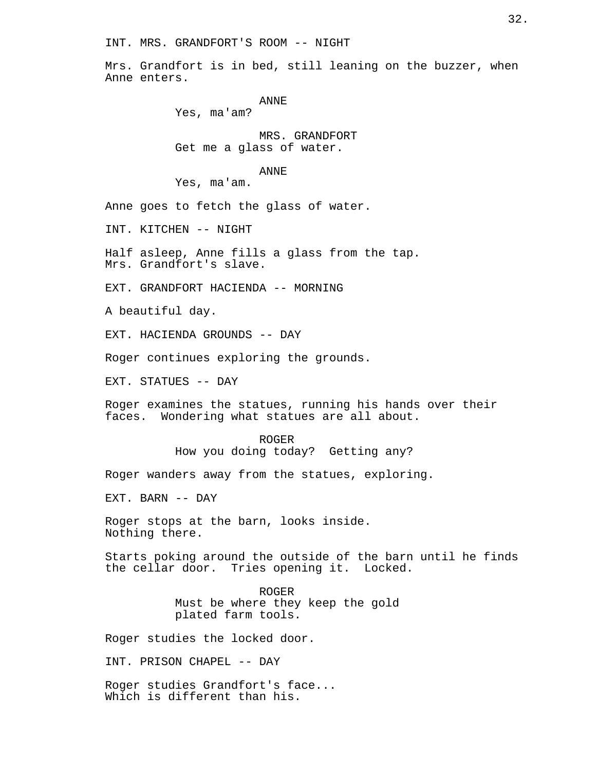INT. MRS. GRANDFORT'S ROOM -- NIGHT

Mrs. Grandfort is in bed, still leaning on the buzzer, when Anne enters.

ANNE
Yes, ma'am?

MRS. GRANDFORT
Get me a glass of water.

ANNE
Yes, ma'am.

Anne goes to fetch the glass of water.

INT. KITCHEN -- NIGHT

Half asleep, Anne fills a glass from the tap.
Mrs. Grandfort's slave.

EXT. GRANDFORT HACIENDA -- MORNING

A beautiful day.

EXT. HACIENDA GROUNDS -- DAY

Roger continues exploring the grounds.

EXT. STATUES -- DAY

Roger examines the statues, running his hands over their faces. Wondering what statues are all about.

ROGER
How you doing today? Getting any?

Roger wanders away from the statues, exploring.

EXT. BARN -- DAY

Roger stops at the barn, looks inside.
Nothing there.

Starts poking around the outside of the barn until he finds the cellar door. Tries opening it. Locked.

ROGER
Must be where they keep the gold plated farm tools.

Roger studies the locked door.

INT. PRISON CHAPEL -- DAY

Roger studies Grandfort's face...
Which is different than his.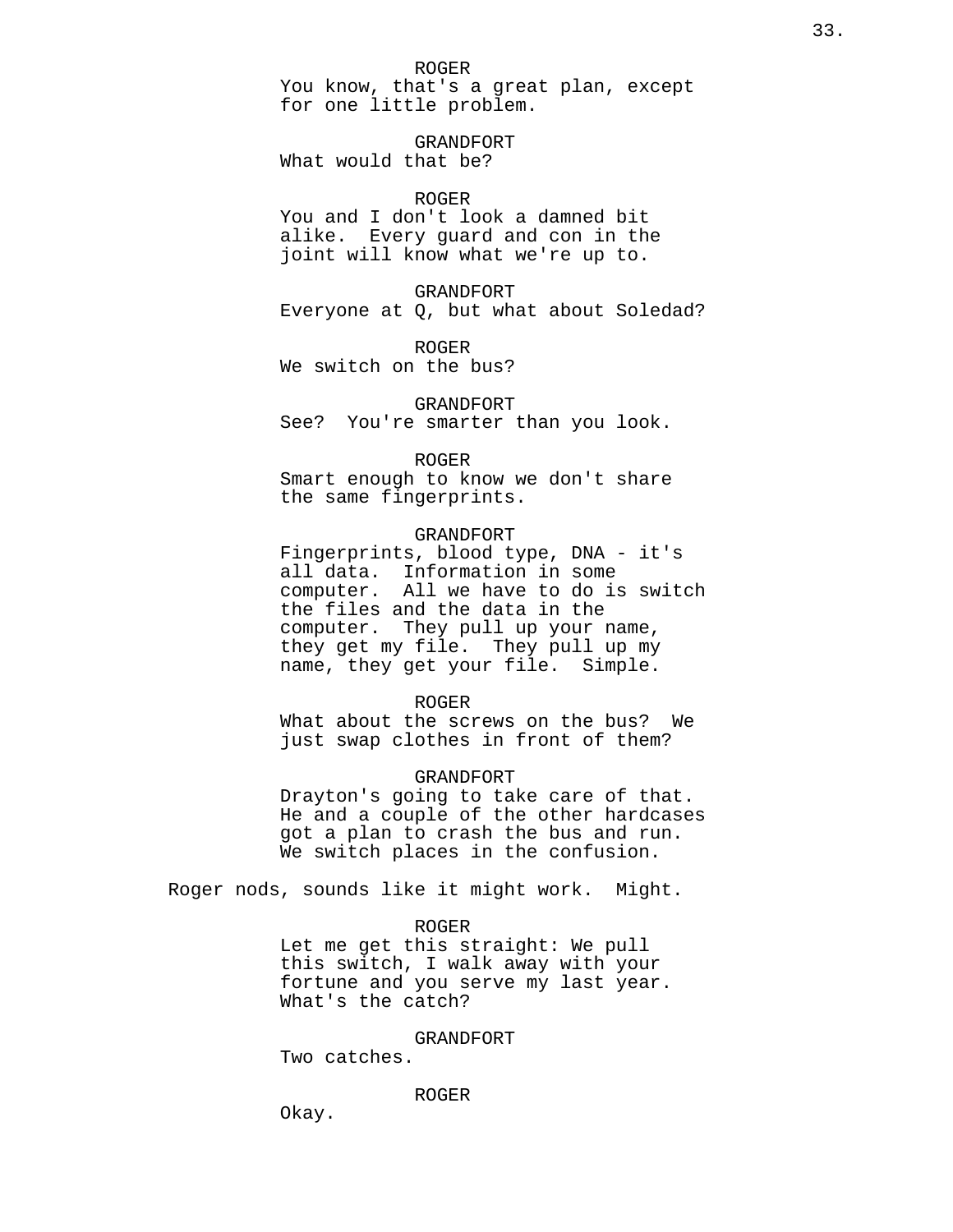ROGER
You know, that's a great plan, except for one little problem.

GRANDFORT
What would that be?

ROGER
You and I don't look a damned bit alike.  Every guard and con in the joint will know what we're up to.

GRANDFORT
Everyone at Q, but what about Soledad?

ROGER
We switch on the bus?

GRANDFORT
See?  You're smarter than you look.

ROGER
Smart enough to know we don't share the same fingerprints.

GRANDFORT
Fingerprints, blood type, DNA - it's all data.  Information in some computer.  All we have to do is switch the files and the data in the computer.  They pull up your name, they get my file.  They pull up my name, they get your file.  Simple.

ROGER
What about the screws on the bus?  We just swap clothes in front of them?

GRANDFORT
Drayton's going to take care of that.  He and a couple of the other hardcases got a plan to crash the bus and run.  We switch places in the confusion.

Roger nods, sounds like it might work.  Might.

ROGER
Let me get this straight: We pull this switch, I walk away with your fortune and you serve my last year.  What's the catch?

GRANDFORT
Two catches.

ROGER
Okay.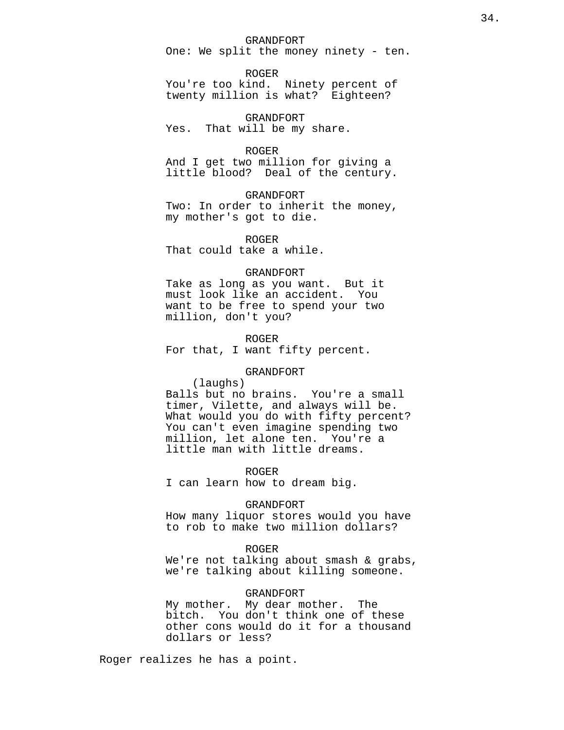GRANDFORT
One: We split the money ninety - ten.

ROGER
You're too kind. Ninety percent of twenty million is what? Eighteen?

GRANDFORT
Yes. That will be my share.

ROGER
And I get two million for giving a little blood? Deal of the century.

GRANDFORT
Two: In order to inherit the money, my mother's got to die.

ROGER
That could take a while.

GRANDFORT
Take as long as you want. But it must look like an accident. You want to be free to spend your two million, don't you?

ROGER
For that, I want fifty percent.

GRANDFORT
(laughs)
Balls but no brains. You're a small timer, Vilette, and always will be. What would you do with fifty percent? You can't even imagine spending two million, let alone ten. You're a little man with little dreams.

ROGER
I can learn how to dream big.

GRANDFORT
How many liquor stores would you have to rob to make two million dollars?

ROGER
We're not talking about smash & grabs, we're talking about killing someone.

GRANDFORT
My mother. My dear mother. The bitch. You don't think one of these other cons would do it for a thousand dollars or less?

Roger realizes he has a point.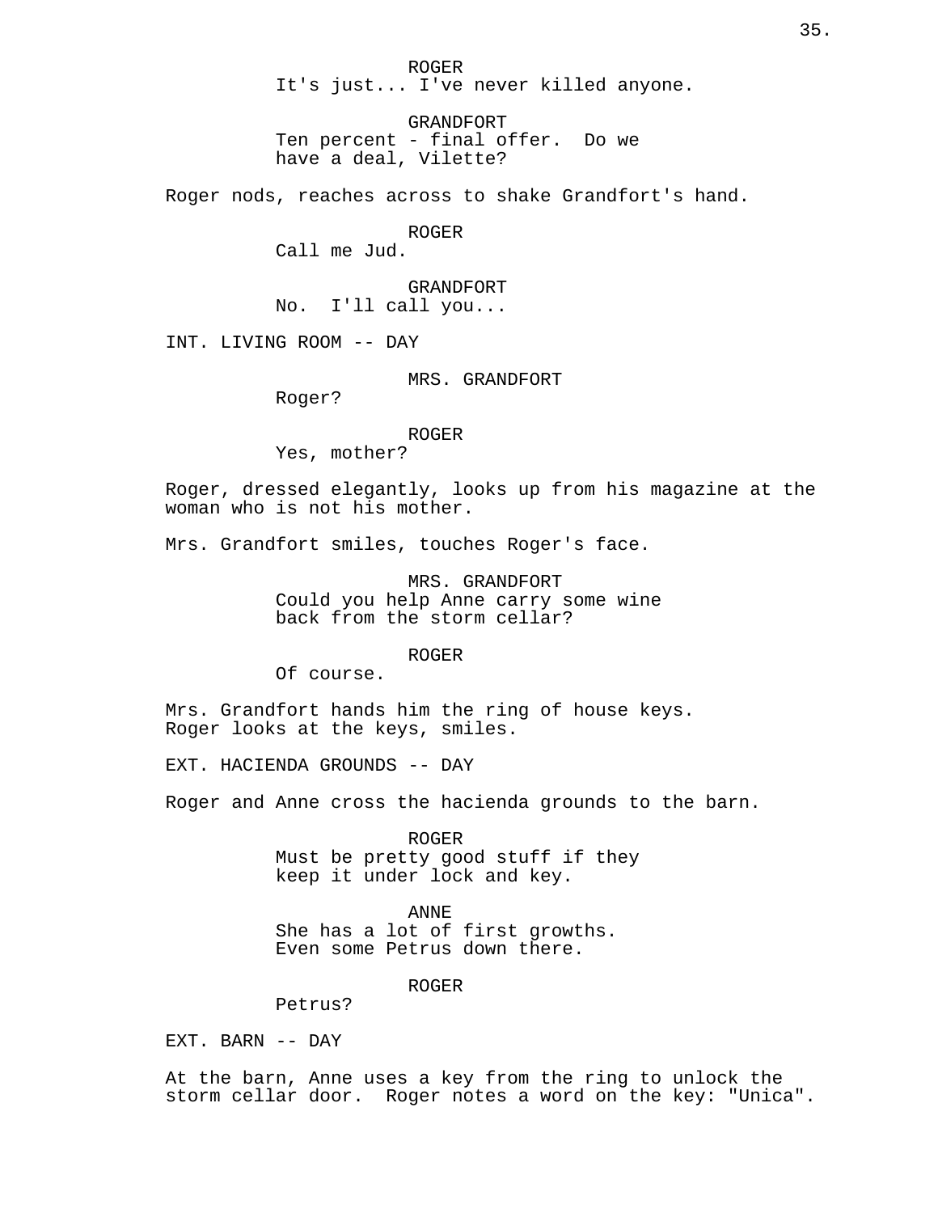ROGER
It's just... I've never killed anyone.

GRANDFORT
Ten percent - final offer. Do we have a deal, Vilette?

Roger nods, reaches across to shake Grandfort's hand.

ROGER
Call me Jud.

GRANDFORT
No. I'll call you...

INT. LIVING ROOM -- DAY

MRS. GRANDFORT
Roger?

ROGER
Yes, mother?

Roger, dressed elegantly, looks up from his magazine at the woman who is not his mother.

Mrs. Grandfort smiles, touches Roger's face.

MRS. GRANDFORT
Could you help Anne carry some wine back from the storm cellar?

ROGER
Of course.

Mrs. Grandfort hands him the ring of house keys. Roger looks at the keys, smiles.

EXT. HACIENDA GROUNDS -- DAY

Roger and Anne cross the hacienda grounds to the barn.

ROGER
Must be pretty good stuff if they keep it under lock and key.

ANNE
She has a lot of first growths. Even some Petrus down there.

ROGER
Petrus?

EXT. BARN -- DAY

At the barn, Anne uses a key from the ring to unlock the storm cellar door. Roger notes a word on the key: "Unica".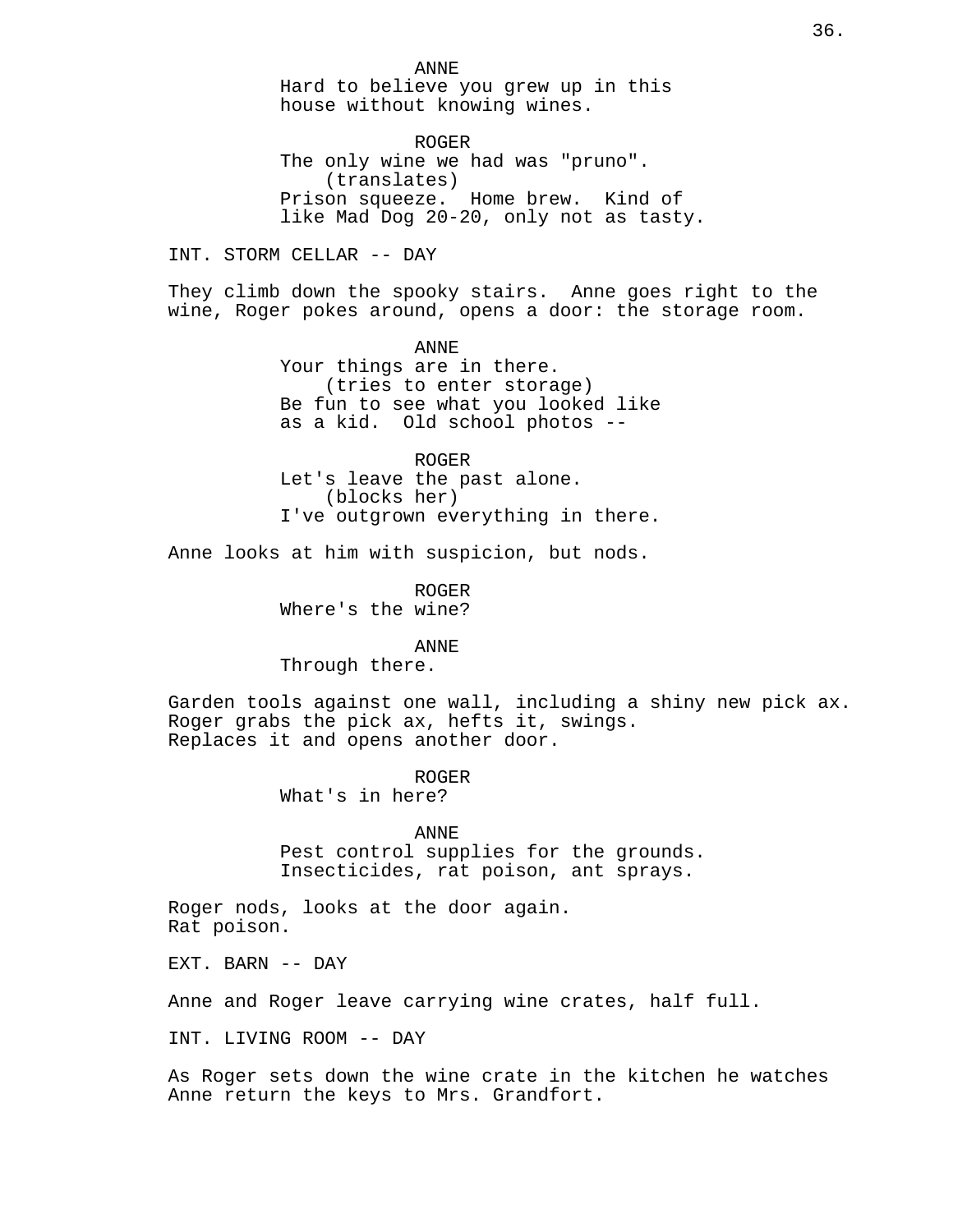ANNE
Hard to believe you grew up in this house without knowing wines.

ROGER
The only wine we had was "pruno".
(translates)
Prison squeeze. Home brew. Kind of like Mad Dog 20-20, only not as tasty.

INT. STORM CELLAR -- DAY

They climb down the spooky stairs. Anne goes right to the wine, Roger pokes around, opens a door: the storage room.

ANNE
Your things are in there.
(tries to enter storage)
Be fun to see what you looked like as a kid. Old school photos --

ROGER
Let's leave the past alone.
(blocks her)
I've outgrown everything in there.

Anne looks at him with suspicion, but nods.

ROGER
Where's the wine?

ANNE
Through there.

Garden tools against one wall, including a shiny new pick ax. Roger grabs the pick ax, hefts it, swings. Replaces it and opens another door.

ROGER
What's in here?

ANNE
Pest control supplies for the grounds. Insecticides, rat poison, ant sprays.

Roger nods, looks at the door again. Rat poison.

EXT. BARN -- DAY

Anne and Roger leave carrying wine crates, half full.

INT. LIVING ROOM -- DAY

As Roger sets down the wine crate in the kitchen he watches Anne return the keys to Mrs. Grandfort.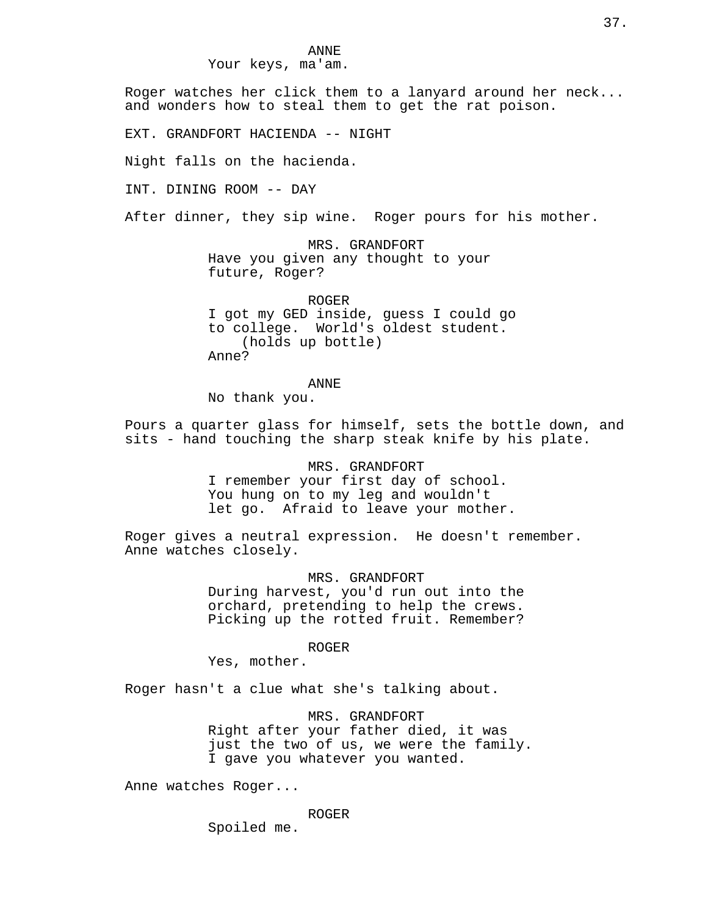ANNE
Your keys, ma'am.

Roger watches her click them to a lanyard around her neck... and wonders how to steal them to get the rat poison.

EXT. GRANDFORT HACIENDA -- NIGHT

Night falls on the hacienda.

INT. DINING ROOM -- DAY

After dinner, they sip wine. Roger pours for his mother.

MRS. GRANDFORT
Have you given any thought to your future, Roger?

ROGER
I got my GED inside, guess I could go to college. World's oldest student.
(holds up bottle)
Anne?

ANNE
No thank you.

Pours a quarter glass for himself, sets the bottle down, and sits - hand touching the sharp steak knife by his plate.

MRS. GRANDFORT
I remember your first day of school. You hung on to my leg and wouldn't let go. Afraid to leave your mother.

Roger gives a neutral expression. He doesn't remember. Anne watches closely.

MRS. GRANDFORT
During harvest, you'd run out into the orchard, pretending to help the crews. Picking up the rotted fruit. Remember?

ROGER
Yes, mother.

Roger hasn't a clue what she's talking about.

MRS. GRANDFORT
Right after your father died, it was just the two of us, we were the family. I gave you whatever you wanted.

Anne watches Roger...

ROGER
Spoiled me.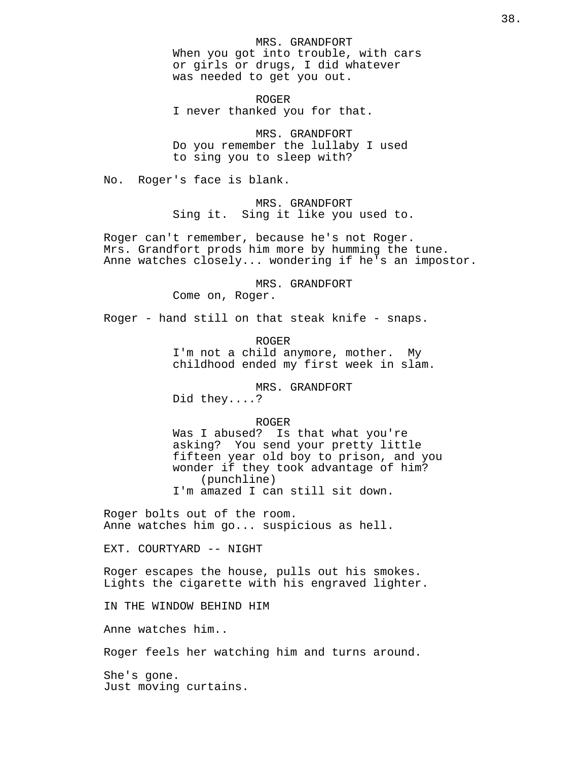MRS. GRANDFORT
When you got into trouble, with cars or girls or drugs, I did whatever was needed to get you out.

ROGER
I never thanked you for that.

MRS. GRANDFORT
Do you remember the lullaby I used to sing you to sleep with?

No. Roger's face is blank.

MRS. GRANDFORT
Sing it. Sing it like you used to.

Roger can't remember, because he's not Roger.
Mrs. Grandfort prods him more by humming the tune.
Anne watches closely... wondering if he's an impostor.

MRS. GRANDFORT
Come on, Roger.

Roger - hand still on that steak knife - snaps.

ROGER
I'm not a child anymore, mother. My childhood ended my first week in slam.

MRS. GRANDFORT
Did they....?

ROGER
Was I abused? Is that what you're asking? You send your pretty little fifteen year old boy to prison, and you wonder if they took advantage of him?
(punchline)
I'm amazed I can still sit down.

Roger bolts out of the room.
Anne watches him go... suspicious as hell.

EXT. COURTYARD -- NIGHT

Roger escapes the house, pulls out his smokes.
Lights the cigarette with his engraved lighter.

IN THE WINDOW BEHIND HIM

Anne watches him..

Roger feels her watching him and turns around.

She's gone.
Just moving curtains.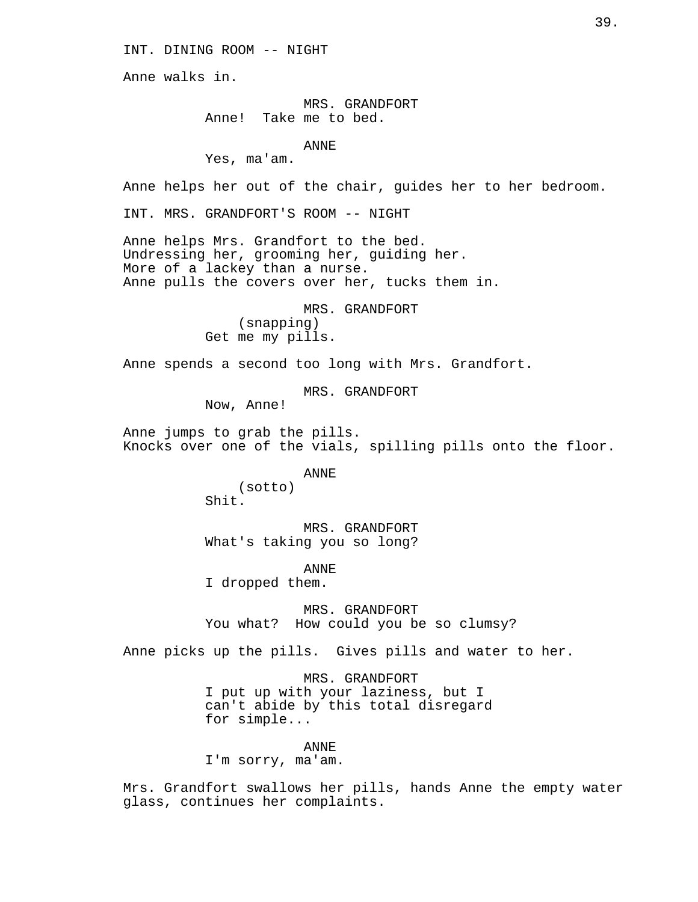INT. DINING ROOM -- NIGHT

Anne walks in.

MRS. GRANDFORT
Anne!  Take me to bed.

ANNE
Yes, ma'am.

Anne helps her out of the chair, guides her to her bedroom.

INT. MRS. GRANDFORT'S ROOM -- NIGHT

Anne helps Mrs. Grandfort to the bed.
Undressing her, grooming her, guiding her.
More of a lackey than a nurse.
Anne pulls the covers over her, tucks them in.

MRS. GRANDFORT
(snapping)
Get me my pills.

Anne spends a second too long with Mrs. Grandfort.

MRS. GRANDFORT
Now, Anne!

Anne jumps to grab the pills.
Knocks over one of the vials, spilling pills onto the floor.

ANNE
(sotto)
Shit.

MRS. GRANDFORT
What's taking you so long?

ANNE
I dropped them.

MRS. GRANDFORT
You what?  How could you be so clumsy?

Anne picks up the pills.  Gives pills and water to her.

MRS. GRANDFORT
I put up with your laziness, but I
can't abide by this total disregard
for simple...

ANNE
I'm sorry, ma'am.

Mrs. Grandfort swallows her pills, hands Anne the empty water
glass, continues her complaints.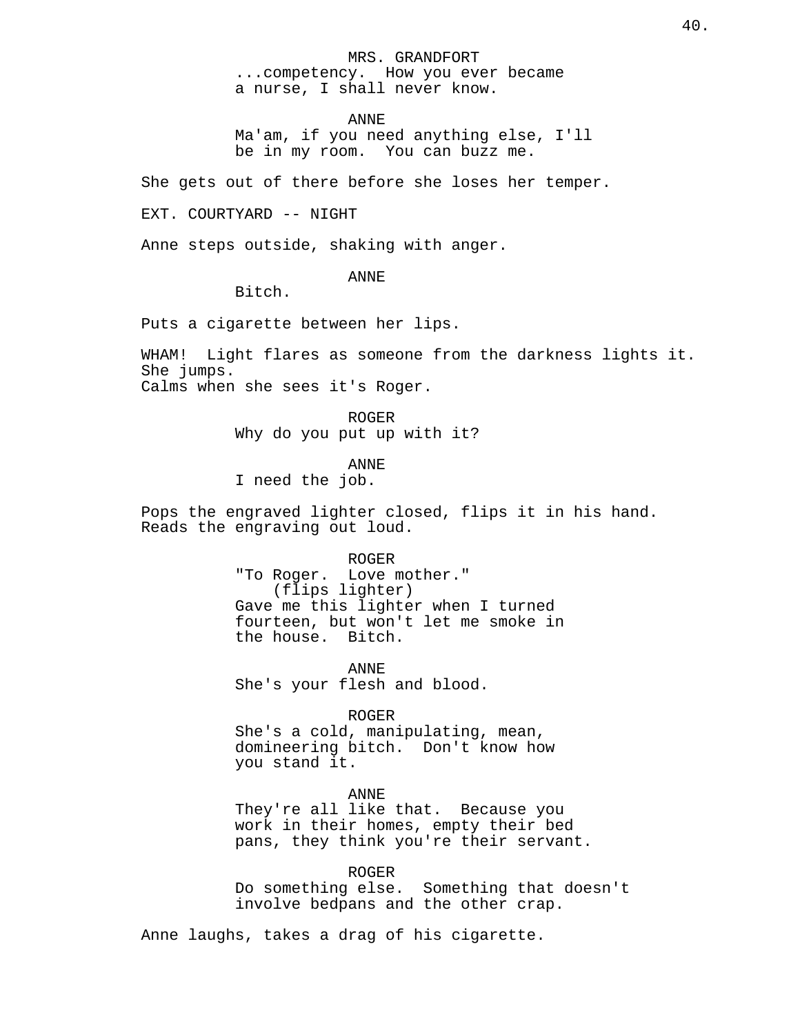MRS. GRANDFORT

...competency. How you ever became a nurse, I shall never know.

ANNE

Ma'am, if you need anything else, I'll be in my room. You can buzz me.

She gets out of there before she loses her temper.

EXT. COURTYARD -- NIGHT

Anne steps outside, shaking with anger.

ANNE

Bitch.

Puts a cigarette between her lips.

WHAM! Light flares as someone from the darkness lights it. She jumps.
Calms when she sees it's Roger.

ROGER

Why do you put up with it?

ANNE

I need the job.

Pops the engraved lighter closed, flips it in his hand. Reads the engraving out loud.

ROGER

"To Roger. Love mother."
(flips lighter)
Gave me this lighter when I turned fourteen, but won't let me smoke in the house. Bitch.

ANNE

She's your flesh and blood.

ROGER

She's a cold, manipulating, mean, domineering bitch. Don't know how you stand it.

ANNE

They're all like that. Because you work in their homes, empty their bed pans, they think you're their servant.

ROGER

Do something else. Something that doesn't involve bedpans and the other crap.

Anne laughs, takes a drag of his cigarette.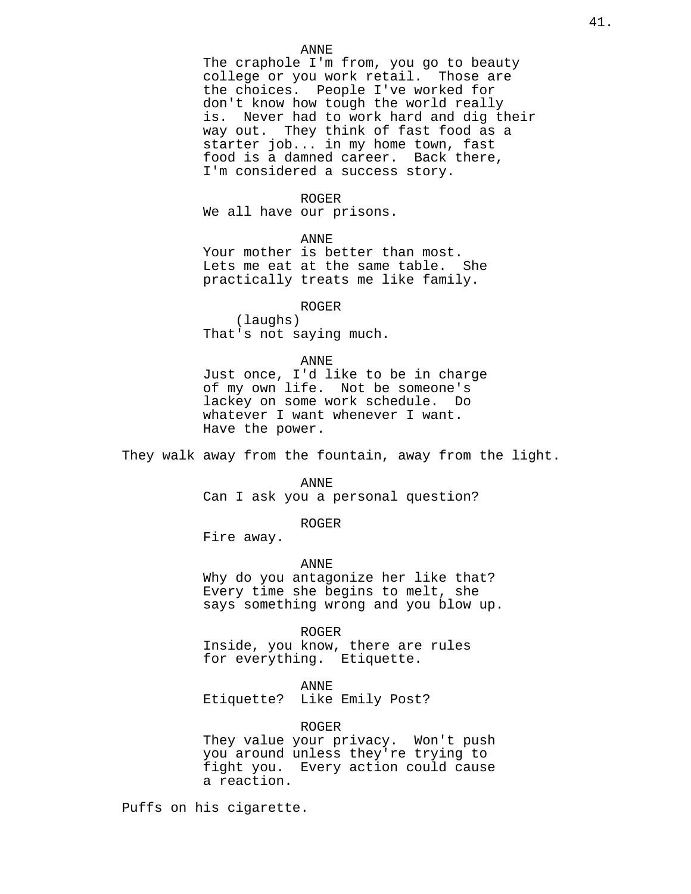ANNE
The craphole I'm from, you go to beauty college or you work retail. Those are the choices. People I've worked for don't know how tough the world really is. Never had to work hard and dig their way out. They think of fast food as a starter job... in my home town, fast food is a damned career. Back there, I'm considered a success story.

ROGER
We all have our prisons.

ANNE
Your mother is better than most. Lets me eat at the same table. She practically treats me like family.

ROGER
(laughs)
That's not saying much.

ANNE
Just once, I'd like to be in charge of my own life. Not be someone's lackey on some work schedule. Do whatever I want whenever I want. Have the power.

They walk away from the fountain, away from the light.

ANNE
Can I ask you a personal question?

ROGER
Fire away.

ANNE
Why do you antagonize her like that? Every time she begins to melt, she says something wrong and you blow up.

ROGER
Inside, you know, there are rules for everything. Etiquette.

ANNE
Etiquette? Like Emily Post?

ROGER
They value your privacy. Won't push you around unless they're trying to fight you. Every action could cause a reaction.

Puffs on his cigarette.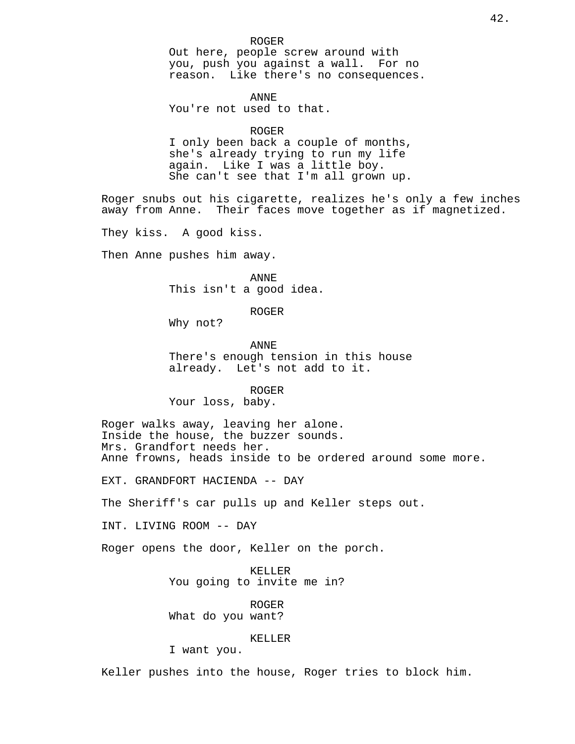ROGER
Out here, people screw around with you, push you against a wall. For no reason. Like there's no consequences.

ANNE
You're not used to that.

ROGER
I only been back a couple of months, she's already trying to run my life again. Like I was a little boy. She can't see that I'm all grown up.

Roger snubs out his cigarette, realizes he's only a few inches away from Anne. Their faces move together as if magnetized.

They kiss. A good kiss.

Then Anne pushes him away.

ANNE
This isn't a good idea.

ROGER
Why not?

ANNE
There's enough tension in this house already. Let's not add to it.

ROGER
Your loss, baby.

Roger walks away, leaving her alone.
Inside the house, the buzzer sounds.
Mrs. Grandfort needs her.
Anne frowns, heads inside to be ordered around some more.

EXT. GRANDFORT HACIENDA -- DAY

The Sheriff's car pulls up and Keller steps out.

INT. LIVING ROOM -- DAY

Roger opens the door, Keller on the porch.

KELLER
You going to invite me in?

ROGER
What do you want?

KELLER
I want you.

Keller pushes into the house, Roger tries to block him.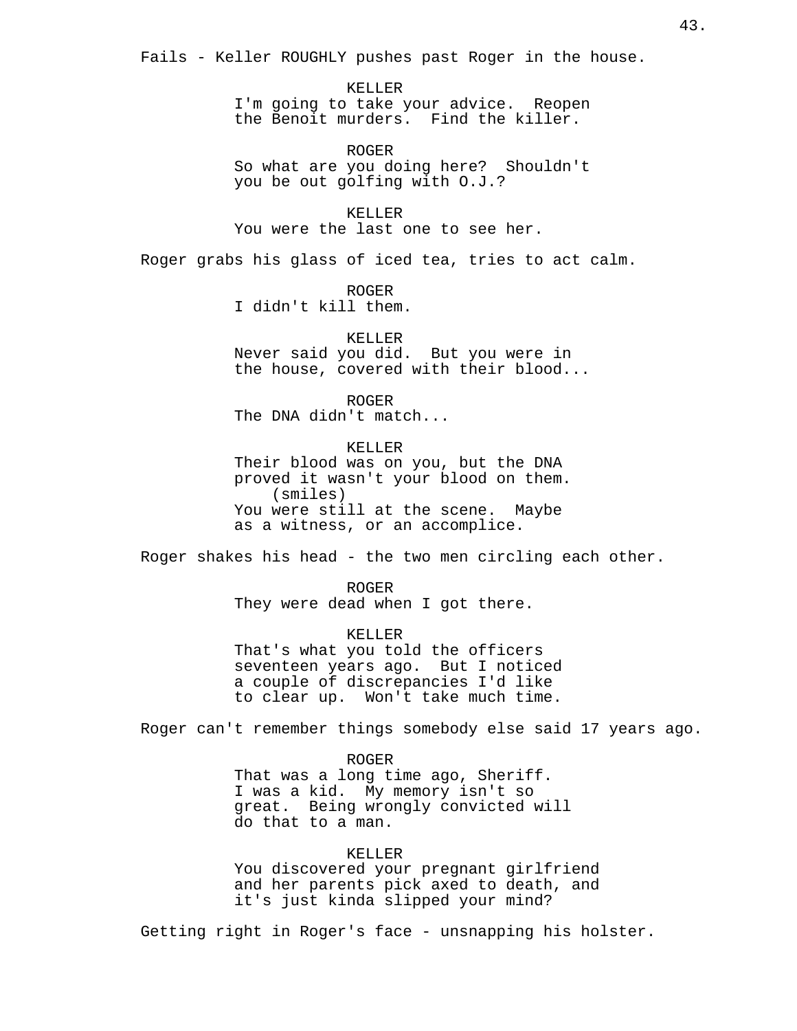Fails - Keller ROUGHLY pushes past Roger in the house.

KELLER
I'm going to take your advice. Reopen the Benoit murders. Find the killer.

ROGER
So what are you doing here? Shouldn't you be out golfing with O.J.?

KELLER
You were the last one to see her.

Roger grabs his glass of iced tea, tries to act calm.

ROGER
I didn't kill them.

KELLER
Never said you did. But you were in the house, covered with their blood...

ROGER
The DNA didn't match...

KELLER
Their blood was on you, but the DNA proved it wasn't your blood on them.
(smiles)
You were still at the scene. Maybe as a witness, or an accomplice.

Roger shakes his head - the two men circling each other.

ROGER
They were dead when I got there.

KELLER
That's what you told the officers seventeen years ago. But I noticed a couple of discrepancies I'd like to clear up. Won't take much time.

Roger can't remember things somebody else said 17 years ago.

ROGER
That was a long time ago, Sheriff. I was a kid. My memory isn't so great. Being wrongly convicted will do that to a man.

KELLER
You discovered your pregnant girlfriend and her parents pick axed to death, and it's just kinda slipped your mind?

Getting right in Roger's face - unsnapping his holster.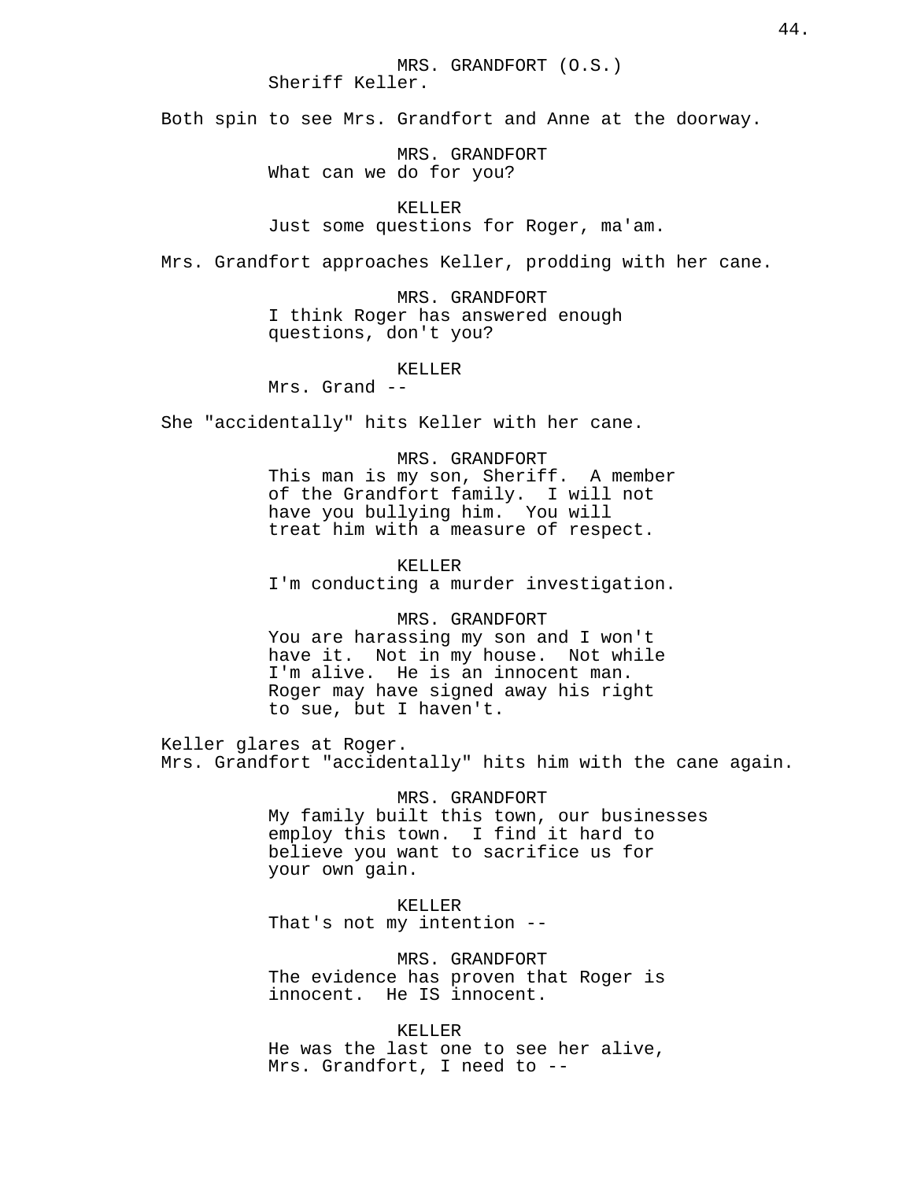MRS. GRANDFORT (O.S.)
Sheriff Keller.

Both spin to see Mrs. Grandfort and Anne at the doorway.

MRS. GRANDFORT
What can we do for you?

KELLER
Just some questions for Roger, ma'am.

Mrs. Grandfort approaches Keller, prodding with her cane.

MRS. GRANDFORT
I think Roger has answered enough questions, don't you?

KELLER
Mrs. Grand --

She "accidentally" hits Keller with her cane.

MRS. GRANDFORT
This man is my son, Sheriff. A member of the Grandfort family. I will not have you bullying him. You will treat him with a measure of respect.

KELLER
I'm conducting a murder investigation.

MRS. GRANDFORT
You are harassing my son and I won't have it. Not in my house. Not while I'm alive. He is an innocent man. Roger may have signed away his right to sue, but I haven't.

Keller glares at Roger.
Mrs. Grandfort "accidentally" hits him with the cane again.

MRS. GRANDFORT
My family built this town, our businesses employ this town. I find it hard to believe you want to sacrifice us for your own gain.

KELLER
That's not my intention --

MRS. GRANDFORT
The evidence has proven that Roger is innocent. He IS innocent.

KELLER
He was the last one to see her alive, Mrs. Grandfort, I need to --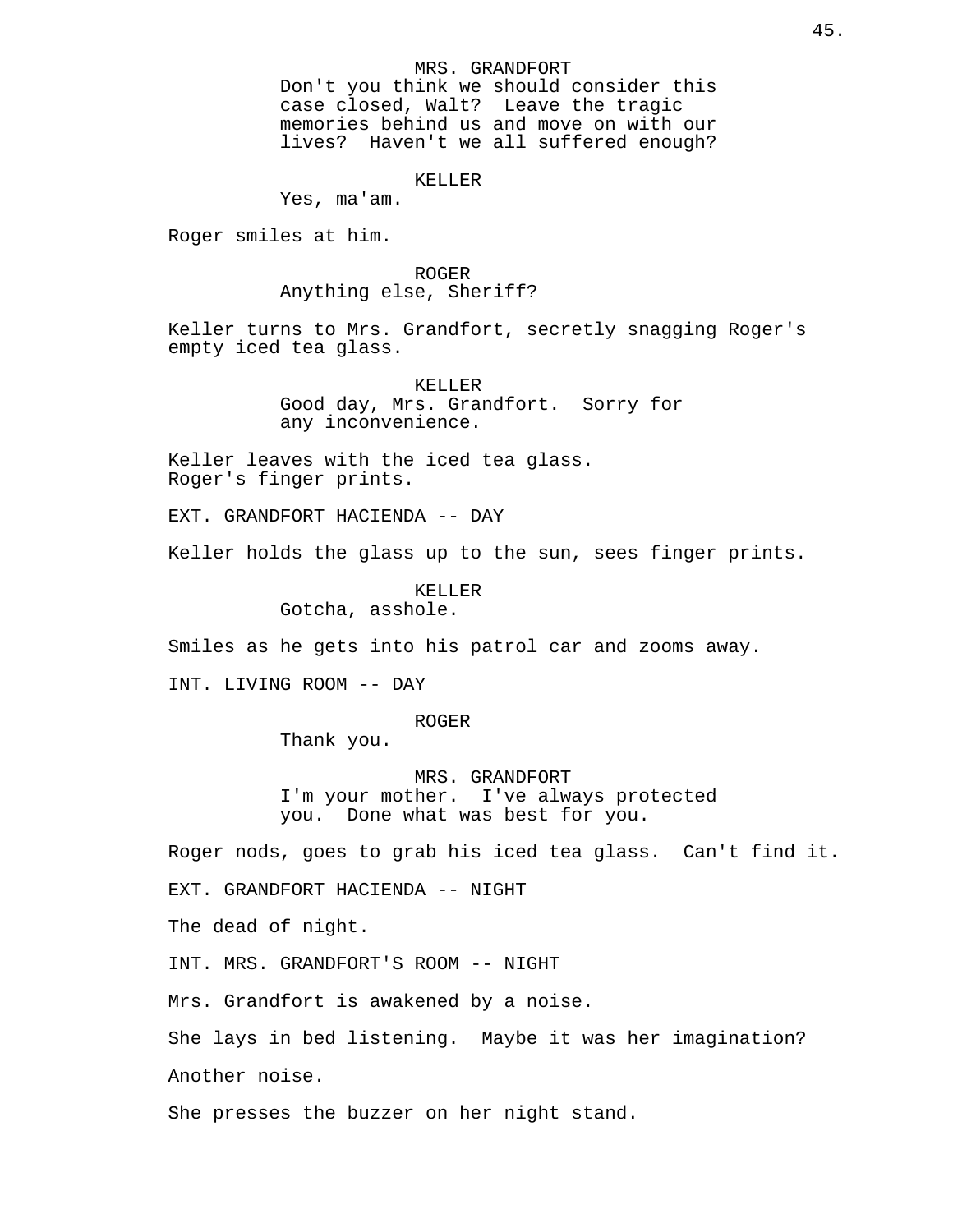MRS. GRANDFORT
Don't you think we should consider this case closed, Walt? Leave the tragic memories behind us and move on with our lives? Haven't we all suffered enough?

KELLER
Yes, ma'am.

Roger smiles at him.

ROGER
Anything else, Sheriff?

Keller turns to Mrs. Grandfort, secretly snagging Roger's empty iced tea glass.

KELLER
Good day, Mrs. Grandfort. Sorry for any inconvenience.

Keller leaves with the iced tea glass.
Roger's finger prints.

EXT. GRANDFORT HACIENDA -- DAY

Keller holds the glass up to the sun, sees finger prints.

KELLER
Gotcha, asshole.

Smiles as he gets into his patrol car and zooms away.

INT. LIVING ROOM -- DAY

ROGER
Thank you.

MRS. GRANDFORT
I'm your mother. I've always protected you. Done what was best for you.

Roger nods, goes to grab his iced tea glass. Can't find it.

EXT. GRANDFORT HACIENDA -- NIGHT

The dead of night.

INT. MRS. GRANDFORT'S ROOM -- NIGHT

Mrs. Grandfort is awakened by a noise.

She lays in bed listening. Maybe it was her imagination?

Another noise.

She presses the buzzer on her night stand.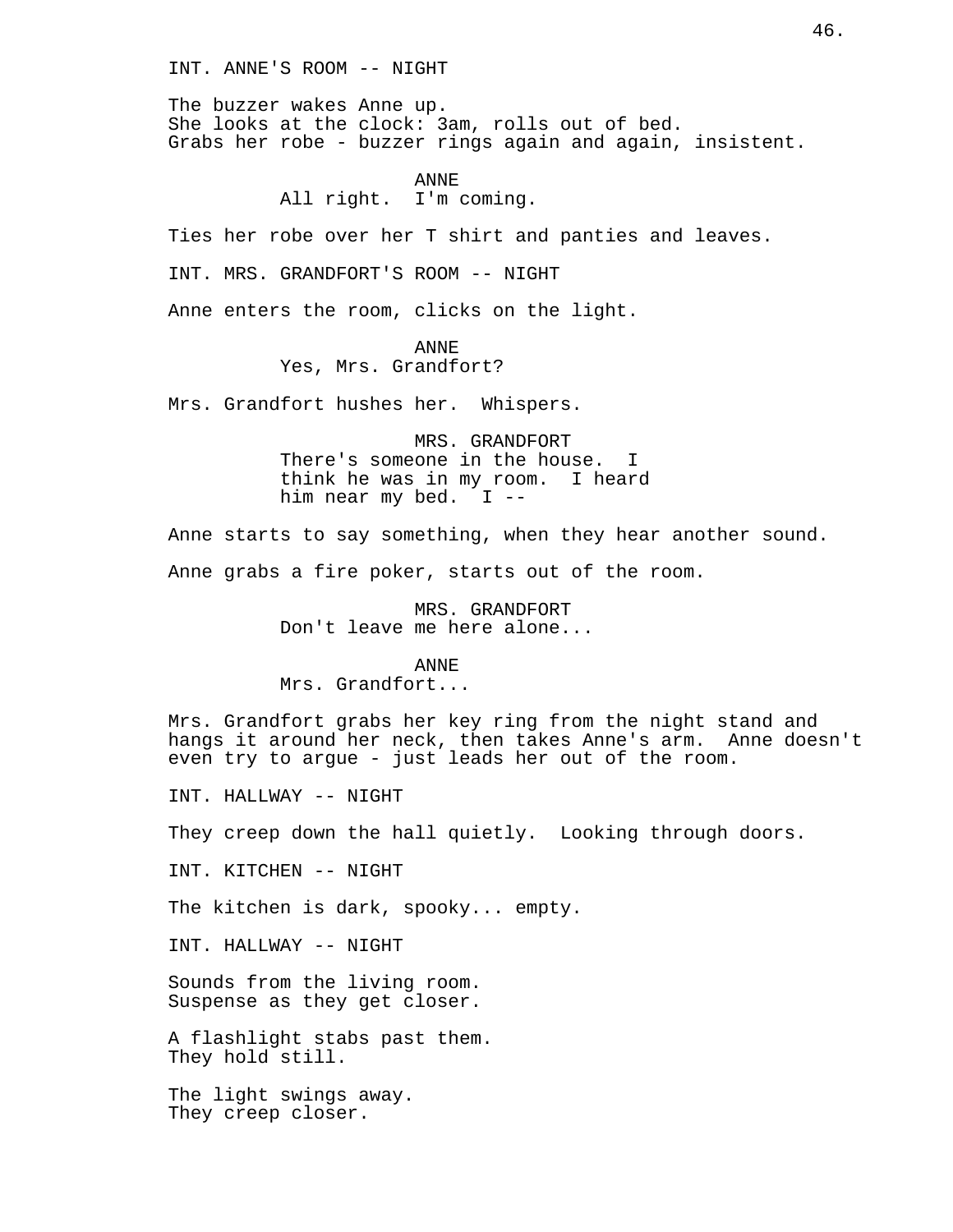INT. ANNE'S ROOM -- NIGHT

The buzzer wakes Anne up.
She looks at the clock: 3am, rolls out of bed.
Grabs her robe - buzzer rings again and again, insistent.

ANNE
All right. I'm coming.

Ties her robe over her T shirt and panties and leaves.

INT. MRS. GRANDFORT'S ROOM -- NIGHT

Anne enters the room, clicks on the light.

ANNE
Yes, Mrs. Grandfort?

Mrs. Grandfort hushes her. Whispers.

MRS. GRANDFORT
There's someone in the house. I think he was in my room. I heard him near my bed. I --

Anne starts to say something, when they hear another sound.

Anne grabs a fire poker, starts out of the room.

MRS. GRANDFORT
Don't leave me here alone...

ANNE
Mrs. Grandfort...

Mrs. Grandfort grabs her key ring from the night stand and hangs it around her neck, then takes Anne's arm. Anne doesn't even try to argue - just leads her out of the room.

INT. HALLWAY -- NIGHT

They creep down the hall quietly. Looking through doors.

INT. KITCHEN -- NIGHT

The kitchen is dark, spooky... empty.

INT. HALLWAY -- NIGHT

Sounds from the living room.
Suspense as they get closer.

A flashlight stabs past them.
They hold still.

The light swings away.
They creep closer.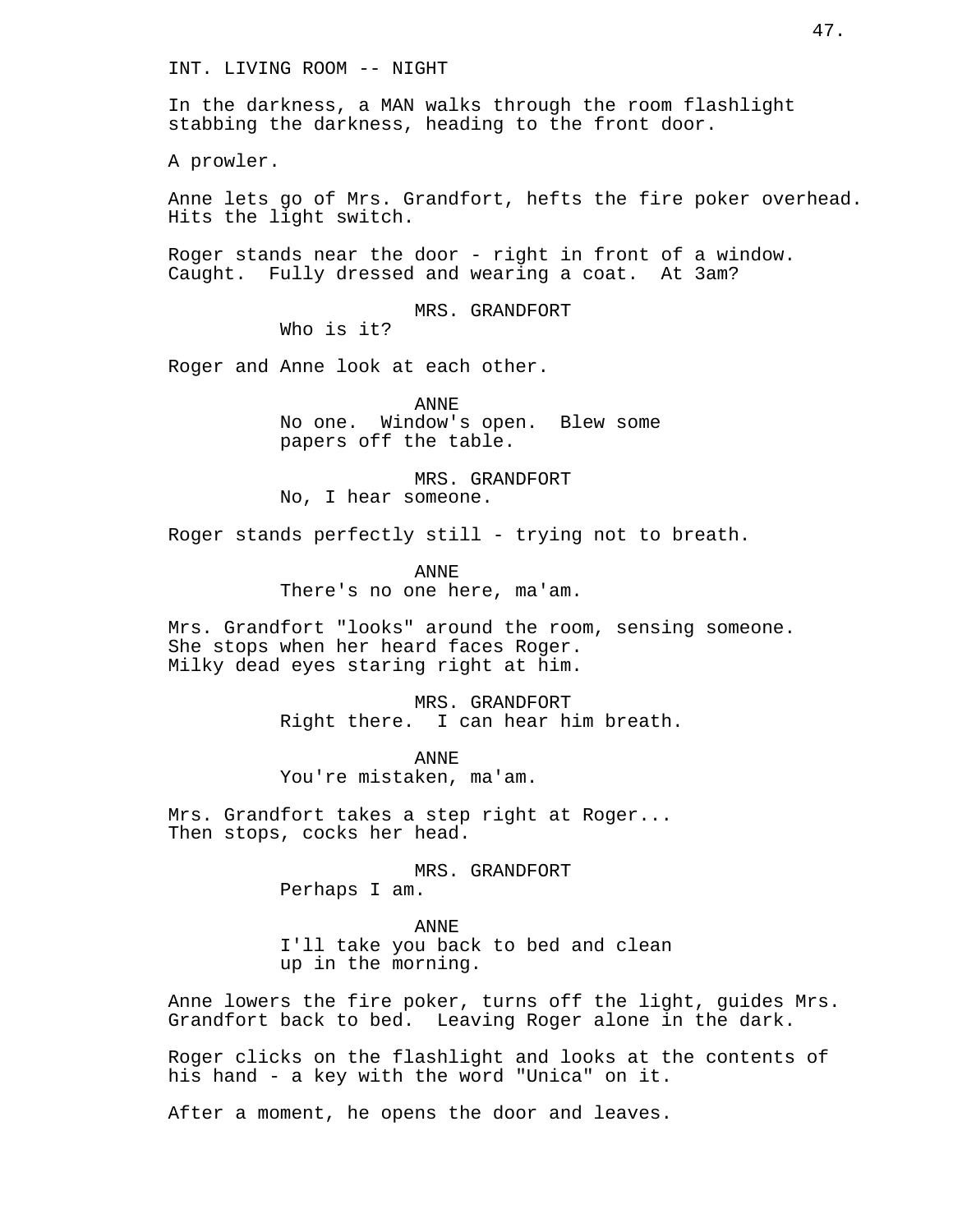INT. LIVING ROOM -- NIGHT

In the darkness, a MAN walks through the room flashlight stabbing the darkness, heading to the front door.

A prowler.

Anne lets go of Mrs. Grandfort, hefts the fire poker overhead. Hits the light switch.

Roger stands near the door - right in front of a window. Caught. Fully dressed and wearing a coat. At 3am?

MRS. GRANDFORT
Who is it?

Roger and Anne look at each other.

ANNE
No one. Window's open. Blew some papers off the table.

MRS. GRANDFORT
No, I hear someone.

Roger stands perfectly still - trying not to breath.

ANNE
There's no one here, ma'am.

Mrs. Grandfort "looks" around the room, sensing someone. She stops when her heard faces Roger. Milky dead eyes staring right at him.

MRS. GRANDFORT
Right there. I can hear him breath.

ANNE
You're mistaken, ma'am.

Mrs. Grandfort takes a step right at Roger... Then stops, cocks her head.

MRS. GRANDFORT
Perhaps I am.

ANNE
I'll take you back to bed and clean up in the morning.

Anne lowers the fire poker, turns off the light, guides Mrs. Grandfort back to bed. Leaving Roger alone in the dark.

Roger clicks on the flashlight and looks at the contents of his hand - a key with the word "Unica" on it.

After a moment, he opens the door and leaves.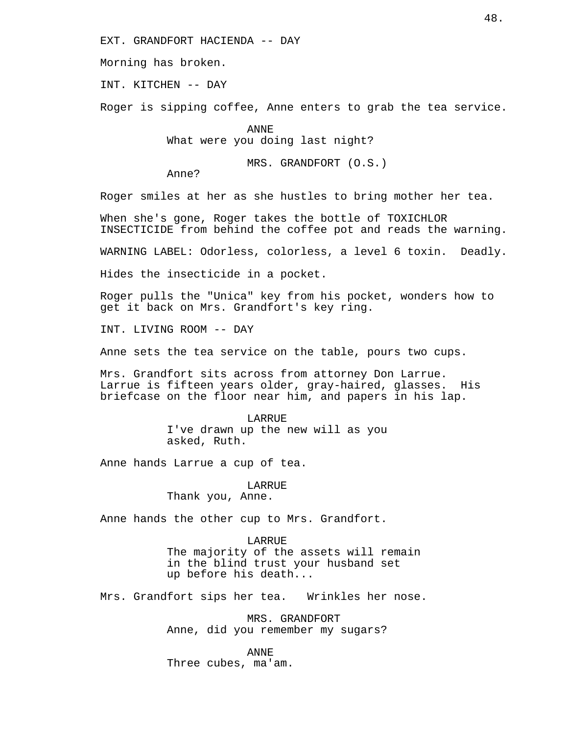EXT. GRANDFORT HACIENDA -- DAY

Morning has broken.

INT. KITCHEN -- DAY

Roger is sipping coffee, Anne enters to grab the tea service.

ANNE
What were you doing last night?

MRS. GRANDFORT (O.S.)
Anne?

Roger smiles at her as she hustles to bring mother her tea.

When she's gone, Roger takes the bottle of TOXICHLOR INSECTICIDE from behind the coffee pot and reads the warning.

WARNING LABEL: Odorless, colorless, a level 6 toxin. Deadly.

Hides the insecticide in a pocket.

Roger pulls the "Unica" key from his pocket, wonders how to get it back on Mrs. Grandfort's key ring.

INT. LIVING ROOM -- DAY

Anne sets the tea service on the table, pours two cups.

Mrs. Grandfort sits across from attorney Don Larrue. Larrue is fifteen years older, gray-haired, glasses. His briefcase on the floor near him, and papers in his lap.

LARRUE
I've drawn up the new will as you asked, Ruth.

Anne hands Larrue a cup of tea.

LARRUE
Thank you, Anne.

Anne hands the other cup to Mrs. Grandfort.

LARRUE
The majority of the assets will remain in the blind trust your husband set up before his death...

Mrs. Grandfort sips her tea. Wrinkles her nose.

MRS. GRANDFORT
Anne, did you remember my sugars?

ANNE
Three cubes, ma'am.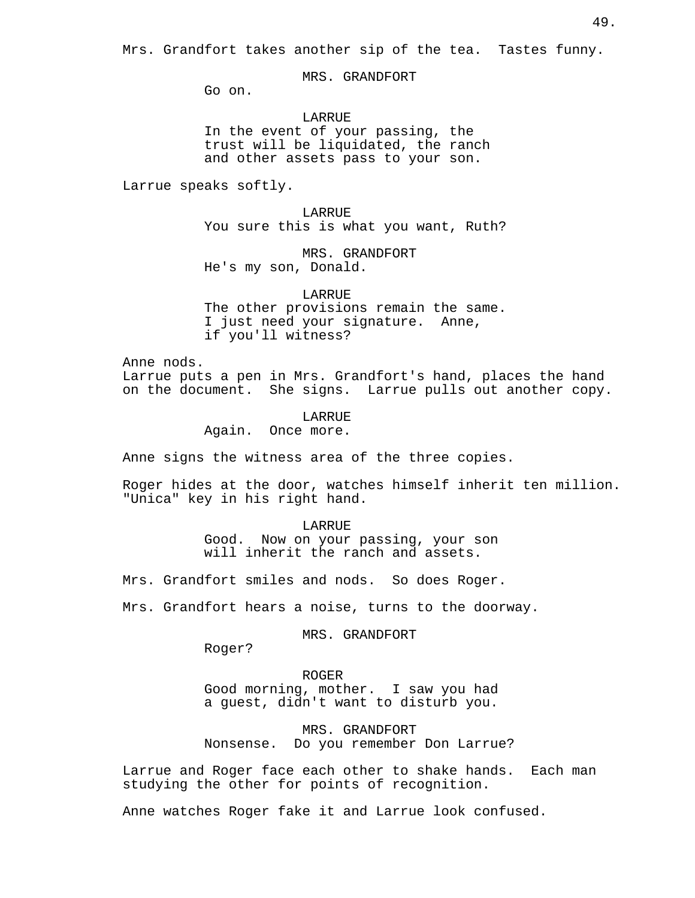Mrs. Grandfort takes another sip of the tea. Tastes funny.

MRS. GRANDFORT
Go on.

LARRUE
In the event of your passing, the trust will be liquidated, the ranch and other assets pass to your son.

Larrue speaks softly.

LARRUE
You sure this is what you want, Ruth?

MRS. GRANDFORT
He's my son, Donald.

LARRUE
The other provisions remain the same. I just need your signature. Anne, if you'll witness?

Anne nods.
Larrue puts a pen in Mrs. Grandfort's hand, places the hand on the document. She signs. Larrue pulls out another copy.

LARRUE
Again. Once more.

Anne signs the witness area of the three copies.

Roger hides at the door, watches himself inherit ten million. "Unica" key in his right hand.

LARRUE
Good. Now on your passing, your son will inherit the ranch and assets.

Mrs. Grandfort smiles and nods. So does Roger.

Mrs. Grandfort hears a noise, turns to the doorway.

MRS. GRANDFORT
Roger?

ROGER
Good morning, mother. I saw you had a guest, didn't want to disturb you.

MRS. GRANDFORT
Nonsense. Do you remember Don Larrue?

Larrue and Roger face each other to shake hands. Each man studying the other for points of recognition.

Anne watches Roger fake it and Larrue look confused.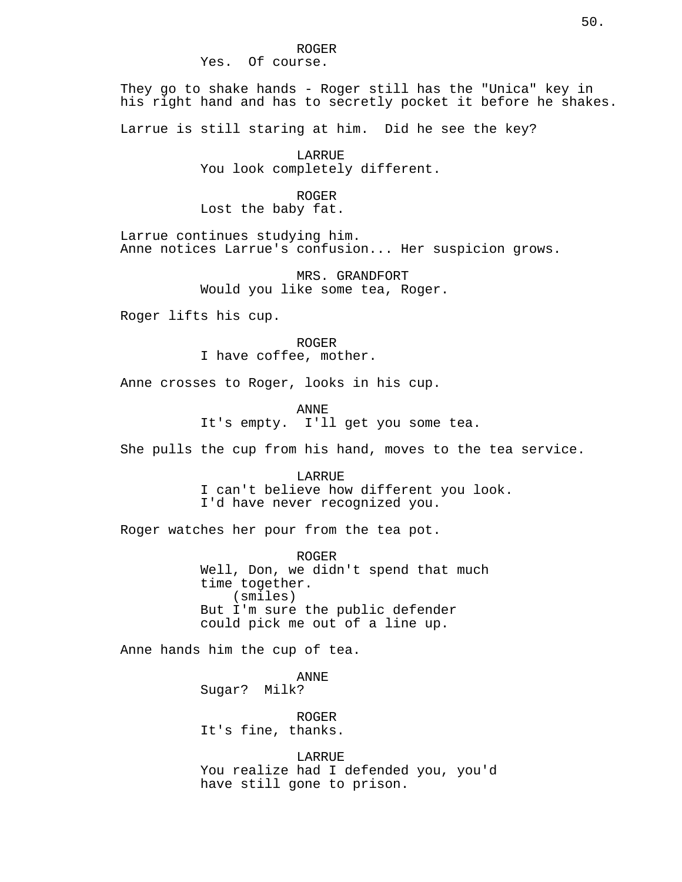ROGER
Yes.  Of course.

They go to shake hands - Roger still has the "Unica" key in his right hand and has to secretly pocket it before he shakes.

Larrue is still staring at him.  Did he see the key?

LARRUE
You look completely different.

ROGER
Lost the baby fat.

Larrue continues studying him.
Anne notices Larrue's confusion... Her suspicion grows.

MRS. GRANDFORT
Would you like some tea, Roger.

Roger lifts his cup.

ROGER
I have coffee, mother.

Anne crosses to Roger, looks in his cup.

ANNE
It's empty.  I'll get you some tea.

She pulls the cup from his hand, moves to the tea service.

LARRUE
I can't believe how different you look.
I'd have never recognized you.

Roger watches her pour from the tea pot.

ROGER
Well, Don, we didn't spend that much
time together.
(smiles)
But I'm sure the public defender
could pick me out of a line up.

Anne hands him the cup of tea.

ANNE
Sugar?  Milk?

ROGER
It's fine, thanks.

LARRUE
You realize had I defended you, you'd
have still gone to prison.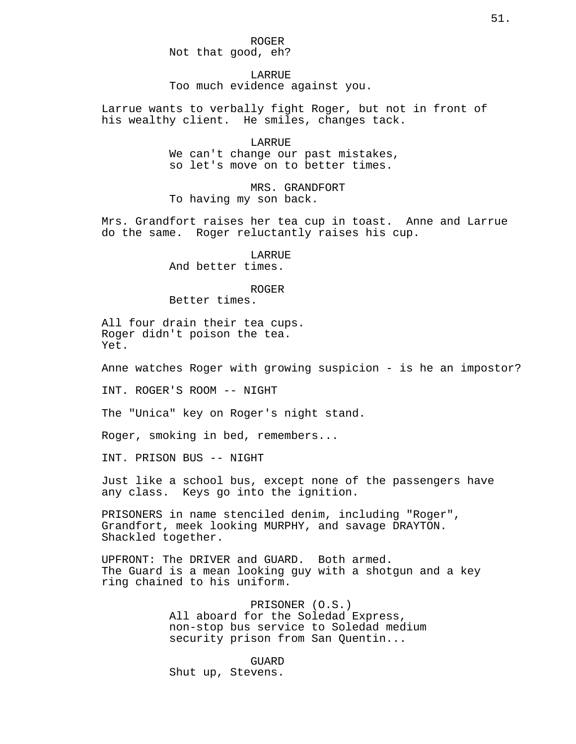ROGER
Not that good, eh?

LARRUE
Too much evidence against you.

Larrue wants to verbally fight Roger, but not in front of his wealthy client. He smiles, changes tack.

LARRUE
We can't change our past mistakes, so let's move on to better times.

MRS. GRANDFORT
To having my son back.

Mrs. Grandfort raises her tea cup in toast. Anne and Larrue do the same. Roger reluctantly raises his cup.

LARRUE
And better times.

ROGER
Better times.

All four drain their tea cups.
Roger didn't poison the tea.
Yet.

Anne watches Roger with growing suspicion - is he an impostor?

INT. ROGER'S ROOM -- NIGHT

The "Unica" key on Roger's night stand.

Roger, smoking in bed, remembers...

INT. PRISON BUS -- NIGHT

Just like a school bus, except none of the passengers have any class. Keys go into the ignition.

PRISONERS in name stenciled denim, including "Roger", Grandfort, meek looking MURPHY, and savage DRAYTON. Shackled together.

UPFRONT: The DRIVER and GUARD. Both armed.
The Guard is a mean looking guy with a shotgun and a key ring chained to his uniform.

PRISONER (O.S.)
All aboard for the Soledad Express, non-stop bus service to Soledad medium security prison from San Quentin...

GUARD
Shut up, Stevens.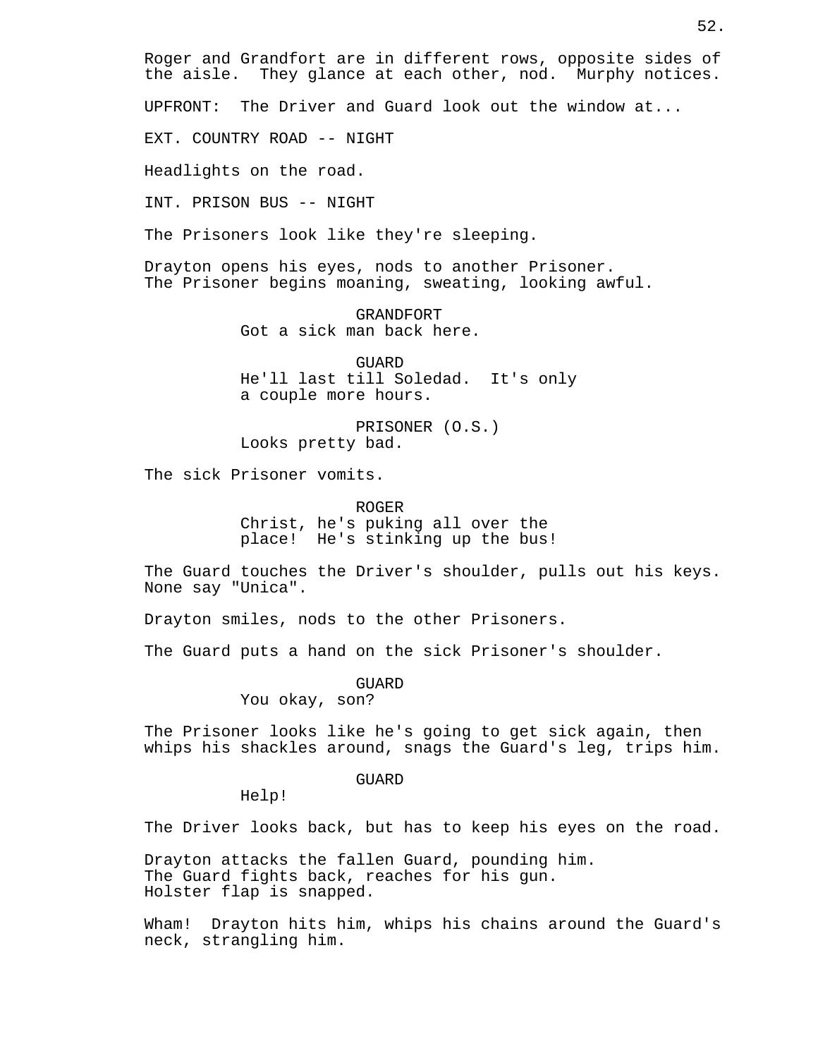Roger and Grandfort are in different rows, opposite sides of the aisle. They glance at each other, nod. Murphy notices.

UPFRONT: The Driver and Guard look out the window at...

EXT. COUNTRY ROAD -- NIGHT

Headlights on the road.

INT. PRISON BUS -- NIGHT

The Prisoners look like they're sleeping.

Drayton opens his eyes, nods to another Prisoner. The Prisoner begins moaning, sweating, looking awful.

GRANDFORT
Got a sick man back here.

GUARD
He'll last till Soledad. It's only a couple more hours.

PRISONER (O.S.)
Looks pretty bad.

The sick Prisoner vomits.

ROGER
Christ, he's puking all over the place! He's stinking up the bus!

The Guard touches the Driver's shoulder, pulls out his keys. None say "Unica".

Drayton smiles, nods to the other Prisoners.

The Guard puts a hand on the sick Prisoner's shoulder.

GUARD
You okay, son?

The Prisoner looks like he's going to get sick again, then whips his shackles around, snags the Guard's leg, trips him.

GUARD
Help!

The Driver looks back, but has to keep his eyes on the road.

Drayton attacks the fallen Guard, pounding him.
The Guard fights back, reaches for his gun.
Holster flap is snapped.

Wham! Drayton hits him, whips his chains around the Guard's neck, strangling him.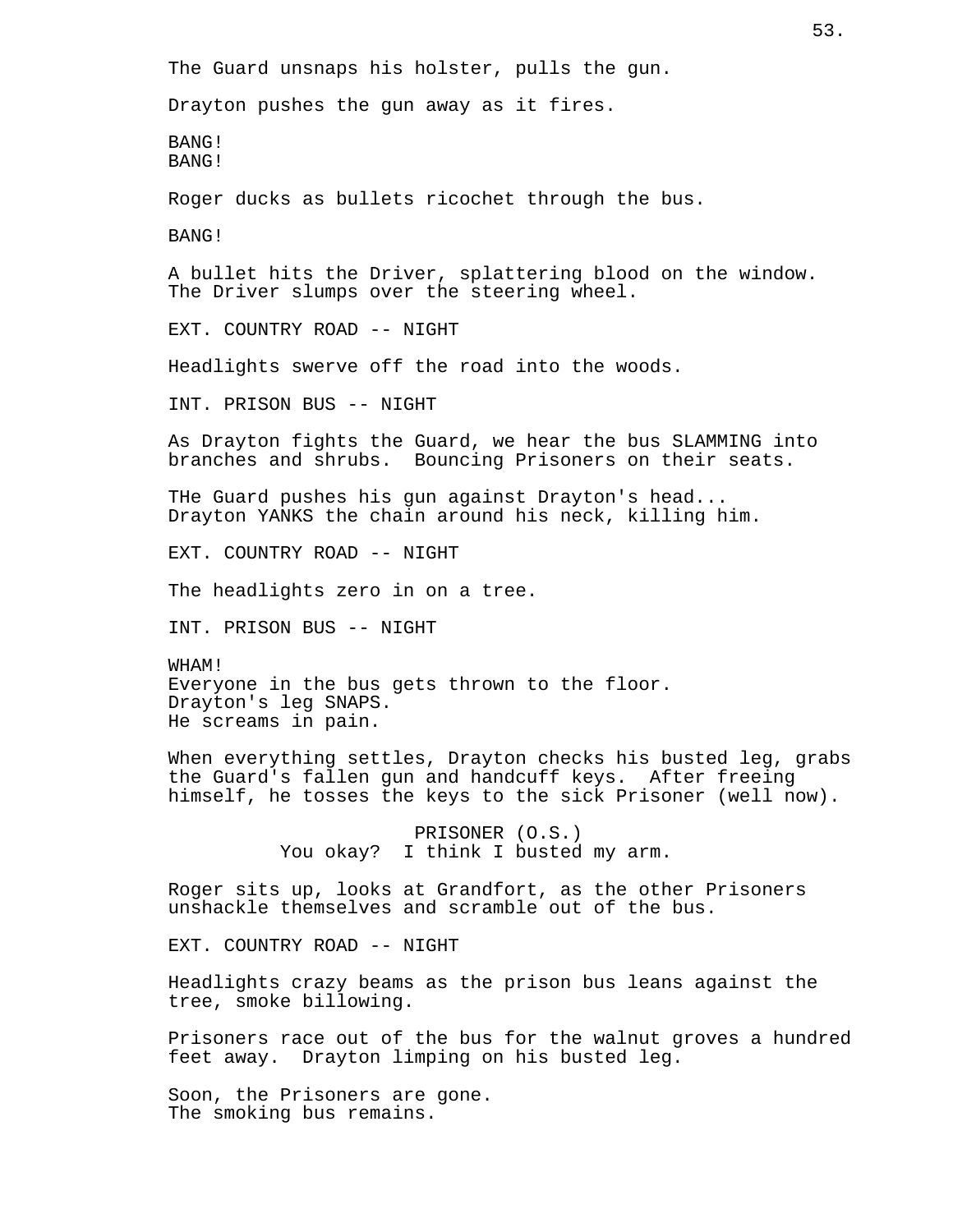The Guard unsnaps his holster, pulls the gun.

Drayton pushes the gun away as it fires.

BANG!
BANG!

Roger ducks as bullets ricochet through the bus.

BANG!

A bullet hits the Driver, splattering blood on the window. The Driver slumps over the steering wheel.

EXT. COUNTRY ROAD -- NIGHT

Headlights swerve off the road into the woods.

INT. PRISON BUS -- NIGHT

As Drayton fights the Guard, we hear the bus SLAMMING into branches and shrubs. Bouncing Prisoners on their seats.

THe Guard pushes his gun against Drayton's head...
Drayton YANKS the chain around his neck, killing him.

EXT. COUNTRY ROAD -- NIGHT

The headlights zero in on a tree.

INT. PRISON BUS -- NIGHT

WHAM!
Everyone in the bus gets thrown to the floor.
Drayton's leg SNAPS.
He screams in pain.

When everything settles, Drayton checks his busted leg, grabs the Guard's fallen gun and handcuff keys. After freeing himself, he tosses the keys to the sick Prisoner (well now).

PRISONER (O.S.)
You okay? I think I busted my arm.

Roger sits up, looks at Grandfort, as the other Prisoners unshackle themselves and scramble out of the bus.

EXT. COUNTRY ROAD -- NIGHT

Headlights crazy beams as the prison bus leans against the tree, smoke billowing.

Prisoners race out of the bus for the walnut groves a hundred feet away. Drayton limping on his busted leg.

Soon, the Prisoners are gone.
The smoking bus remains.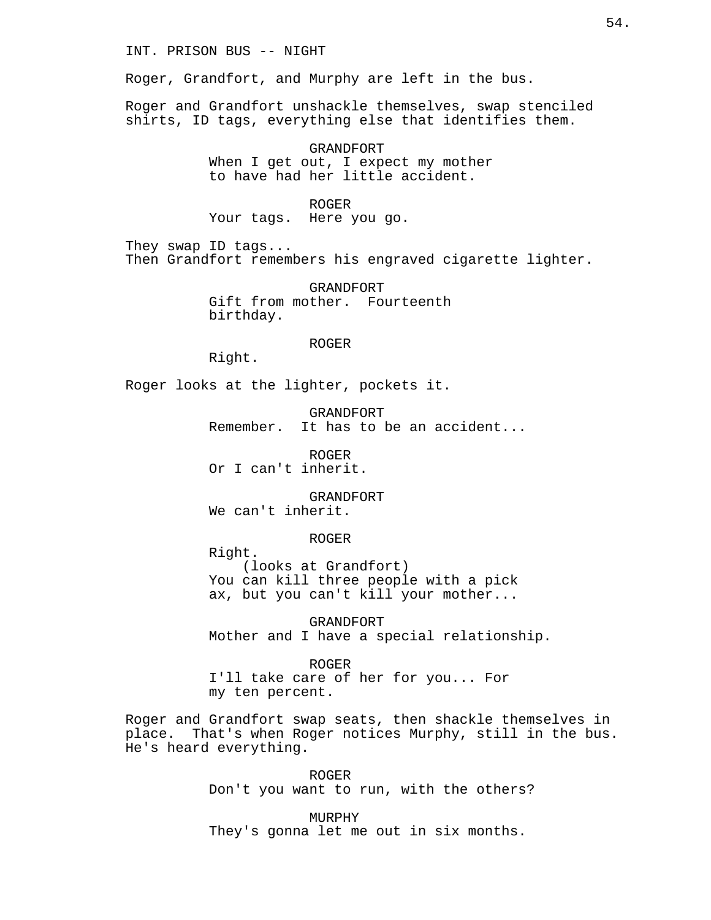INT. PRISON BUS -- NIGHT

Roger, Grandfort, and Murphy are left in the bus.

Roger and Grandfort unshackle themselves, swap stenciled shirts, ID tags, everything else that identifies them.

GRANDFORT
When I get out, I expect my mother to have had her little accident.

ROGER
Your tags. Here you go.

They swap ID tags...
Then Grandfort remembers his engraved cigarette lighter.

GRANDFORT
Gift from mother. Fourteenth birthday.

ROGER
Right.

Roger looks at the lighter, pockets it.

GRANDFORT
Remember. It has to be an accident...

ROGER
Or I can't inherit.

GRANDFORT
We can't inherit.

ROGER
Right.
(looks at Grandfort)
You can kill three people with a pick ax, but you can't kill your mother...

GRANDFORT
Mother and I have a special relationship.

ROGER
I'll take care of her for you... For my ten percent.

Roger and Grandfort swap seats, then shackle themselves in place. That's when Roger notices Murphy, still in the bus. He's heard everything.

ROGER
Don't you want to run, with the others?

MURPHY
They's gonna let me out in six months.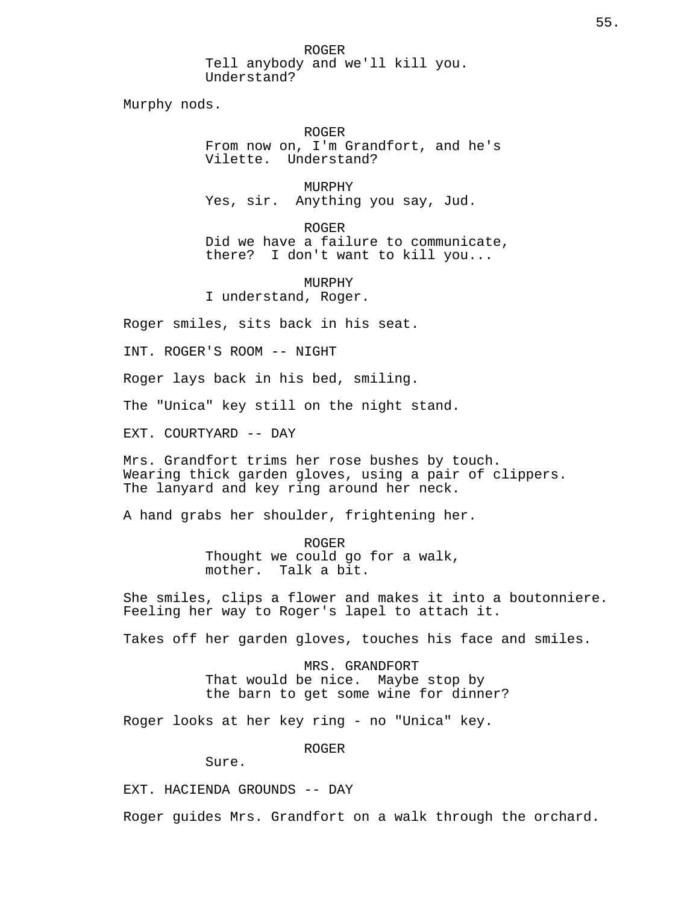ROGER
Tell anybody and we'll kill you. Understand?

Murphy nods.

ROGER
From now on, I'm Grandfort, and he's Vilette.  Understand?

MURPHY
Yes, sir.  Anything you say, Jud.

ROGER
Did we have a failure to communicate, there?  I don't want to kill you...

MURPHY
I understand, Roger.

Roger smiles, sits back in his seat.

INT. ROGER'S ROOM -- NIGHT

Roger lays back in his bed, smiling.

The "Unica" key still on the night stand.

EXT. COURTYARD -- DAY

Mrs. Grandfort trims her rose bushes by touch. Wearing thick garden gloves, using a pair of clippers. The lanyard and key ring around her neck.

A hand grabs her shoulder, frightening her.

ROGER
Thought we could go for a walk, mother.  Talk a bit.

She smiles, clips a flower and makes it into a boutonniere. Feeling her way to Roger's lapel to attach it.

Takes off her garden gloves, touches his face and smiles.

MRS. GRANDFORT
That would be nice.  Maybe stop by the barn to get some wine for dinner?

Roger looks at her key ring - no "Unica" key.

ROGER
Sure.

EXT. HACIENDA GROUNDS -- DAY

Roger guides Mrs. Grandfort on a walk through the orchard.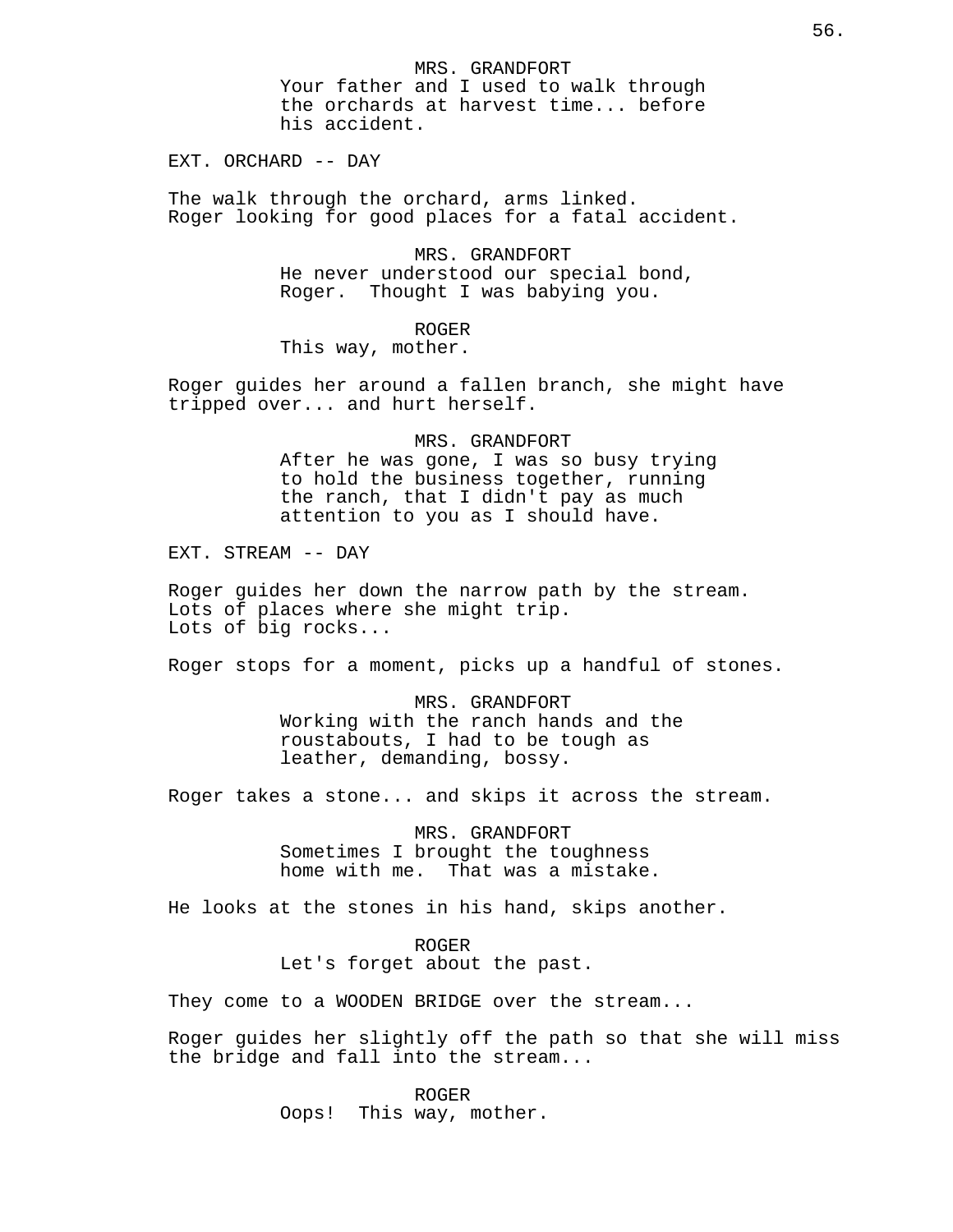MRS. GRANDFORT

Your father and I used to walk through the orchards at harvest time... before his accident.

EXT. ORCHARD -- DAY

The walk through the orchard, arms linked.
Roger looking for good places for a fatal accident.

MRS. GRANDFORT

He never understood our special bond, Roger.  Thought I was babying you.

ROGER

This way, mother.

Roger guides her around a fallen branch, she might have tripped over... and hurt herself.

MRS. GRANDFORT

After he was gone, I was so busy trying to hold the business together, running the ranch, that I didn't pay as much attention to you as I should have.

EXT. STREAM -- DAY

Roger guides her down the narrow path by the stream.
Lots of places where she might trip.
Lots of big rocks...

Roger stops for a moment, picks up a handful of stones.

MRS. GRANDFORT

Working with the ranch hands and the roustabouts, I had to be tough as leather, demanding, bossy.

Roger takes a stone... and skips it across the stream.

MRS. GRANDFORT

Sometimes I brought the toughness home with me.  That was a mistake.

He looks at the stones in his hand, skips another.

ROGER

Let's forget about the past.

They come to a WOODEN BRIDGE over the stream...

Roger guides her slightly off the path so that she will miss the bridge and fall into the stream...

ROGER

Oops!  This way, mother.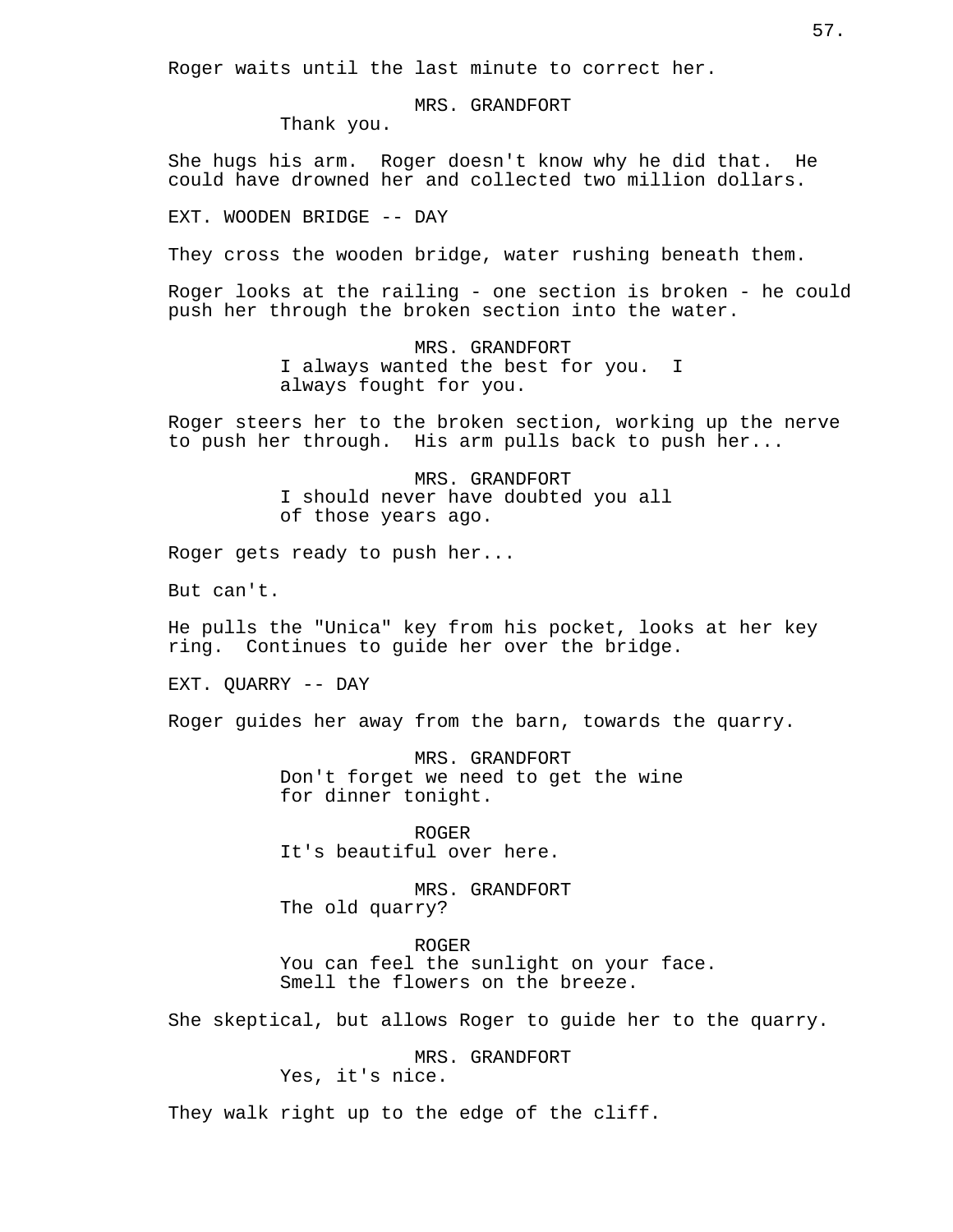Roger waits until the last minute to correct her.

MRS. GRANDFORT
Thank you.

She hugs his arm. Roger doesn't know why he did that. He could have drowned her and collected two million dollars.

EXT. WOODEN BRIDGE -- DAY

They cross the wooden bridge, water rushing beneath them.

Roger looks at the railing - one section is broken - he could push her through the broken section into the water.

MRS. GRANDFORT
I always wanted the best for you. I always fought for you.

Roger steers her to the broken section, working up the nerve to push her through. His arm pulls back to push her...

MRS. GRANDFORT
I should never have doubted you all of those years ago.

Roger gets ready to push her...

But can't.

He pulls the "Unica" key from his pocket, looks at her key ring. Continues to guide her over the bridge.

EXT. QUARRY -- DAY

Roger guides her away from the barn, towards the quarry.

MRS. GRANDFORT
Don't forget we need to get the wine for dinner tonight.

ROGER
It's beautiful over here.

MRS. GRANDFORT
The old quarry?

ROGER
You can feel the sunlight on your face. Smell the flowers on the breeze.

She skeptical, but allows Roger to guide her to the quarry.

MRS. GRANDFORT
Yes, it's nice.

They walk right up to the edge of the cliff.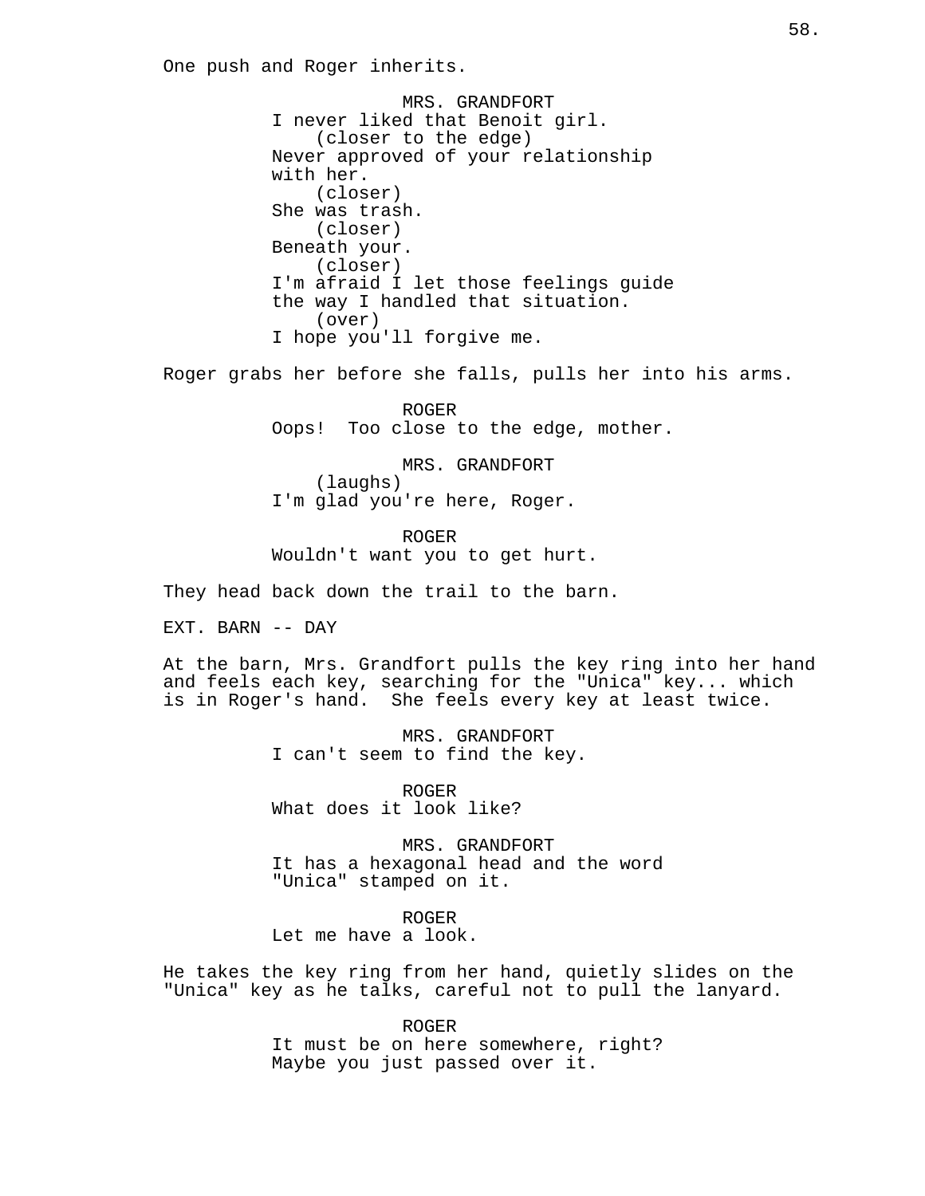One push and Roger inherits.

MRS. GRANDFORT
I never liked that Benoit girl.
(closer to the edge)
Never approved of your relationship with her.
(closer)
She was trash.
(closer)
Beneath your.
(closer)
I'm afraid I let those feelings guide the way I handled that situation.
(over)
I hope you'll forgive me.

Roger grabs her before she falls, pulls her into his arms.

ROGER
Oops! Too close to the edge, mother.

MRS. GRANDFORT
(laughs)
I'm glad you're here, Roger.

ROGER
Wouldn't want you to get hurt.

They head back down the trail to the barn.

EXT. BARN -- DAY

At the barn, Mrs. Grandfort pulls the key ring into her hand and feels each key, searching for the "Unica" key... which is in Roger's hand. She feels every key at least twice.

MRS. GRANDFORT
I can't seem to find the key.

ROGER
What does it look like?

MRS. GRANDFORT
It has a hexagonal head and the word "Unica" stamped on it.

ROGER
Let me have a look.

He takes the key ring from her hand, quietly slides on the "Unica" key as he talks, careful not to pull the lanyard.

ROGER
It must be on here somewhere, right? Maybe you just passed over it.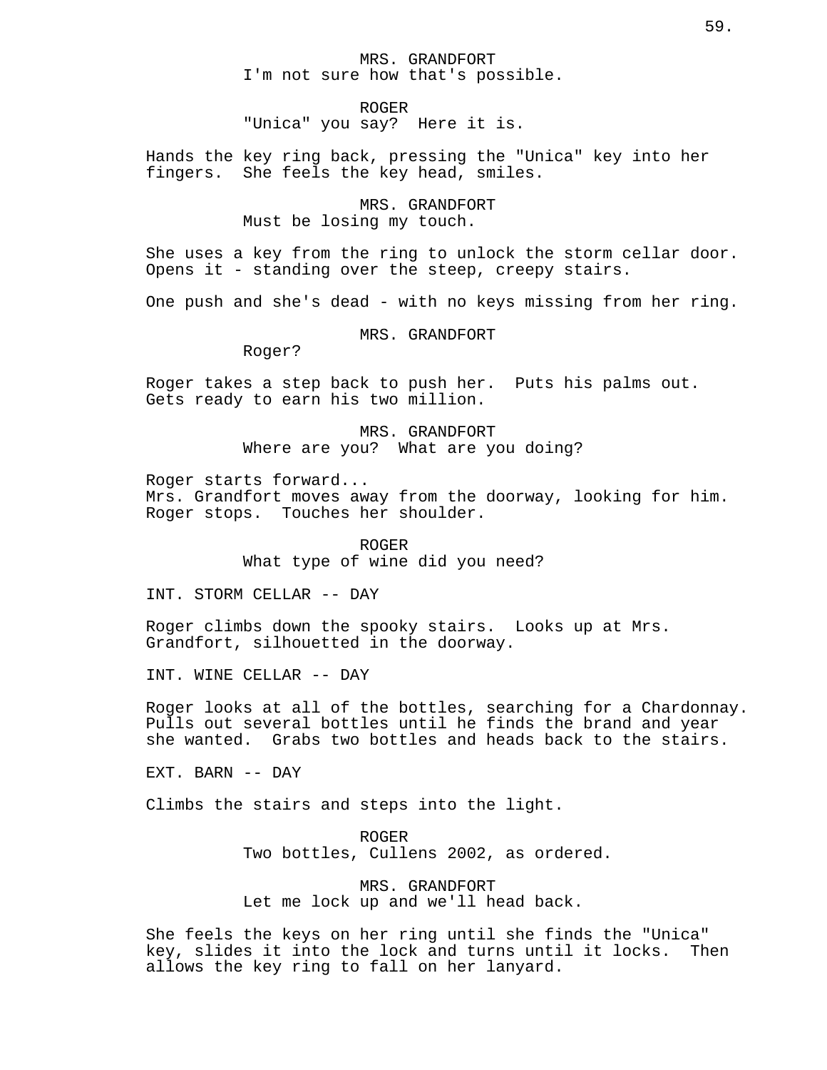MRS. GRANDFORT
I'm not sure how that's possible.

ROGER
"Unica" you say? Here it is.

Hands the key ring back, pressing the "Unica" key into her fingers. She feels the key head, smiles.

MRS. GRANDFORT
Must be losing my touch.

She uses a key from the ring to unlock the storm cellar door. Opens it - standing over the steep, creepy stairs.

One push and she's dead - with no keys missing from her ring.

MRS. GRANDFORT
Roger?

Roger takes a step back to push her. Puts his palms out. Gets ready to earn his two million.

MRS. GRANDFORT
Where are you? What are you doing?

Roger starts forward...
Mrs. Grandfort moves away from the doorway, looking for him.
Roger stops. Touches her shoulder.

ROGER
What type of wine did you need?

INT. STORM CELLAR -- DAY

Roger climbs down the spooky stairs. Looks up at Mrs. Grandfort, silhouetted in the doorway.

INT. WINE CELLAR -- DAY

Roger looks at all of the bottles, searching for a Chardonnay. Pulls out several bottles until he finds the brand and year she wanted. Grabs two bottles and heads back to the stairs.

EXT. BARN -- DAY

Climbs the stairs and steps into the light.

ROGER
Two bottles, Cullens 2002, as ordered.

MRS. GRANDFORT
Let me lock up and we'll head back.

She feels the keys on her ring until she finds the "Unica" key, slides it into the lock and turns until it locks. Then allows the key ring to fall on her lanyard.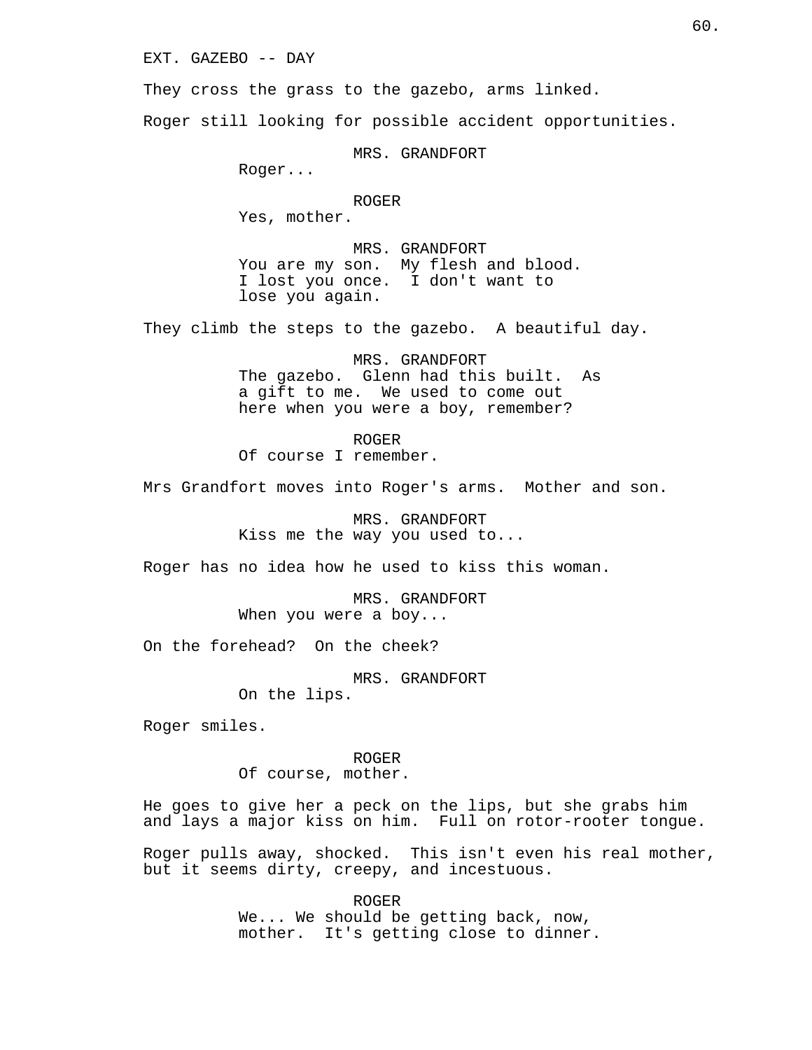EXT. GAZEBO -- DAY

They cross the grass to the gazebo, arms linked.

Roger still looking for possible accident opportunities.

MRS. GRANDFORT
Roger...

ROGER
Yes, mother.

MRS. GRANDFORT
You are my son. My flesh and blood. I lost you once. I don't want to lose you again.

They climb the steps to the gazebo. A beautiful day.

MRS. GRANDFORT
The gazebo. Glenn had this built. As a gift to me. We used to come out here when you were a boy, remember?

ROGER
Of course I remember.

Mrs Grandfort moves into Roger's arms. Mother and son.

MRS. GRANDFORT
Kiss me the way you used to...

Roger has no idea how he used to kiss this woman.

MRS. GRANDFORT
When you were a boy...

On the forehead? On the cheek?

MRS. GRANDFORT
On the lips.

Roger smiles.

ROGER
Of course, mother.

He goes to give her a peck on the lips, but she grabs him and lays a major kiss on him. Full on rotor-rooter tongue.

Roger pulls away, shocked. This isn't even his real mother, but it seems dirty, creepy, and incestuous.

ROGER
We... We should be getting back, now, mother. It's getting close to dinner.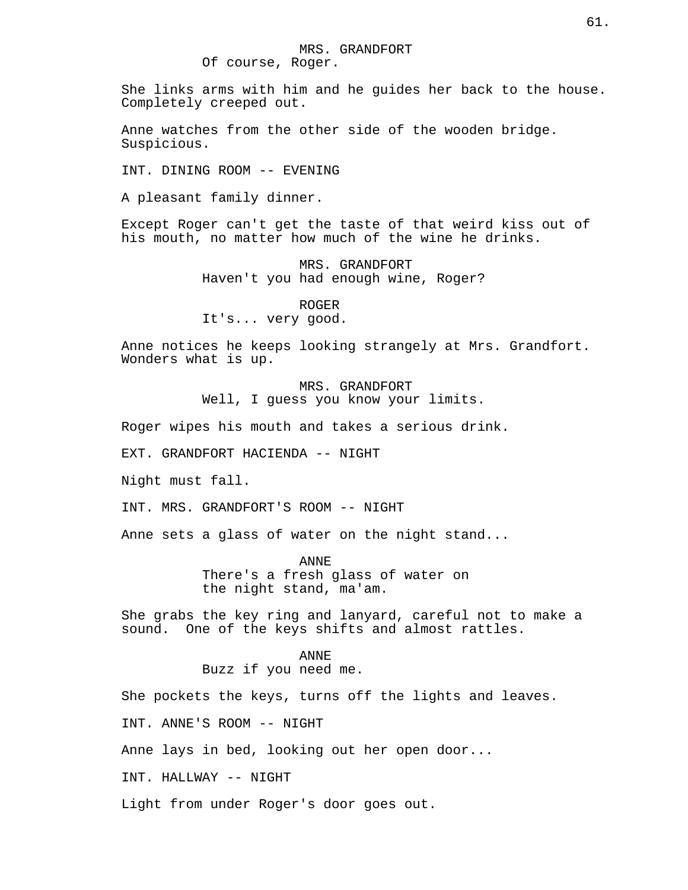MRS. GRANDFORT
Of course, Roger.

She links arms with him and he guides her back to the house. Completely creeped out.

Anne watches from the other side of the wooden bridge. Suspicious.

INT. DINING ROOM -- EVENING

A pleasant family dinner.

Except Roger can't get the taste of that weird kiss out of his mouth, no matter how much of the wine he drinks.

MRS. GRANDFORT
Haven't you had enough wine, Roger?

ROGER
It's... very good.

Anne notices he keeps looking strangely at Mrs. Grandfort. Wonders what is up.

MRS. GRANDFORT
Well, I guess you know your limits.

Roger wipes his mouth and takes a serious drink.

EXT. GRANDFORT HACIENDA -- NIGHT

Night must fall.

INT. MRS. GRANDFORT'S ROOM -- NIGHT

Anne sets a glass of water on the night stand...

ANNE
There's a fresh glass of water on the night stand, ma'am.

She grabs the key ring and lanyard, careful not to make a sound. One of the keys shifts and almost rattles.

ANNE
Buzz if you need me.

She pockets the keys, turns off the lights and leaves.

INT. ANNE'S ROOM -- NIGHT

Anne lays in bed, looking out her open door...

INT. HALLWAY -- NIGHT

Light from under Roger's door goes out.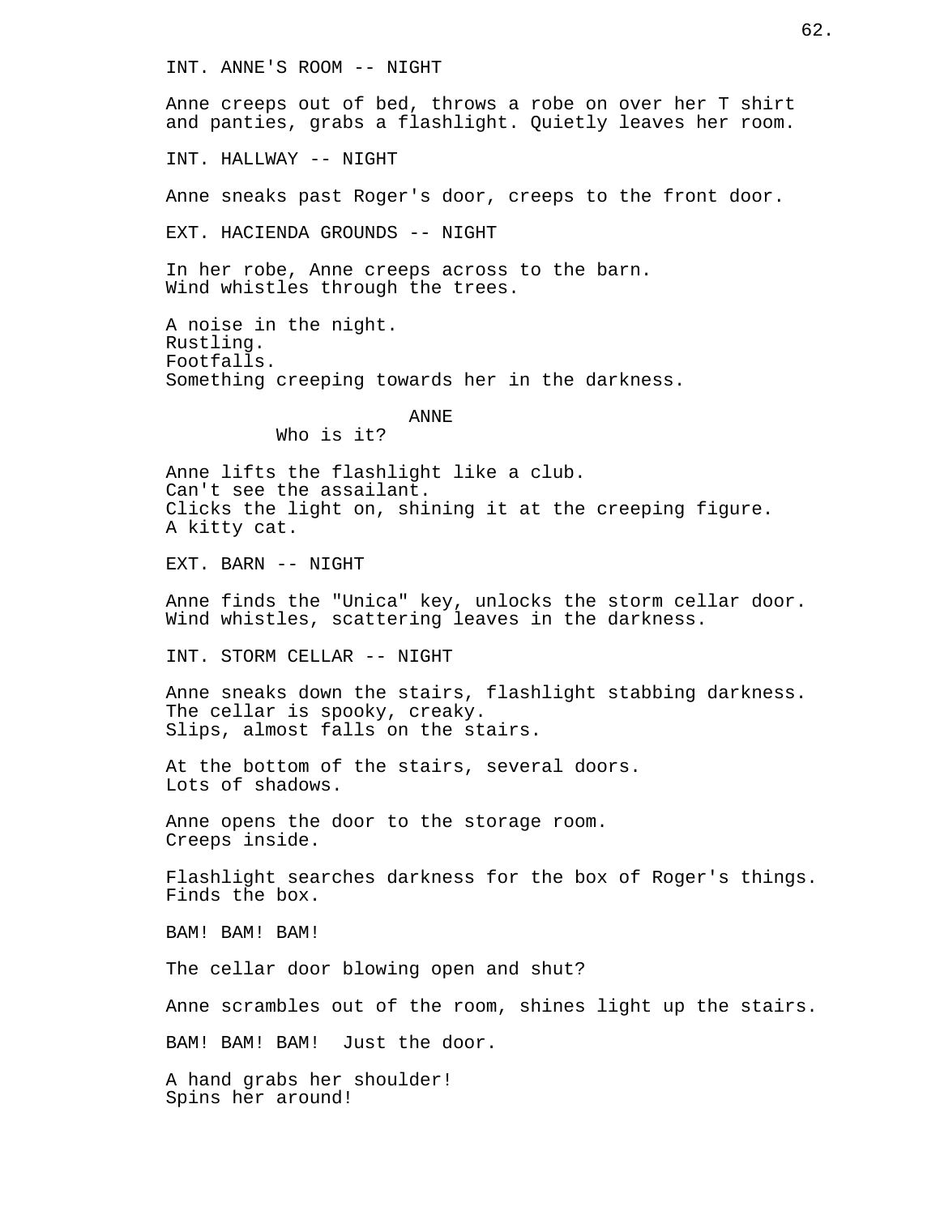INT. ANNE'S ROOM -- NIGHT

Anne creeps out of bed, throws a robe on over her T shirt and panties, grabs a flashlight. Quietly leaves her room.

INT. HALLWAY -- NIGHT

Anne sneaks past Roger's door, creeps to the front door.

EXT. HACIENDA GROUNDS -- NIGHT

In her robe, Anne creeps across to the barn.
Wind whistles through the trees.

A noise in the night.
Rustling.
Footfalls.
Something creeping towards her in the darkness.

ANNE
Who is it?

Anne lifts the flashlight like a club.
Can't see the assailant.
Clicks the light on, shining it at the creeping figure.
A kitty cat.

EXT. BARN -- NIGHT

Anne finds the "Unica" key, unlocks the storm cellar door.
Wind whistles, scattering leaves in the darkness.

INT. STORM CELLAR -- NIGHT

Anne sneaks down the stairs, flashlight stabbing darkness.
The cellar is spooky, creaky.
Slips, almost falls on the stairs.

At the bottom of the stairs, several doors.
Lots of shadows.

Anne opens the door to the storage room.
Creeps inside.

Flashlight searches darkness for the box of Roger's things.
Finds the box.

BAM! BAM! BAM!

The cellar door blowing open and shut?

Anne scrambles out of the room, shines light up the stairs.

BAM! BAM! BAM! Just the door.

A hand grabs her shoulder!
Spins her around!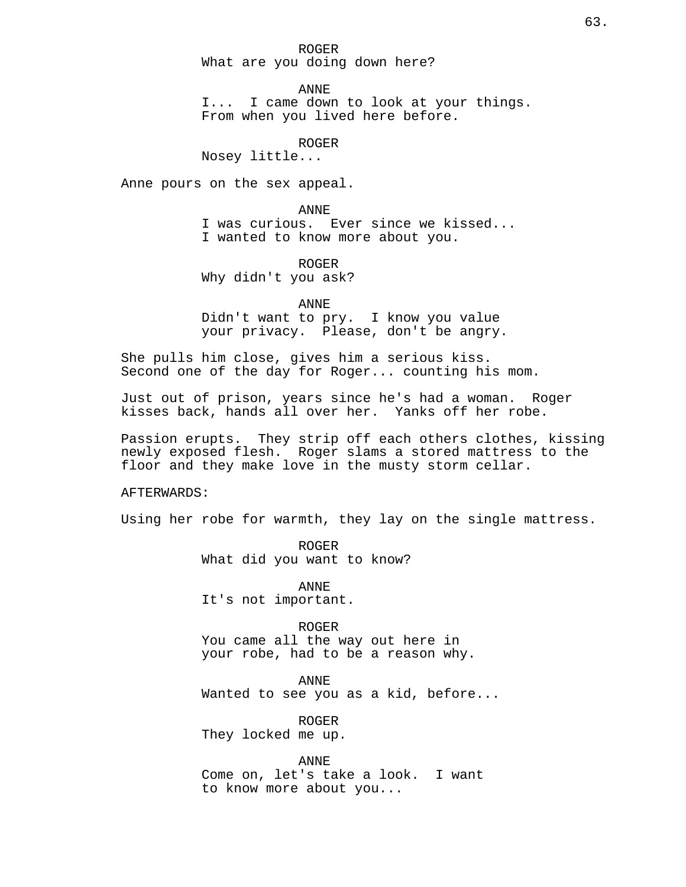ROGER
What are you doing down here?

ANNE
I... I came down to look at your things.
From when you lived here before.

ROGER
Nosey little...

Anne pours on the sex appeal.

ANNE
I was curious. Ever since we kissed...
I wanted to know more about you.

ROGER
Why didn't you ask?

ANNE
Didn't want to pry. I know you value
your privacy. Please, don't be angry.

She pulls him close, gives him a serious kiss.
Second one of the day for Roger... counting his mom.

Just out of prison, years since he's had a woman. Roger
kisses back, hands all over her. Yanks off her robe.

Passion erupts. They strip off each others clothes, kissing
newly exposed flesh. Roger slams a stored mattress to the
floor and they make love in the musty storm cellar.

AFTERWARDS:

Using her robe for warmth, they lay on the single mattress.

ROGER
What did you want to know?

ANNE
It's not important.

ROGER
You came all the way out here in
your robe, had to be a reason why.

ANNE
Wanted to see you as a kid, before...

ROGER
They locked me up.

ANNE
Come on, let's take a look. I want
to know more about you...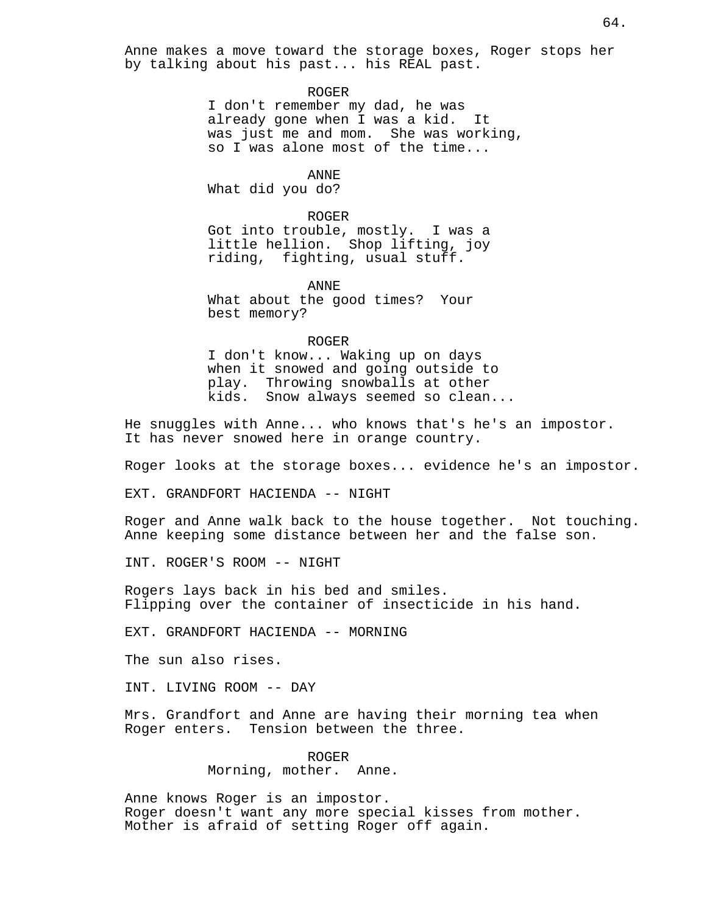Anne makes a move toward the storage boxes, Roger stops her by talking about his past... his REAL past.

ROGER
I don't remember my dad, he was already gone when I was a kid. It was just me and mom. She was working, so I was alone most of the time...

ANNE
What did you do?

ROGER
Got into trouble, mostly. I was a little hellion. Shop lifting, joy riding, fighting, usual stuff.

ANNE
What about the good times? Your best memory?

ROGER
I don't know... Waking up on days when it snowed and going outside to play. Throwing snowballs at other kids. Snow always seemed so clean...

He snuggles with Anne... who knows that's he's an impostor. It has never snowed here in orange country.

Roger looks at the storage boxes... evidence he's an impostor.

EXT. GRANDFORT HACIENDA -- NIGHT

Roger and Anne walk back to the house together. Not touching. Anne keeping some distance between her and the false son.

INT. ROGER'S ROOM -- NIGHT

Rogers lays back in his bed and smiles.
Flipping over the container of insecticide in his hand.

EXT. GRANDFORT HACIENDA -- MORNING

The sun also rises.

INT. LIVING ROOM -- DAY

Mrs. Grandfort and Anne are having their morning tea when Roger enters. Tension between the three.

ROGER
Morning, mother. Anne.

Anne knows Roger is an impostor.
Roger doesn't want any more special kisses from mother.
Mother is afraid of setting Roger off again.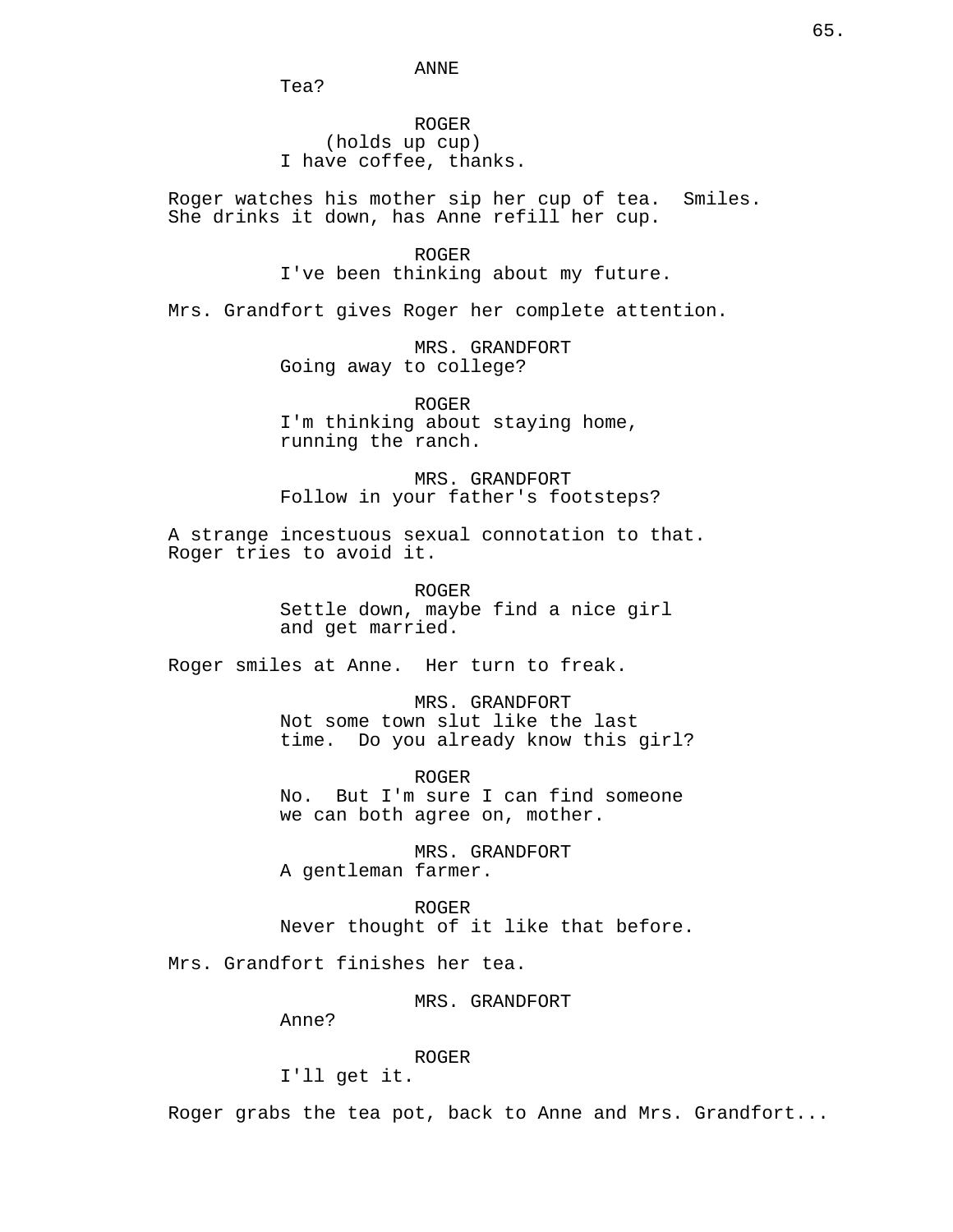ANNE
Tea?

ROGER
(holds up cup)
I have coffee, thanks.

Roger watches his mother sip her cup of tea. Smiles. She drinks it down, has Anne refill her cup.

ROGER
I've been thinking about my future.

Mrs. Grandfort gives Roger her complete attention.

MRS. GRANDFORT
Going away to college?

ROGER
I'm thinking about staying home, running the ranch.

MRS. GRANDFORT
Follow in your father's footsteps?

A strange incestuous sexual connotation to that. Roger tries to avoid it.

ROGER
Settle down, maybe find a nice girl and get married.

Roger smiles at Anne. Her turn to freak.

MRS. GRANDFORT
Not some town slut like the last time. Do you already know this girl?

ROGER
No. But I'm sure I can find someone we can both agree on, mother.

MRS. GRANDFORT
A gentleman farmer.

ROGER
Never thought of it like that before.

Mrs. Grandfort finishes her tea.

MRS. GRANDFORT
Anne?

ROGER
I'll get it.

Roger grabs the tea pot, back to Anne and Mrs. Grandfort...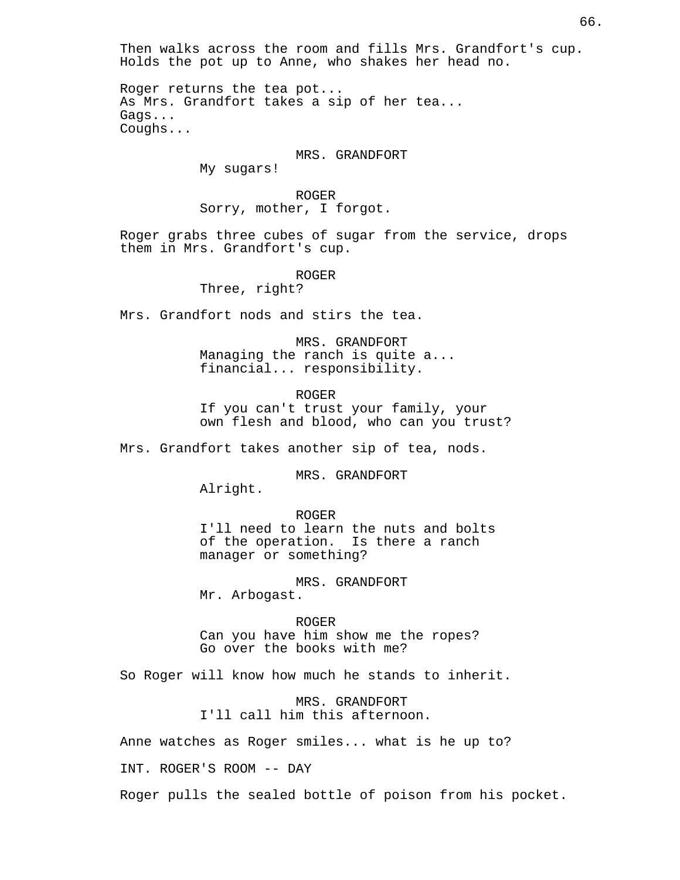Then walks across the room and fills Mrs. Grandfort's cup. Holds the pot up to Anne, who shakes her head no.

Roger returns the tea pot...
As Mrs. Grandfort takes a sip of her tea...
Gags...
Coughs...

MRS. GRANDFORT
My sugars!

ROGER
Sorry, mother, I forgot.

Roger grabs three cubes of sugar from the service, drops them in Mrs. Grandfort's cup.

ROGER
Three, right?

Mrs. Grandfort nods and stirs the tea.

MRS. GRANDFORT
Managing the ranch is quite a... financial... responsibility.

ROGER
If you can't trust your family, your own flesh and blood, who can you trust?

Mrs. Grandfort takes another sip of tea, nods.

MRS. GRANDFORT
Alright.

ROGER
I'll need to learn the nuts and bolts of the operation. Is there a ranch manager or something?

MRS. GRANDFORT
Mr. Arbogast.

ROGER
Can you have him show me the ropes? Go over the books with me?

So Roger will know how much he stands to inherit.

MRS. GRANDFORT
I'll call him this afternoon.

Anne watches as Roger smiles... what is he up to?

INT. ROGER'S ROOM -- DAY

Roger pulls the sealed bottle of poison from his pocket.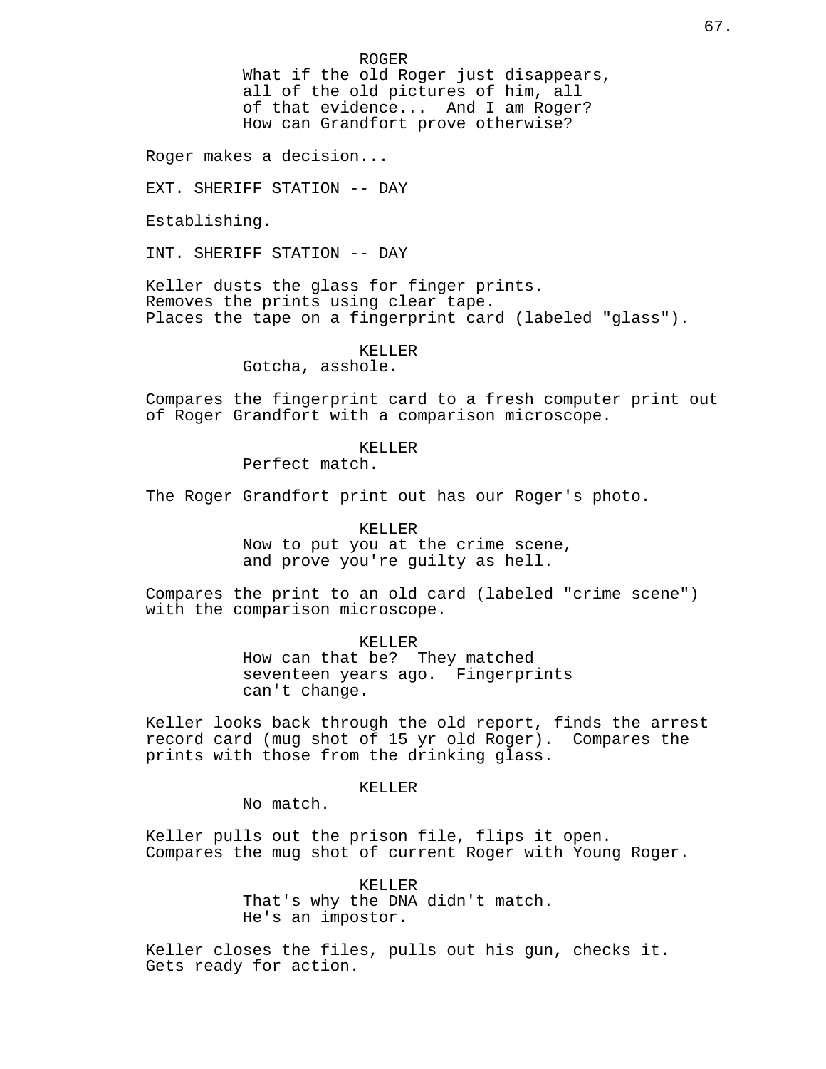ROGER
What if the old Roger just disappears, all of the old pictures of him, all of that evidence... And I am Roger? How can Grandfort prove otherwise?

Roger makes a decision...

EXT. SHERIFF STATION -- DAY

Establishing.

INT. SHERIFF STATION -- DAY

Keller dusts the glass for finger prints.
Removes the prints using clear tape.
Places the tape on a fingerprint card (labeled "glass").

KELLER
Gotcha, asshole.

Compares the fingerprint card to a fresh computer print out of Roger Grandfort with a comparison microscope.

KELLER
Perfect match.

The Roger Grandfort print out has our Roger's photo.

KELLER
Now to put you at the crime scene, and prove you're guilty as hell.

Compares the print to an old card (labeled "crime scene") with the comparison microscope.

KELLER
How can that be? They matched seventeen years ago. Fingerprints can't change.

Keller looks back through the old report, finds the arrest record card (mug shot of 15 yr old Roger). Compares the prints with those from the drinking glass.

KELLER
No match.

Keller pulls out the prison file, flips it open.
Compares the mug shot of current Roger with Young Roger.

KELLER
That's why the DNA didn't match. He's an impostor.

Keller closes the files, pulls out his gun, checks it.
Gets ready for action.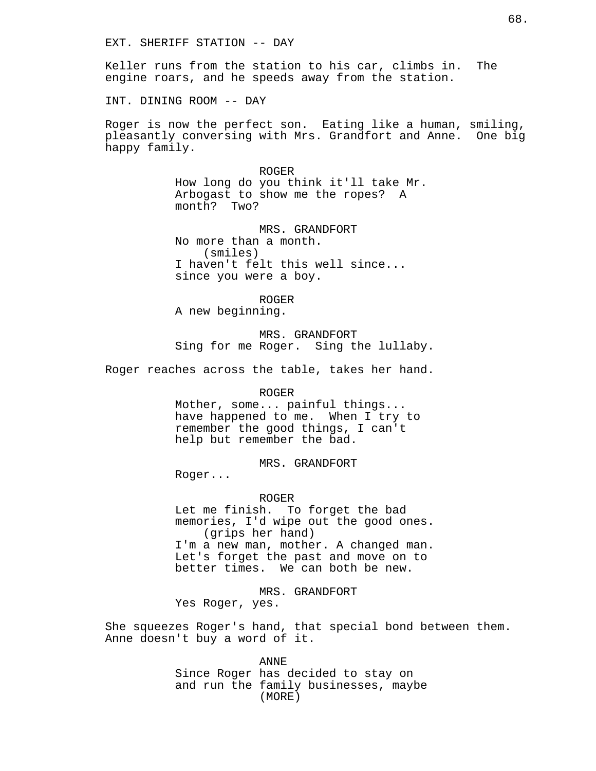EXT. SHERIFF STATION -- DAY

Keller runs from the station to his car, climbs in. The engine roars, and he speeds away from the station.

INT. DINING ROOM -- DAY

Roger is now the perfect son. Eating like a human, smiling, pleasantly conversing with Mrs. Grandfort and Anne. One big happy family.

ROGER
How long do you think it'll take Mr. Arbogast to show me the ropes? A month? Two?

MRS. GRANDFORT
No more than a month.
(smiles)
I haven't felt this well since... since you were a boy.

ROGER
A new beginning.

MRS. GRANDFORT
Sing for me Roger. Sing the lullaby.

Roger reaches across the table, takes her hand.

ROGER
Mother, some... painful things... have happened to me. When I try to remember the good things, I can't help but remember the bad.

MRS. GRANDFORT
Roger...

ROGER
Let me finish. To forget the bad memories, I'd wipe out the good ones.
(grips her hand)
I'm a new man, mother. A changed man. Let's forget the past and move on to better times. We can both be new.

MRS. GRANDFORT
Yes Roger, yes.

She squeezes Roger's hand, that special bond between them. Anne doesn't buy a word of it.

ANNE
Since Roger has decided to stay on and run the family businesses, maybe
(MORE)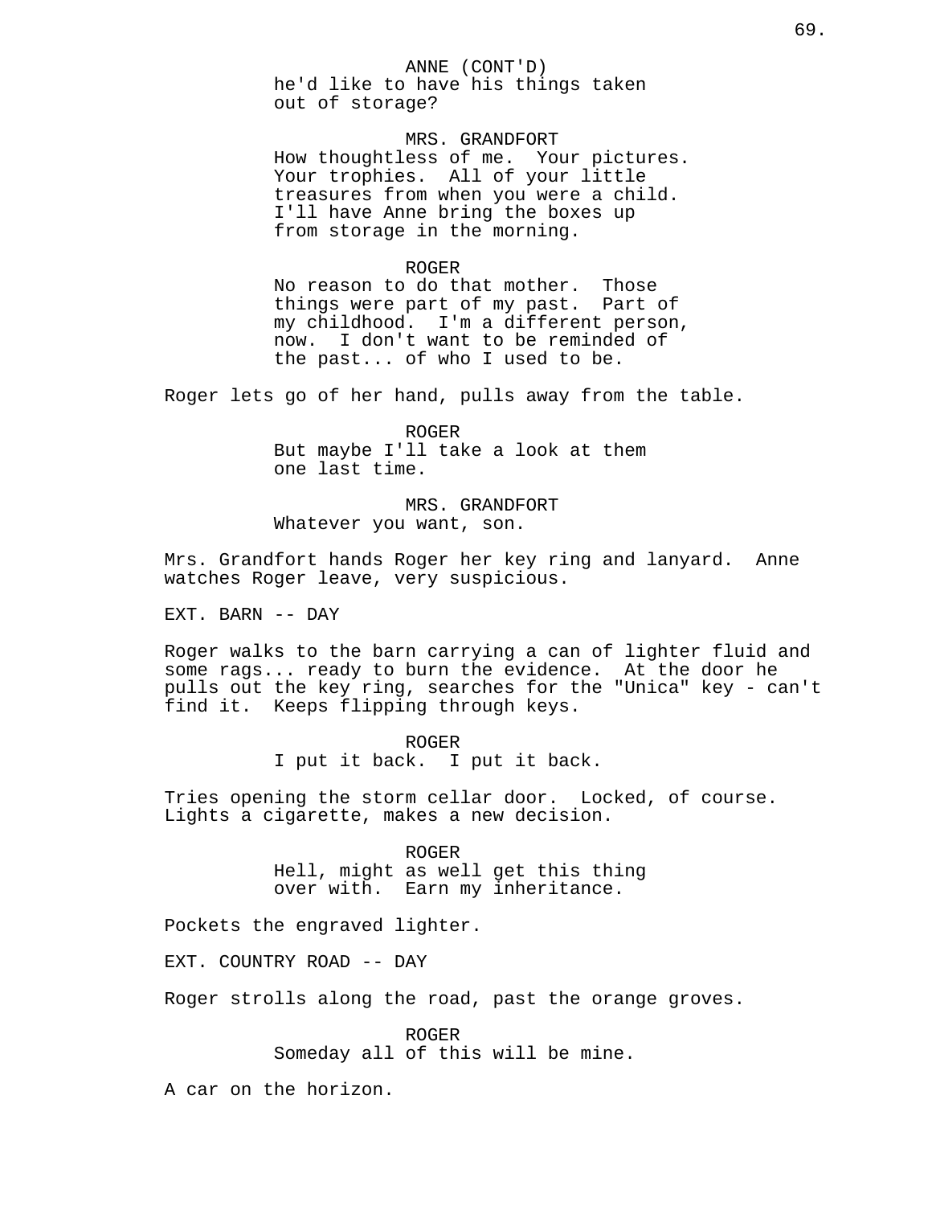ANNE (CONT'D)
he'd like to have his things taken out of storage?

MRS. GRANDFORT
How thoughtless of me. Your pictures. Your trophies. All of your little treasures from when you were a child. I'll have Anne bring the boxes up from storage in the morning.

ROGER
No reason to do that mother. Those things were part of my past. Part of my childhood. I'm a different person, now. I don't want to be reminded of the past... of who I used to be.

Roger lets go of her hand, pulls away from the table.

ROGER
But maybe I'll take a look at them one last time.

MRS. GRANDFORT
Whatever you want, son.

Mrs. Grandfort hands Roger her key ring and lanyard. Anne watches Roger leave, very suspicious.

EXT. BARN -- DAY

Roger walks to the barn carrying a can of lighter fluid and some rags... ready to burn the evidence. At the door he pulls out the key ring, searches for the "Unica" key - can't find it. Keeps flipping through keys.

ROGER
I put it back. I put it back.

Tries opening the storm cellar door. Locked, of course. Lights a cigarette, makes a new decision.

ROGER
Hell, might as well get this thing over with. Earn my inheritance.

Pockets the engraved lighter.

EXT. COUNTRY ROAD -- DAY

Roger strolls along the road, past the orange groves.

ROGER
Someday all of this will be mine.

A car on the horizon.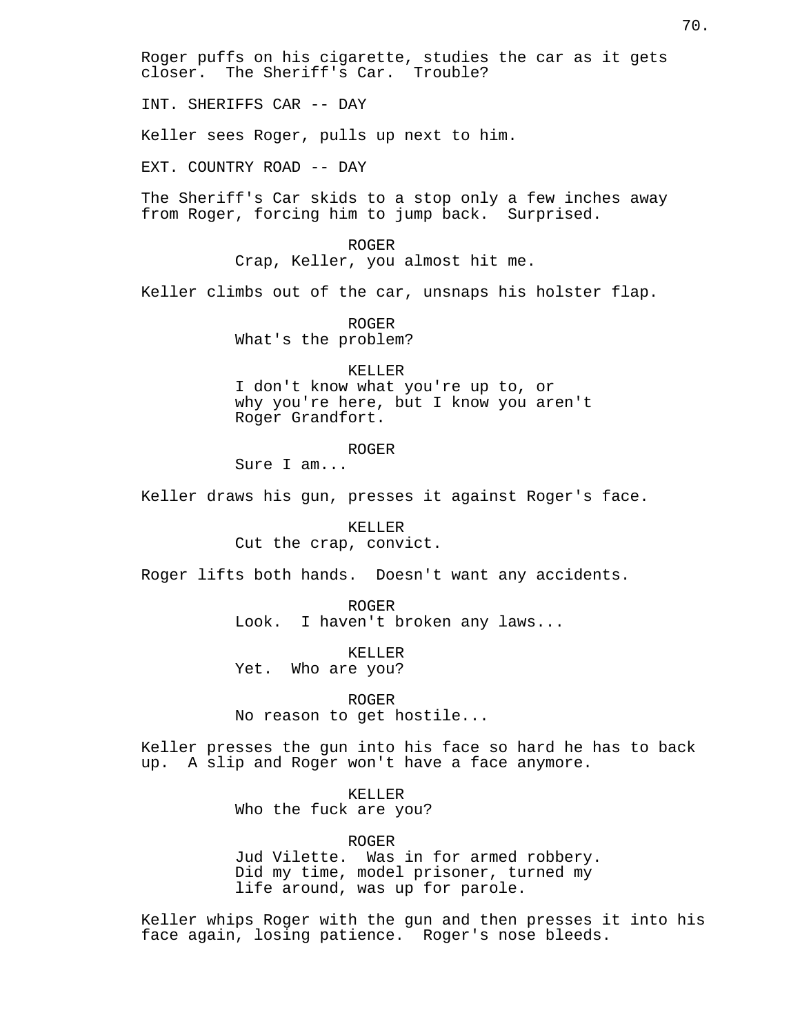Roger puffs on his cigarette, studies the car as it gets closer. The Sheriff's Car. Trouble?

INT. SHERIFFS CAR -- DAY

Keller sees Roger, pulls up next to him.

EXT. COUNTRY ROAD -- DAY

The Sheriff's Car skids to a stop only a few inches away from Roger, forcing him to jump back. Surprised.

ROGER
Crap, Keller, you almost hit me.

Keller climbs out of the car, unsnaps his holster flap.

ROGER
What's the problem?

KELLER
I don't know what you're up to, or why you're here, but I know you aren't Roger Grandfort.

ROGER
Sure I am...

Keller draws his gun, presses it against Roger's face.

KELLER
Cut the crap, convict.

Roger lifts both hands. Doesn't want any accidents.

ROGER
Look. I haven't broken any laws...

KELLER
Yet. Who are you?

ROGER
No reason to get hostile...

Keller presses the gun into his face so hard he has to back up. A slip and Roger won't have a face anymore.

KELLER
Who the fuck are you?

ROGER
Jud Vilette. Was in for armed robbery. Did my time, model prisoner, turned my life around, was up for parole.

Keller whips Roger with the gun and then presses it into his face again, losing patience. Roger's nose bleeds.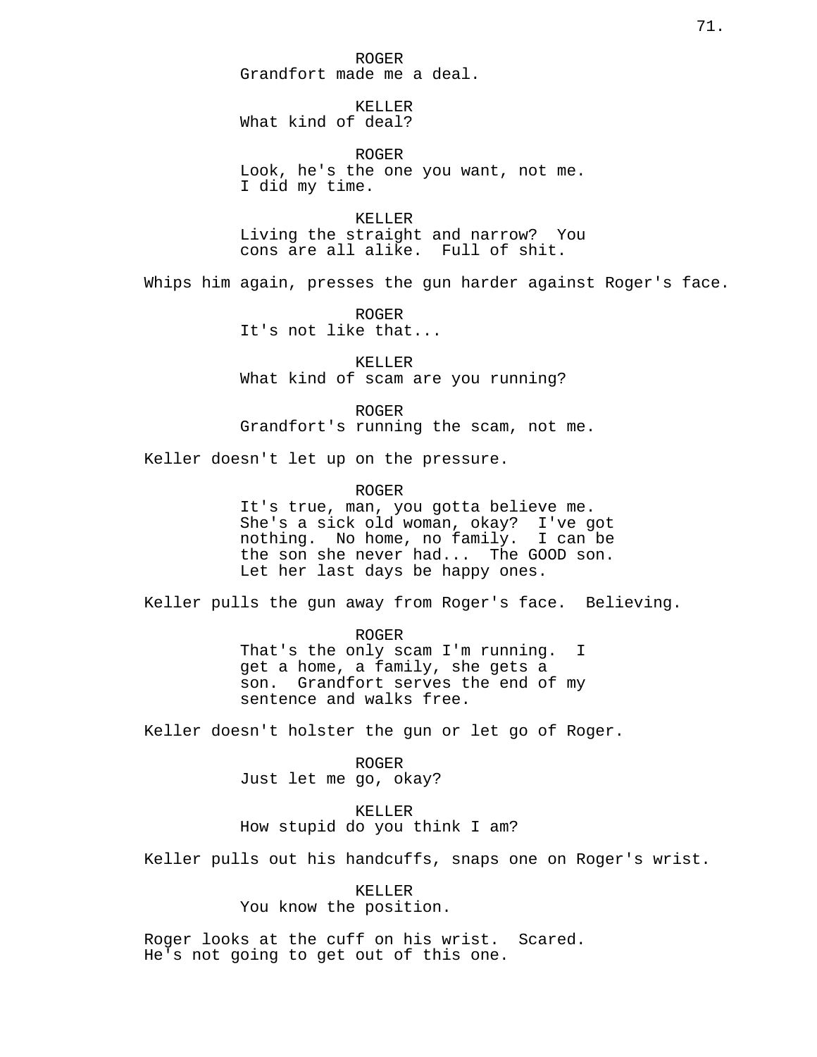ROGER
Grandfort made me a deal.

KELLER
What kind of deal?

ROGER
Look, he's the one you want, not me.
I did my time.

KELLER
Living the straight and narrow? You
cons are all alike. Full of shit.

Whips him again, presses the gun harder against Roger's face.

ROGER
It's not like that...

KELLER
What kind of scam are you running?

ROGER
Grandfort's running the scam, not me.

Keller doesn't let up on the pressure.

ROGER
It's true, man, you gotta believe me.
She's a sick old woman, okay? I've got
nothing. No home, no family. I can be
the son she never had... The GOOD son.
Let her last days be happy ones.

Keller pulls the gun away from Roger's face. Believing.

ROGER
That's the only scam I'm running. I
get a home, a family, she gets a
son. Grandfort serves the end of my
sentence and walks free.

Keller doesn't holster the gun or let go of Roger.

ROGER
Just let me go, okay?

KELLER
How stupid do you think I am?

Keller pulls out his handcuffs, snaps one on Roger's wrist.

KELLER
You know the position.

Roger looks at the cuff on his wrist. Scared.
He's not going to get out of this one.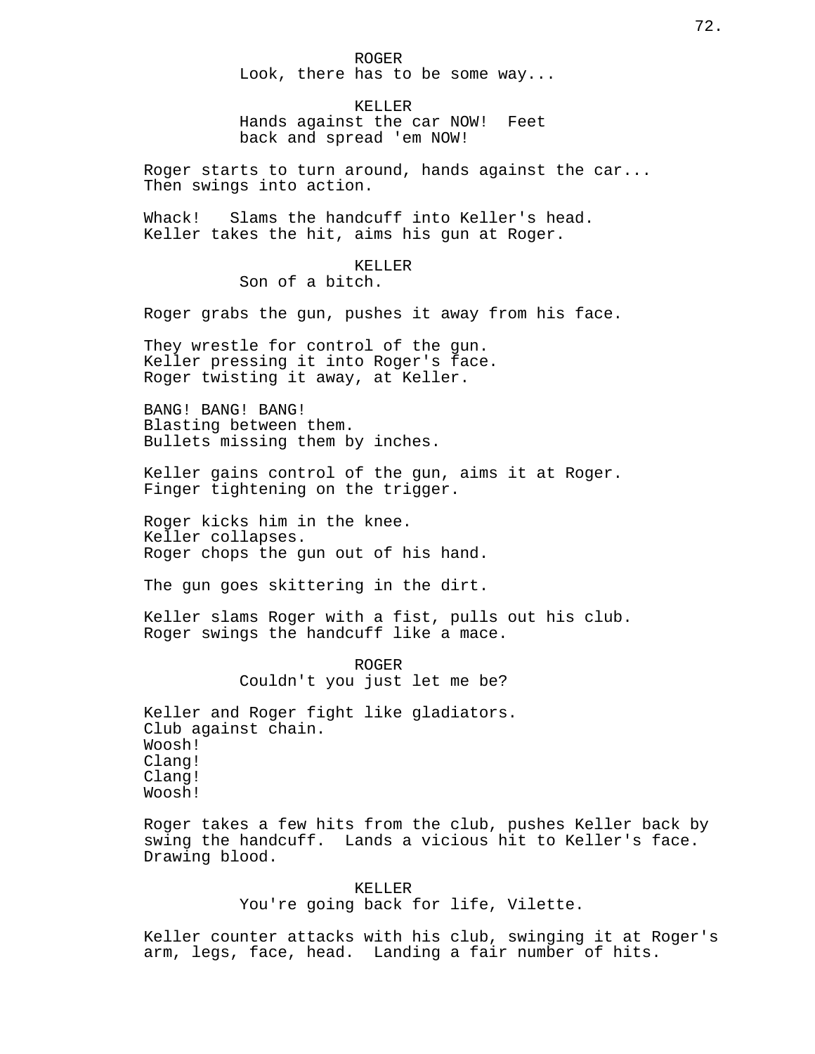ROGER
Look, there has to be some way...

KELLER
Hands against the car NOW! Feet back and spread 'em NOW!

Roger starts to turn around, hands against the car... Then swings into action.

Whack! Slams the handcuff into Keller's head. Keller takes the hit, aims his gun at Roger.

KELLER
Son of a bitch.

Roger grabs the gun, pushes it away from his face.

They wrestle for control of the gun.
Keller pressing it into Roger's face.
Roger twisting it away, at Keller.

BANG! BANG! BANG!
Blasting between them.
Bullets missing them by inches.

Keller gains control of the gun, aims it at Roger.
Finger tightening on the trigger.

Roger kicks him in the knee.
Keller collapses.
Roger chops the gun out of his hand.

The gun goes skittering in the dirt.

Keller slams Roger with a fist, pulls out his club.
Roger swings the handcuff like a mace.

ROGER
Couldn't you just let me be?

Keller and Roger fight like gladiators.
Club against chain.
Woosh!
Clang!
Clang!
Woosh!

Roger takes a few hits from the club, pushes Keller back by swing the handcuff. Lands a vicious hit to Keller's face. Drawing blood.

KELLER
You're going back for life, Vilette.

Keller counter attacks with his club, swinging it at Roger's arm, legs, face, head. Landing a fair number of hits.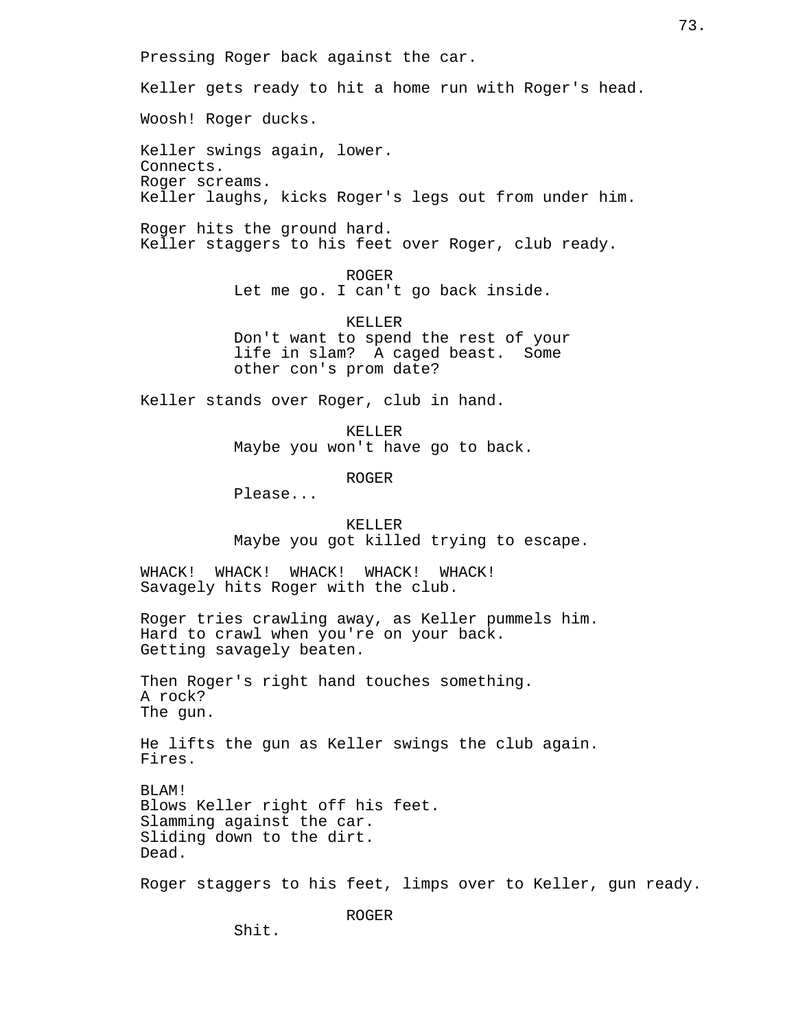Pressing Roger back against the car.

Keller gets ready to hit a home run with Roger's head.

Woosh! Roger ducks.

Keller swings again, lower.
Connects.
Roger screams.
Keller laughs, kicks Roger's legs out from under him.

Roger hits the ground hard.
Keller staggers to his feet over Roger, club ready.

ROGER
Let me go. I can't go back inside.

KELLER
Don't want to spend the rest of your life in slam? A caged beast. Some other con's prom date?

Keller stands over Roger, club in hand.

KELLER
Maybe you won't have go to back.

ROGER
Please...

KELLER
Maybe you got killed trying to escape.

WHACK! WHACK! WHACK! WHACK! WHACK!
Savagely hits Roger with the club.

Roger tries crawling away, as Keller pummels him.
Hard to crawl when you're on your back.
Getting savagely beaten.

Then Roger's right hand touches something.
A rock?
The gun.

He lifts the gun as Keller swings the club again.
Fires.

BLAM!
Blows Keller right off his feet.
Slamming against the car.
Sliding down to the dirt.
Dead.

Roger staggers to his feet, limps over to Keller, gun ready.

ROGER
Shit.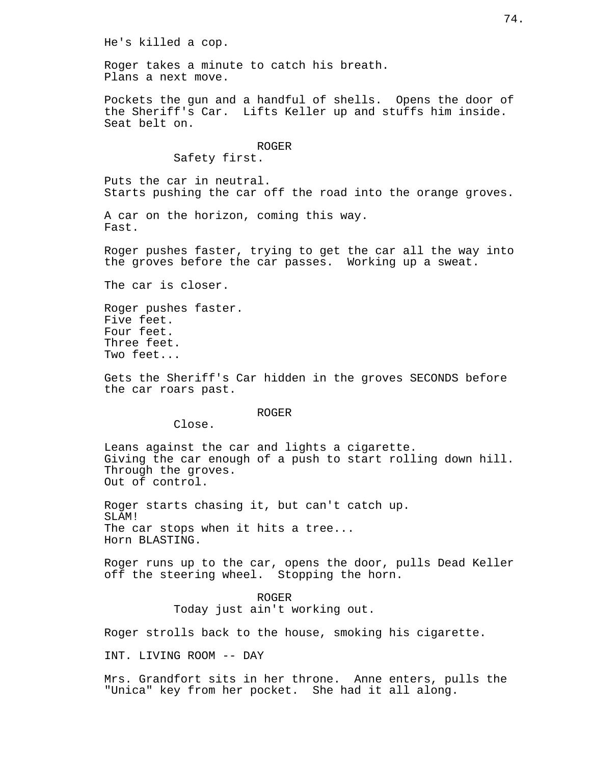He's killed a cop.

Roger takes a minute to catch his breath.
Plans a next move.

Pockets the gun and a handful of shells. Opens the door of the Sheriff's Car. Lifts Keller up and stuffs him inside. Seat belt on.

ROGER
Safety first.

Puts the car in neutral.
Starts pushing the car off the road into the orange groves.

A car on the horizon, coming this way.
Fast.

Roger pushes faster, trying to get the car all the way into the groves before the car passes. Working up a sweat.

The car is closer.

Roger pushes faster.
Five feet.
Four feet.
Three feet.
Two feet...

Gets the Sheriff's Car hidden in the groves SECONDS before the car roars past.

ROGER
Close.

Leans against the car and lights a cigarette.
Giving the car enough of a push to start rolling down hill.
Through the groves.
Out of control.

Roger starts chasing it, but can't catch up.
SLAM!
The car stops when it hits a tree...
Horn BLASTING.

Roger runs up to the car, opens the door, pulls Dead Keller off the steering wheel. Stopping the horn.

ROGER
Today just ain't working out.

Roger strolls back to the house, smoking his cigarette.

INT. LIVING ROOM -- DAY

Mrs. Grandfort sits in her throne. Anne enters, pulls the "Unica" key from her pocket. She had it all along.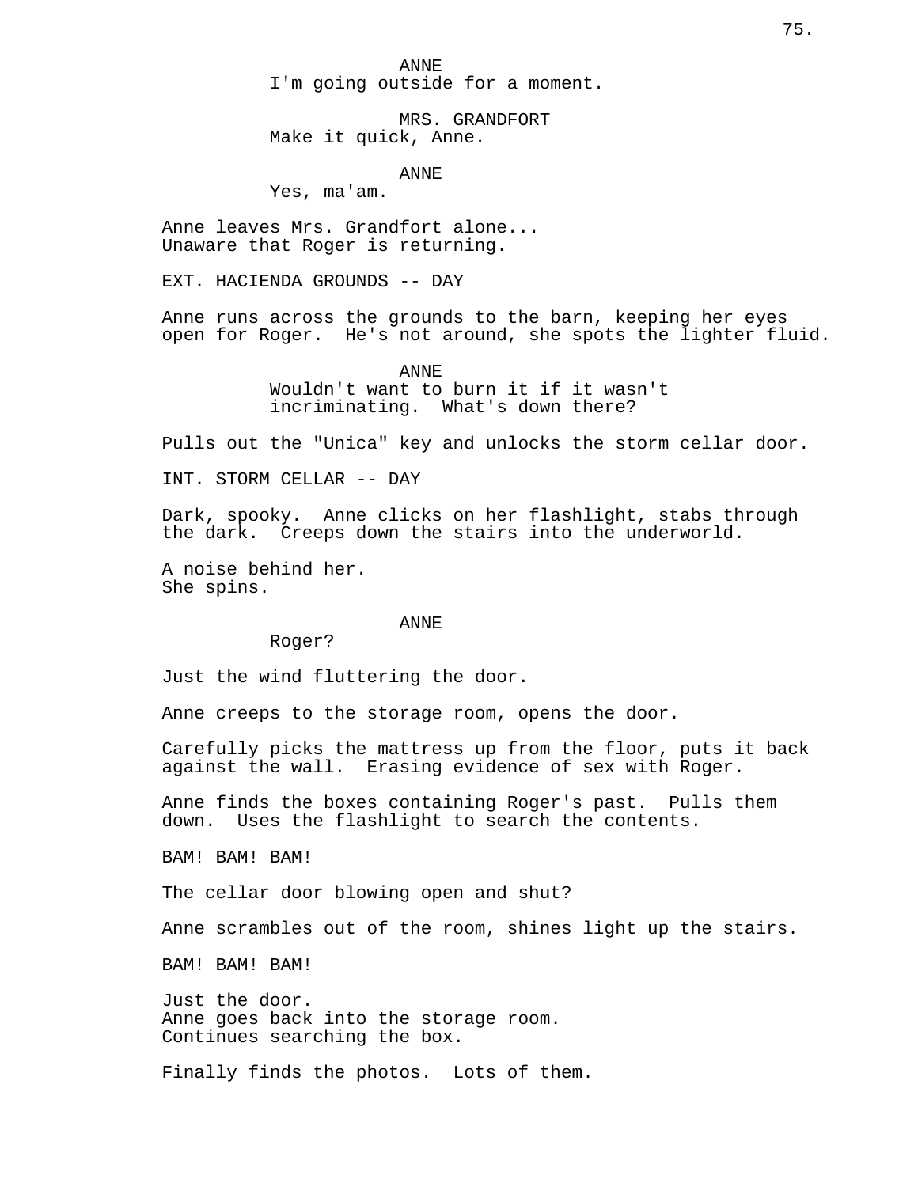ANNE
I'm going outside for a moment.

MRS. GRANDFORT
Make it quick, Anne.

ANNE
Yes, ma'am.

Anne leaves Mrs. Grandfort alone...
Unaware that Roger is returning.

EXT. HACIENDA GROUNDS -- DAY

Anne runs across the grounds to the barn, keeping her eyes open for Roger. He's not around, she spots the lighter fluid.

ANNE
Wouldn't want to burn it if it wasn't incriminating. What's down there?

Pulls out the "Unica" key and unlocks the storm cellar door.

INT. STORM CELLAR -- DAY

Dark, spooky. Anne clicks on her flashlight, stabs through the dark. Creeps down the stairs into the underworld.

A noise behind her.
She spins.

ANNE
Roger?

Just the wind fluttering the door.

Anne creeps to the storage room, opens the door.

Carefully picks the mattress up from the floor, puts it back against the wall. Erasing evidence of sex with Roger.

Anne finds the boxes containing Roger's past. Pulls them down. Uses the flashlight to search the contents.

BAM! BAM! BAM!

The cellar door blowing open and shut?

Anne scrambles out of the room, shines light up the stairs.

BAM! BAM! BAM!

Just the door.
Anne goes back into the storage room.
Continues searching the box.

Finally finds the photos. Lots of them.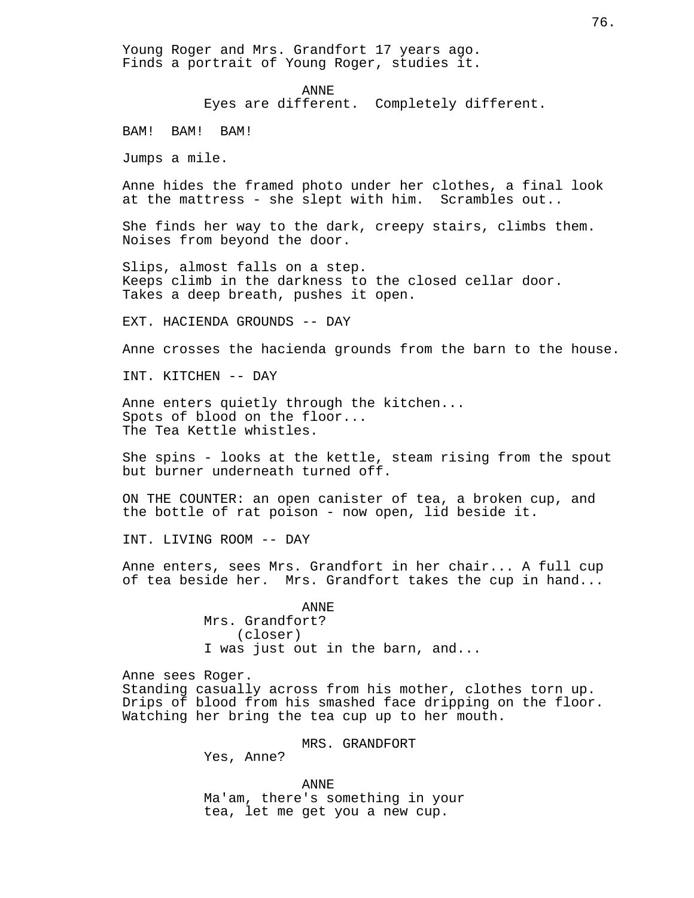Young Roger and Mrs. Grandfort 17 years ago.
Finds a portrait of Young Roger, studies it.

ANNE
Eyes are different. Completely different.

BAM! BAM! BAM!

Jumps a mile.

Anne hides the framed photo under her clothes, a final look at the mattress - she slept with him. Scrambles out..

She finds her way to the dark, creepy stairs, climbs them.
Noises from beyond the door.

Slips, almost falls on a step.
Keeps climb in the darkness to the closed cellar door.
Takes a deep breath, pushes it open.

EXT. HACIENDA GROUNDS -- DAY

Anne crosses the hacienda grounds from the barn to the house.

INT. KITCHEN -- DAY

Anne enters quietly through the kitchen...
Spots of blood on the floor...
The Tea Kettle whistles.

She spins - looks at the kettle, steam rising from the spout but burner underneath turned off.

ON THE COUNTER: an open canister of tea, a broken cup, and the bottle of rat poison - now open, lid beside it.

INT. LIVING ROOM -- DAY

Anne enters, sees Mrs. Grandfort in her chair... A full cup of tea beside her. Mrs. Grandfort takes the cup in hand...

ANNE
Mrs. Grandfort?
(closer)
I was just out in the barn, and...

Anne sees Roger.
Standing casually across from his mother, clothes torn up.
Drips of blood from his smashed face dripping on the floor.
Watching her bring the tea cup up to her mouth.

MRS. GRANDFORT
Yes, Anne?

ANNE
Ma'am, there's something in your tea, let me get you a new cup.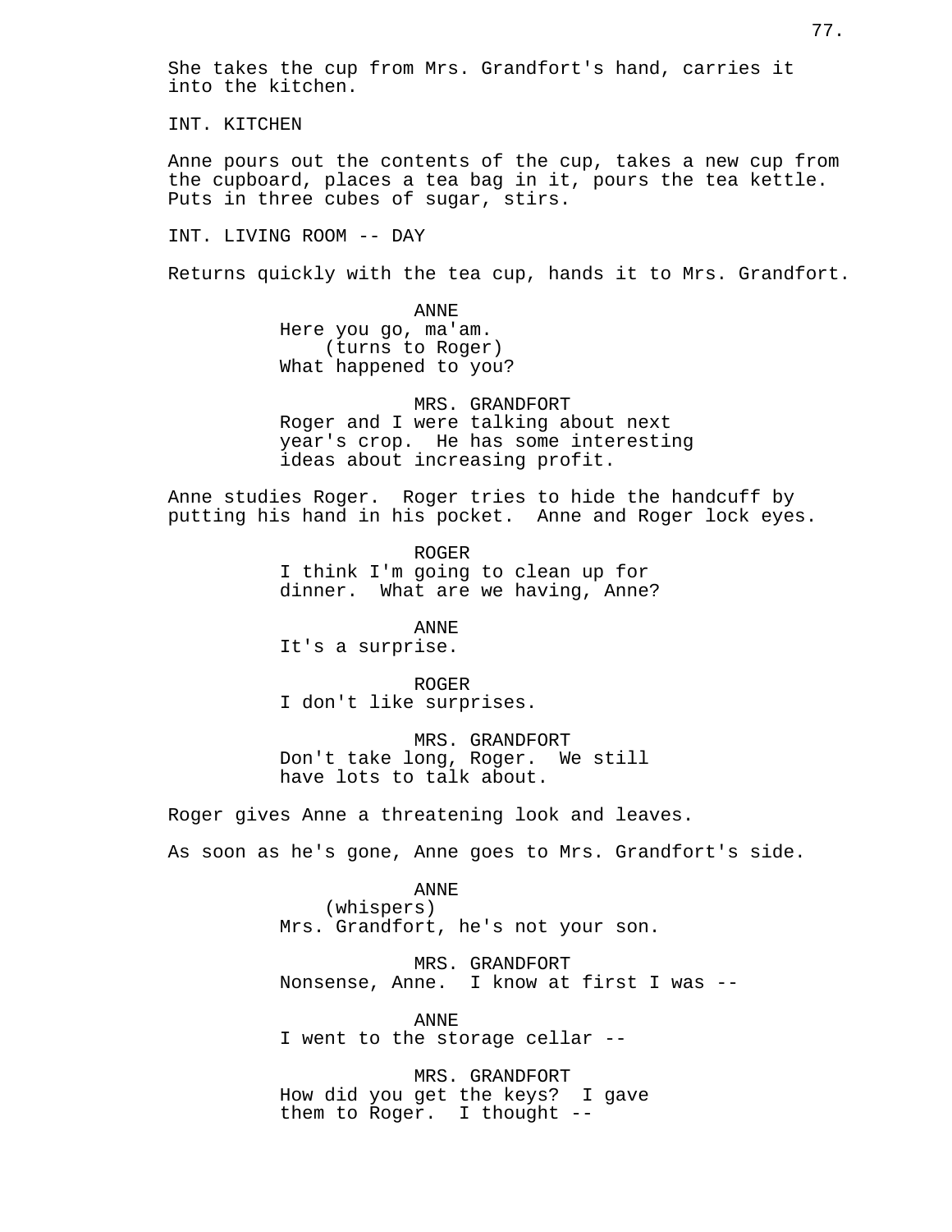She takes the cup from Mrs. Grandfort's hand, carries it into the kitchen.

INT. KITCHEN

Anne pours out the contents of the cup, takes a new cup from the cupboard, places a tea bag in it, pours the tea kettle. Puts in three cubes of sugar, stirs.

INT. LIVING ROOM -- DAY

Returns quickly with the tea cup, hands it to Mrs. Grandfort.

ANNE
Here you go, ma'am.
(turns to Roger)
What happened to you?

MRS. GRANDFORT
Roger and I were talking about next year's crop. He has some interesting ideas about increasing profit.

Anne studies Roger. Roger tries to hide the handcuff by putting his hand in his pocket. Anne and Roger lock eyes.

ROGER
I think I'm going to clean up for dinner. What are we having, Anne?

ANNE
It's a surprise.

ROGER
I don't like surprises.

MRS. GRANDFORT
Don't take long, Roger. We still have lots to talk about.

Roger gives Anne a threatening look and leaves.

As soon as he's gone, Anne goes to Mrs. Grandfort's side.

ANNE
(whispers)
Mrs. Grandfort, he's not your son.

MRS. GRANDFORT
Nonsense, Anne. I know at first I was --

ANNE
I went to the storage cellar --

MRS. GRANDFORT
How did you get the keys? I gave them to Roger. I thought --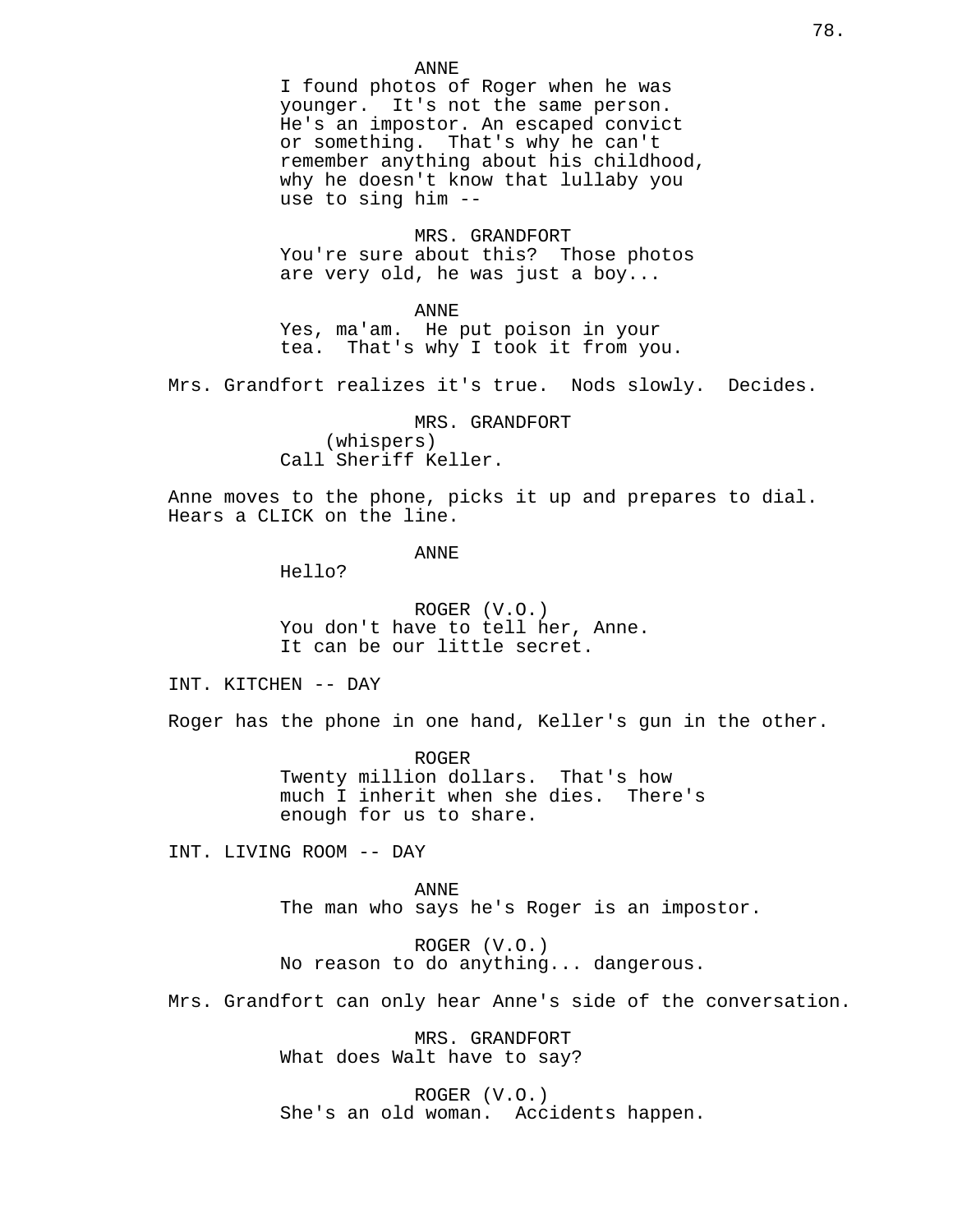ANNE
I found photos of Roger when he was younger. It's not the same person. He's an impostor. An escaped convict or something. That's why he can't remember anything about his childhood, why he doesn't know that lullaby you use to sing him --

MRS. GRANDFORT
You're sure about this? Those photos are very old, he was just a boy...

ANNE
Yes, ma'am. He put poison in your tea. That's why I took it from you.

Mrs. Grandfort realizes it's true. Nods slowly. Decides.

MRS. GRANDFORT
(whispers)
Call Sheriff Keller.

Anne moves to the phone, picks it up and prepares to dial. Hears a CLICK on the line.

ANNE
Hello?

ROGER (V.O.)
You don't have to tell her, Anne. It can be our little secret.

INT. KITCHEN -- DAY

Roger has the phone in one hand, Keller's gun in the other.

ROGER
Twenty million dollars. That's how much I inherit when she dies. There's enough for us to share.

INT. LIVING ROOM -- DAY

ANNE
The man who says he's Roger is an impostor.

ROGER (V.O.)
No reason to do anything... dangerous.

Mrs. Grandfort can only hear Anne's side of the conversation.

MRS. GRANDFORT
What does Walt have to say?

ROGER (V.O.)
She's an old woman. Accidents happen.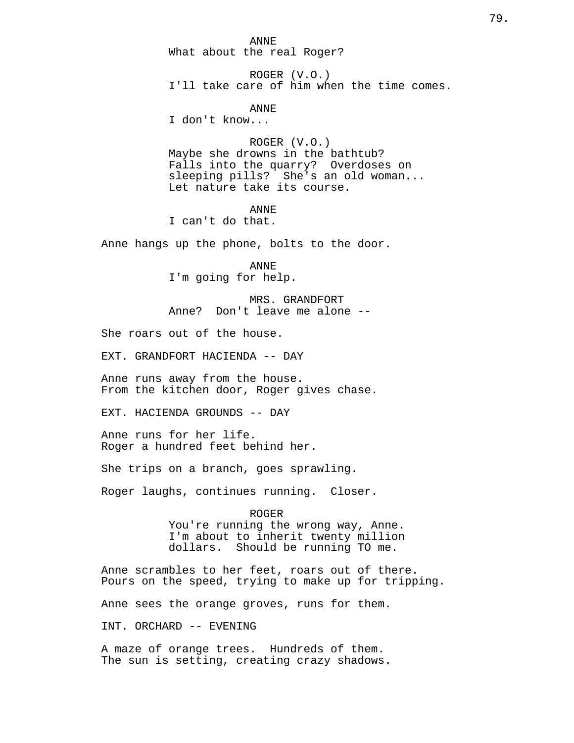ANNE
What about the real Roger?

ROGER (V.O.)
I'll take care of him when the time comes.

ANNE
I don't know...

ROGER (V.O.)
Maybe she drowns in the bathtub? Falls into the quarry? Overdoses on sleeping pills? She's an old woman... Let nature take its course.

ANNE
I can't do that.

Anne hangs up the phone, bolts to the door.

ANNE
I'm going for help.

MRS. GRANDFORT
Anne? Don't leave me alone --

She roars out of the house.

EXT. GRANDFORT HACIENDA -- DAY

Anne runs away from the house.
From the kitchen door, Roger gives chase.

EXT. HACIENDA GROUNDS -- DAY

Anne runs for her life.
Roger a hundred feet behind her.

She trips on a branch, goes sprawling.

Roger laughs, continues running. Closer.

ROGER
You're running the wrong way, Anne. I'm about to inherit twenty million dollars. Should be running TO me.

Anne scrambles to her feet, roars out of there.
Pours on the speed, trying to make up for tripping.

Anne sees the orange groves, runs for them.

INT. ORCHARD -- EVENING

A maze of orange trees. Hundreds of them.
The sun is setting, creating crazy shadows.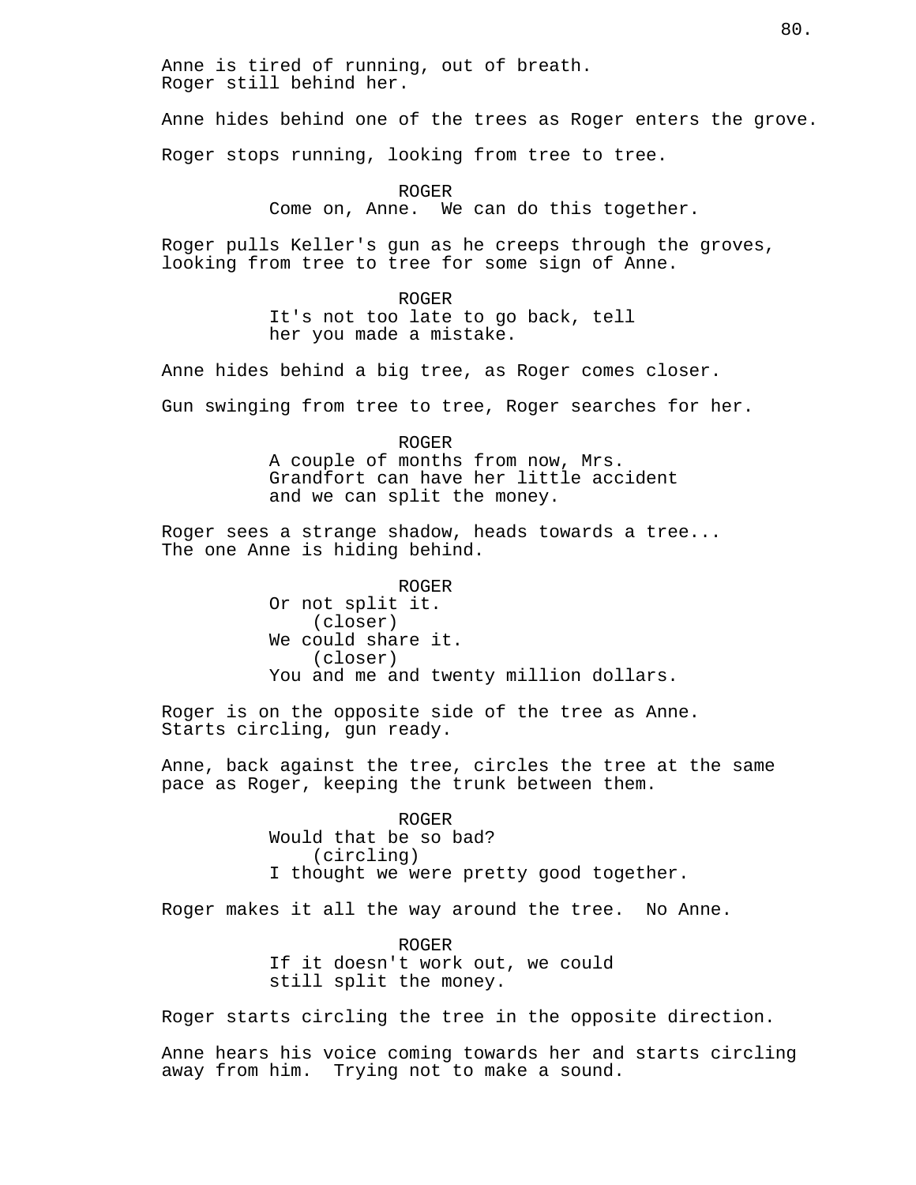Anne is tired of running, out of breath.
Roger still behind her.

Anne hides behind one of the trees as Roger enters the grove.

Roger stops running, looking from tree to tree.

ROGER
Come on, Anne. We can do this together.

Roger pulls Keller's gun as he creeps through the groves, looking from tree to tree for some sign of Anne.

ROGER
It's not too late to go back, tell her you made a mistake.

Anne hides behind a big tree, as Roger comes closer.

Gun swinging from tree to tree, Roger searches for her.

ROGER
A couple of months from now, Mrs. Grandfort can have her little accident and we can split the money.

Roger sees a strange shadow, heads towards a tree...
The one Anne is hiding behind.

ROGER
Or not split it.
(closer)
We could share it.
(closer)
You and me and twenty million dollars.

Roger is on the opposite side of the tree as Anne.
Starts circling, gun ready.

Anne, back against the tree, circles the tree at the same pace as Roger, keeping the trunk between them.

ROGER
Would that be so bad?
(circling)
I thought we were pretty good together.

Roger makes it all the way around the tree. No Anne.

ROGER
If it doesn't work out, we could still split the money.

Roger starts circling the tree in the opposite direction.

Anne hears his voice coming towards her and starts circling away from him. Trying not to make a sound.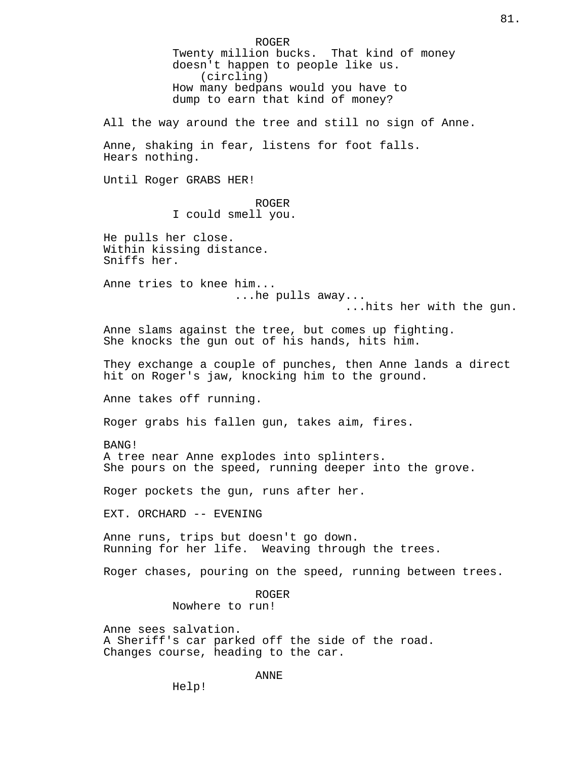ROGER

Twenty million bucks. That kind of money doesn't happen to people like us.

(circling)

How many bedpans would you have to dump to earn that kind of money?

All the way around the tree and still no sign of Anne.

Anne, shaking in fear, listens for foot falls. Hears nothing.

Until Roger GRABS HER!

ROGER

I could smell you.

He pulls her close.
Within kissing distance.
Sniffs her.

Anne tries to knee him...
...he pulls away...
...hits her with the gun.

Anne slams against the tree, but comes up fighting. She knocks the gun out of his hands, hits him.

They exchange a couple of punches, then Anne lands a direct hit on Roger's jaw, knocking him to the ground.

Anne takes off running.

Roger grabs his fallen gun, takes aim, fires.

BANG!
A tree near Anne explodes into splinters.
She pours on the speed, running deeper into the grove.

Roger pockets the gun, runs after her.

EXT. ORCHARD -- EVENING

Anne runs, trips but doesn't go down.
Running for her life. Weaving through the trees.

Roger chases, pouring on the speed, running between trees.

ROGER

Nowhere to run!

Anne sees salvation.
A Sheriff's car parked off the side of the road.
Changes course, heading to the car.

ANNE

Help!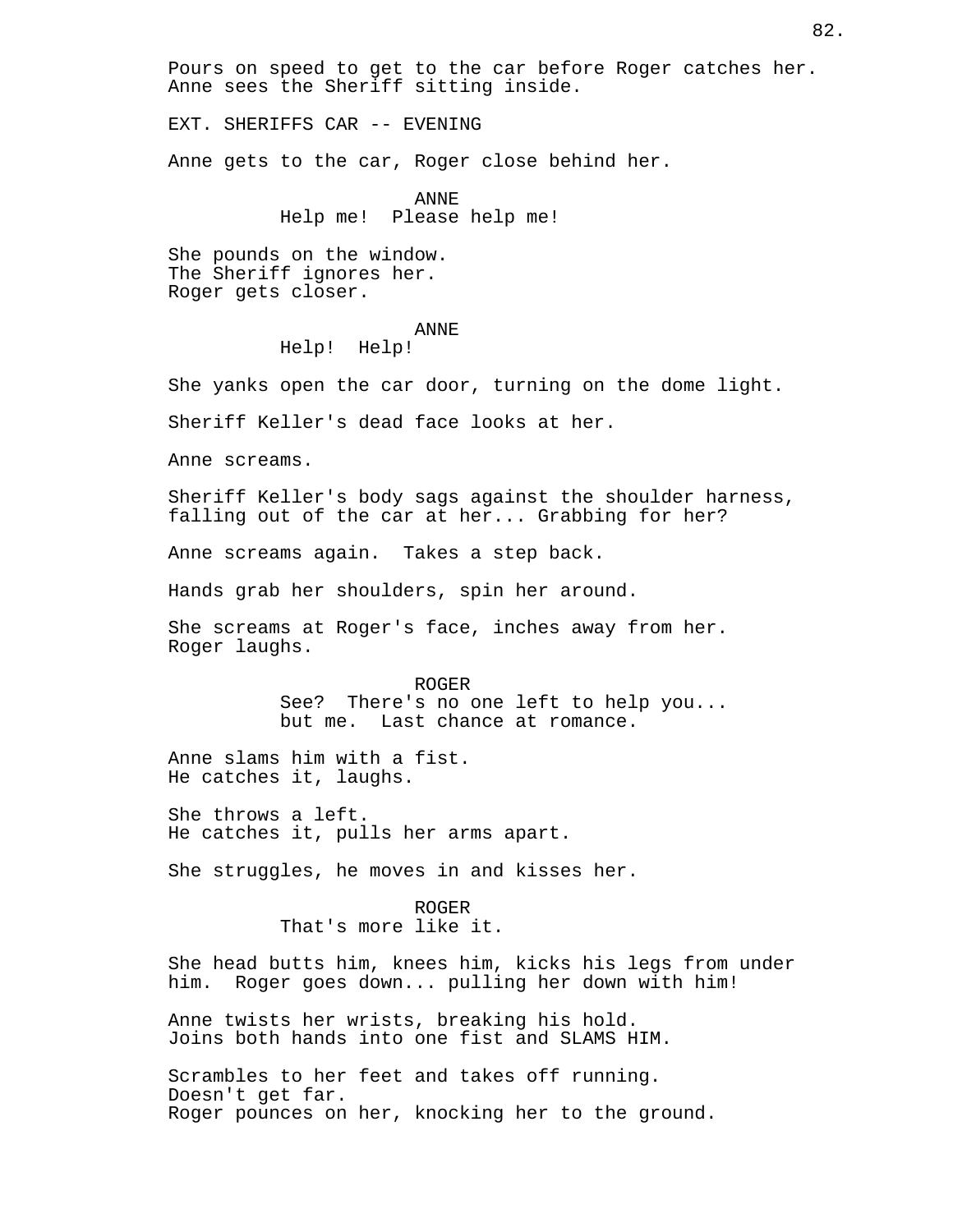Pours on speed to get to the car before Roger catches her. Anne sees the Sheriff sitting inside.

EXT. SHERIFFS CAR -- EVENING

Anne gets to the car, Roger close behind her.

ANNE
Help me! Please help me!

She pounds on the window.
The Sheriff ignores her.
Roger gets closer.

ANNE
Help! Help!

She yanks open the car door, turning on the dome light.

Sheriff Keller's dead face looks at her.

Anne screams.

Sheriff Keller's body sags against the shoulder harness, falling out of the car at her... Grabbing for her?

Anne screams again. Takes a step back.

Hands grab her shoulders, spin her around.

She screams at Roger's face, inches away from her.
Roger laughs.

ROGER
See? There's no one left to help you... but me. Last chance at romance.

Anne slams him with a fist.
He catches it, laughs.

She throws a left.
He catches it, pulls her arms apart.

She struggles, he moves in and kisses her.

ROGER
That's more like it.

She head butts him, knees him, kicks his legs from under him. Roger goes down... pulling her down with him!

Anne twists her wrists, breaking his hold.
Joins both hands into one fist and SLAMS HIM.

Scrambles to her feet and takes off running.
Doesn't get far.
Roger pounces on her, knocking her to the ground.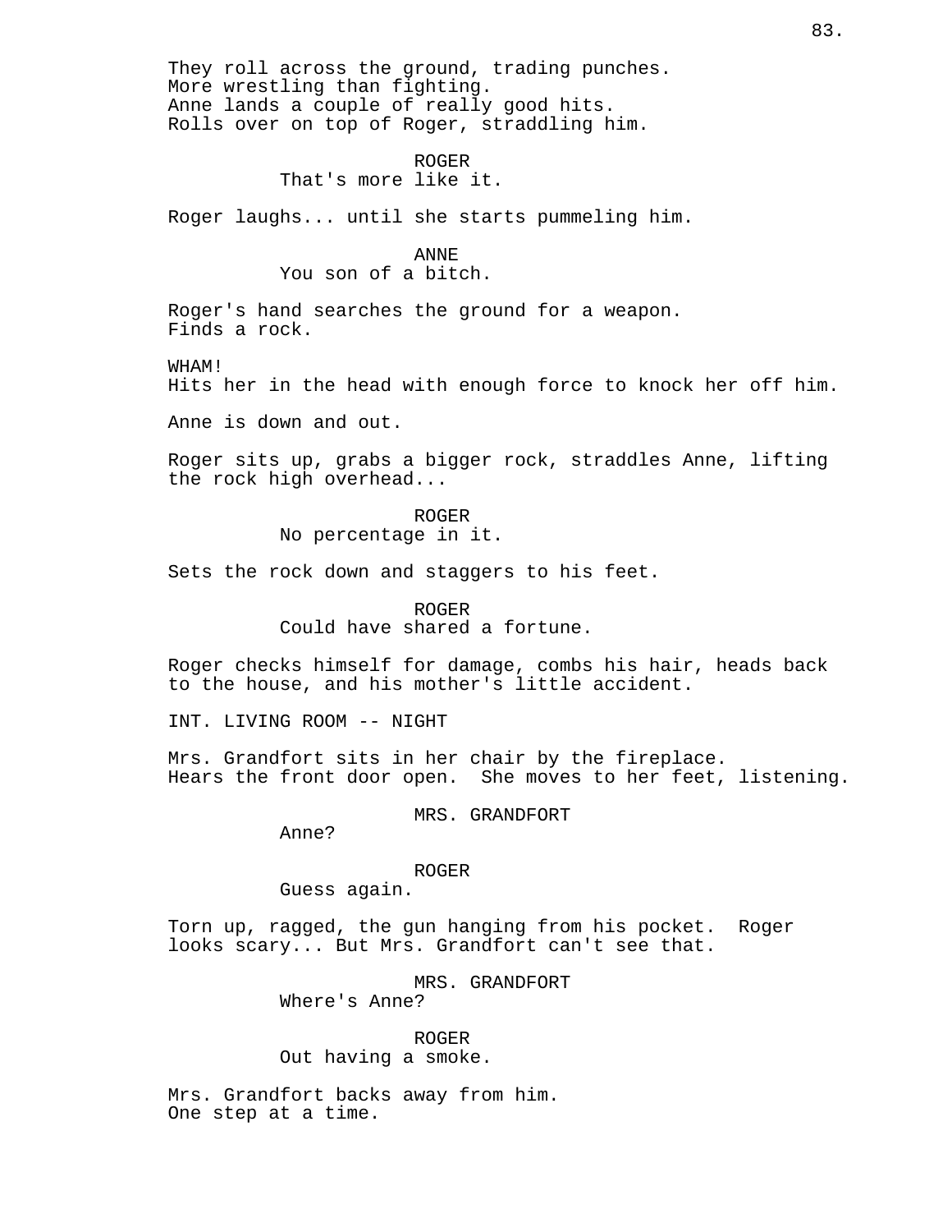They roll across the ground, trading punches.
More wrestling than fighting.
Anne lands a couple of really good hits.
Rolls over on top of Roger, straddling him.

ROGER
That's more like it.

Roger laughs... until she starts pummeling him.

ANNE
You son of a bitch.

Roger's hand searches the ground for a weapon.
Finds a rock.

WHAM!
Hits her in the head with enough force to knock her off him.

Anne is down and out.

Roger sits up, grabs a bigger rock, straddles Anne, lifting the rock high overhead...

ROGER
No percentage in it.

Sets the rock down and staggers to his feet.

ROGER
Could have shared a fortune.

Roger checks himself for damage, combs his hair, heads back to the house, and his mother's little accident.

INT. LIVING ROOM -- NIGHT

Mrs. Grandfort sits in her chair by the fireplace.
Hears the front door open. She moves to her feet, listening.

MRS. GRANDFORT
Anne?

ROGER
Guess again.

Torn up, ragged, the gun hanging from his pocket. Roger looks scary... But Mrs. Grandfort can't see that.

MRS. GRANDFORT
Where's Anne?

ROGER
Out having a smoke.

Mrs. Grandfort backs away from him.
One step at a time.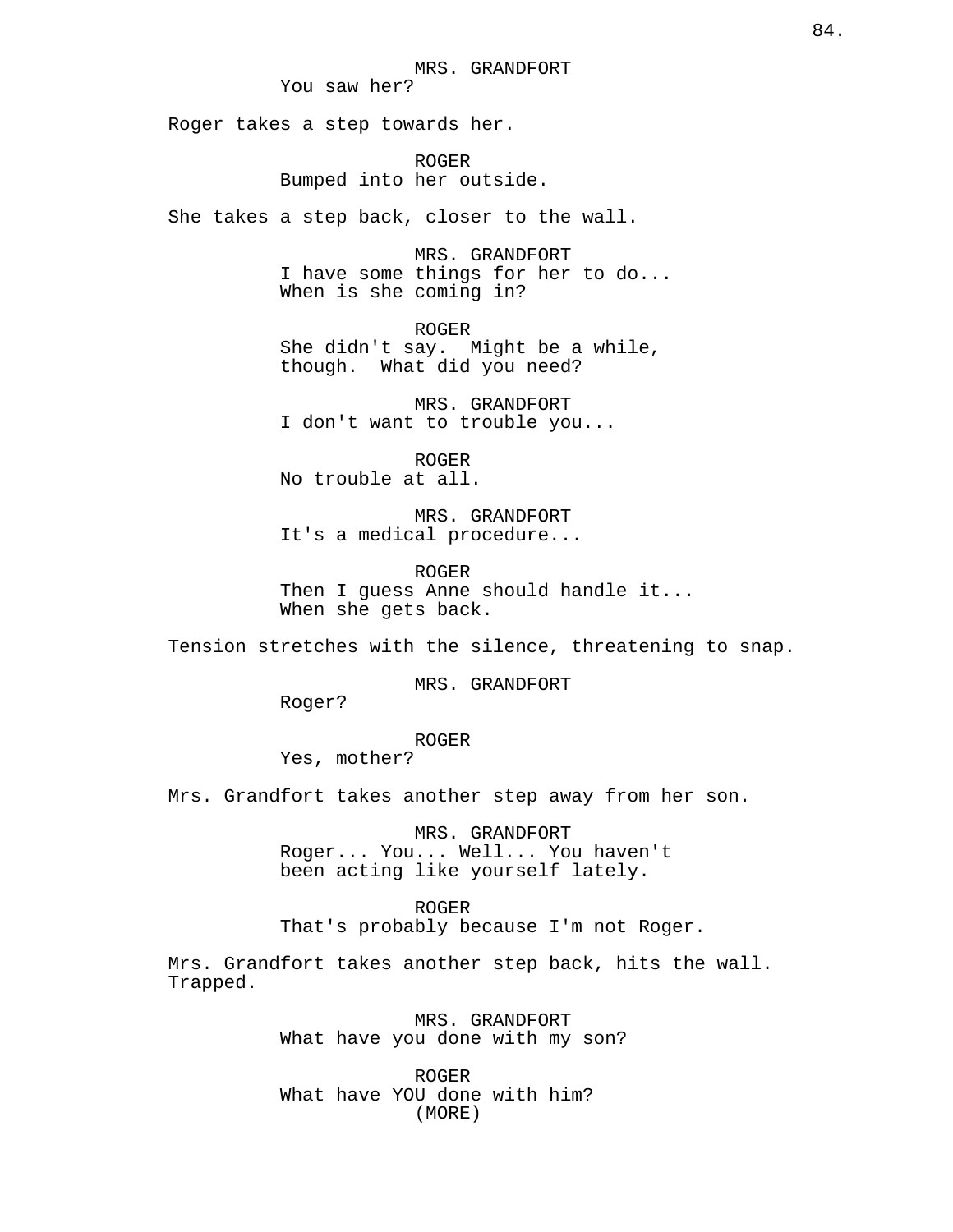MRS. GRANDFORT
You saw her?

Roger takes a step towards her.

ROGER
Bumped into her outside.

She takes a step back, closer to the wall.

MRS. GRANDFORT
I have some things for her to do...
When is she coming in?

ROGER
She didn't say.  Might be a while, though.  What did you need?

MRS. GRANDFORT
I don't want to trouble you...

ROGER
No trouble at all.

MRS. GRANDFORT
It's a medical procedure...

ROGER
Then I guess Anne should handle it...
When she gets back.

Tension stretches with the silence, threatening to snap.

MRS. GRANDFORT
Roger?

ROGER
Yes, mother?

Mrs. Grandfort takes another step away from her son.

MRS. GRANDFORT
Roger... You... Well... You haven't been acting like yourself lately.

ROGER
That's probably because I'm not Roger.

Mrs. Grandfort takes another step back, hits the wall.
Trapped.

MRS. GRANDFORT
What have you done with my son?

ROGER
What have YOU done with him?
(MORE)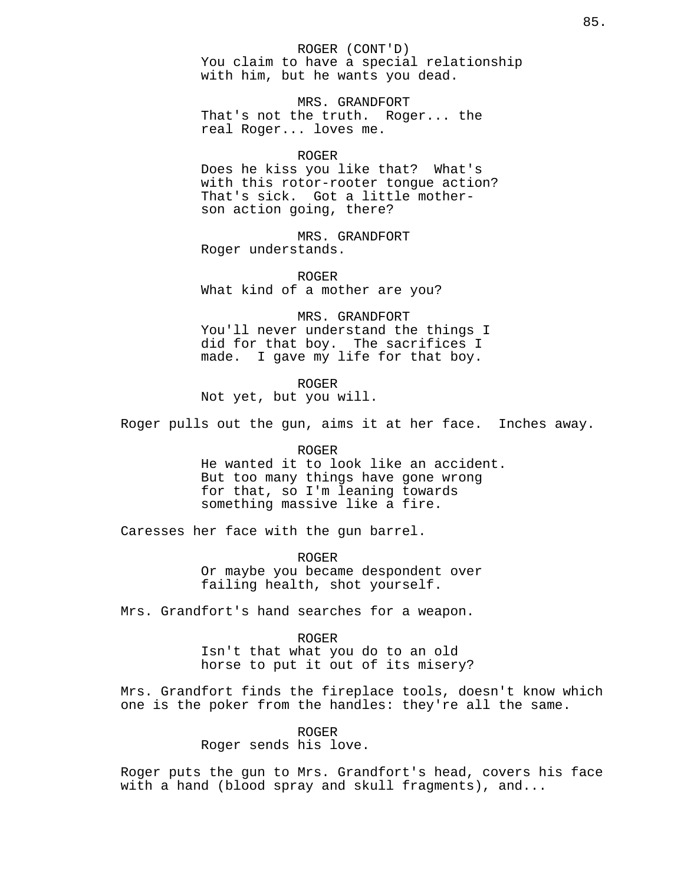ROGER (CONT'D)
You claim to have a special relationship with him, but he wants you dead.

MRS. GRANDFORT
That's not the truth. Roger... the real Roger... loves me.

ROGER
Does he kiss you like that? What's with this rotor-rooter tongue action? That's sick. Got a little mother-son action going, there?

MRS. GRANDFORT
Roger understands.

ROGER
What kind of a mother are you?

MRS. GRANDFORT
You'll never understand the things I did for that boy. The sacrifices I made. I gave my life for that boy.

ROGER
Not yet, but you will.

Roger pulls out the gun, aims it at her face. Inches away.

ROGER
He wanted it to look like an accident. But too many things have gone wrong for that, so I'm leaning towards something massive like a fire.

Caresses her face with the gun barrel.

ROGER
Or maybe you became despondent over failing health, shot yourself.

Mrs. Grandfort's hand searches for a weapon.

ROGER
Isn't that what you do to an old horse to put it out of its misery?

Mrs. Grandfort finds the fireplace tools, doesn't know which one is the poker from the handles: they're all the same.

ROGER
Roger sends his love.

Roger puts the gun to Mrs. Grandfort's head, covers his face with a hand (blood spray and skull fragments), and...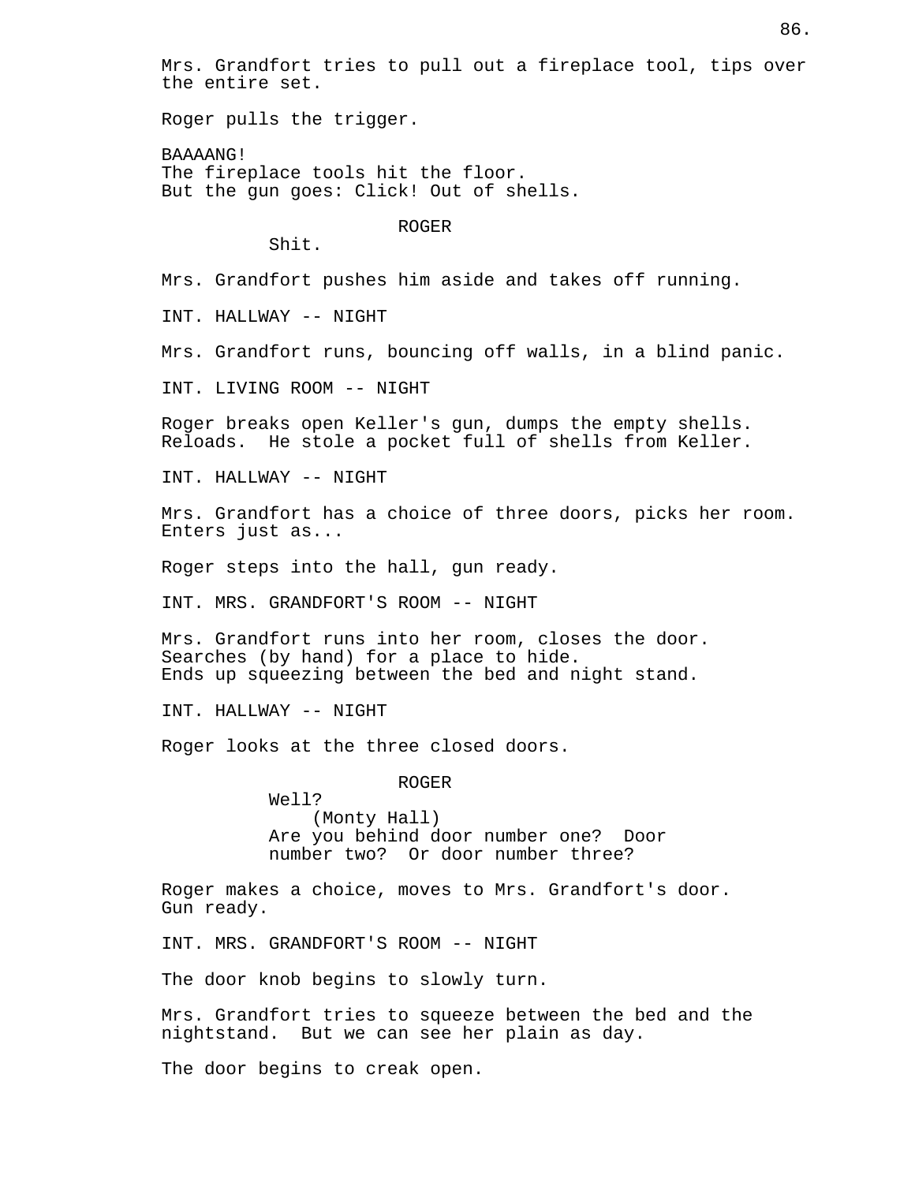Mrs. Grandfort tries to pull out a fireplace tool, tips over the entire set.

Roger pulls the trigger.

BAAAANG!
The fireplace tools hit the floor.
But the gun goes: Click! Out of shells.

ROGER
Shit.

Mrs. Grandfort pushes him aside and takes off running.

INT. HALLWAY -- NIGHT

Mrs. Grandfort runs, bouncing off walls, in a blind panic.

INT. LIVING ROOM -- NIGHT

Roger breaks open Keller's gun, dumps the empty shells. Reloads. He stole a pocket full of shells from Keller.

INT. HALLWAY -- NIGHT

Mrs. Grandfort has a choice of three doors, picks her room. Enters just as...

Roger steps into the hall, gun ready.

INT. MRS. GRANDFORT'S ROOM -- NIGHT

Mrs. Grandfort runs into her room, closes the door.
Searches (by hand) for a place to hide.
Ends up squeezing between the bed and night stand.

INT. HALLWAY -- NIGHT

Roger looks at the three closed doors.

ROGER
Well?
(Monty Hall)
Are you behind door number one? Door number two? Or door number three?

Roger makes a choice, moves to Mrs. Grandfort's door.
Gun ready.

INT. MRS. GRANDFORT'S ROOM -- NIGHT

The door knob begins to slowly turn.

Mrs. Grandfort tries to squeeze between the bed and the nightstand. But we can see her plain as day.

The door begins to creak open.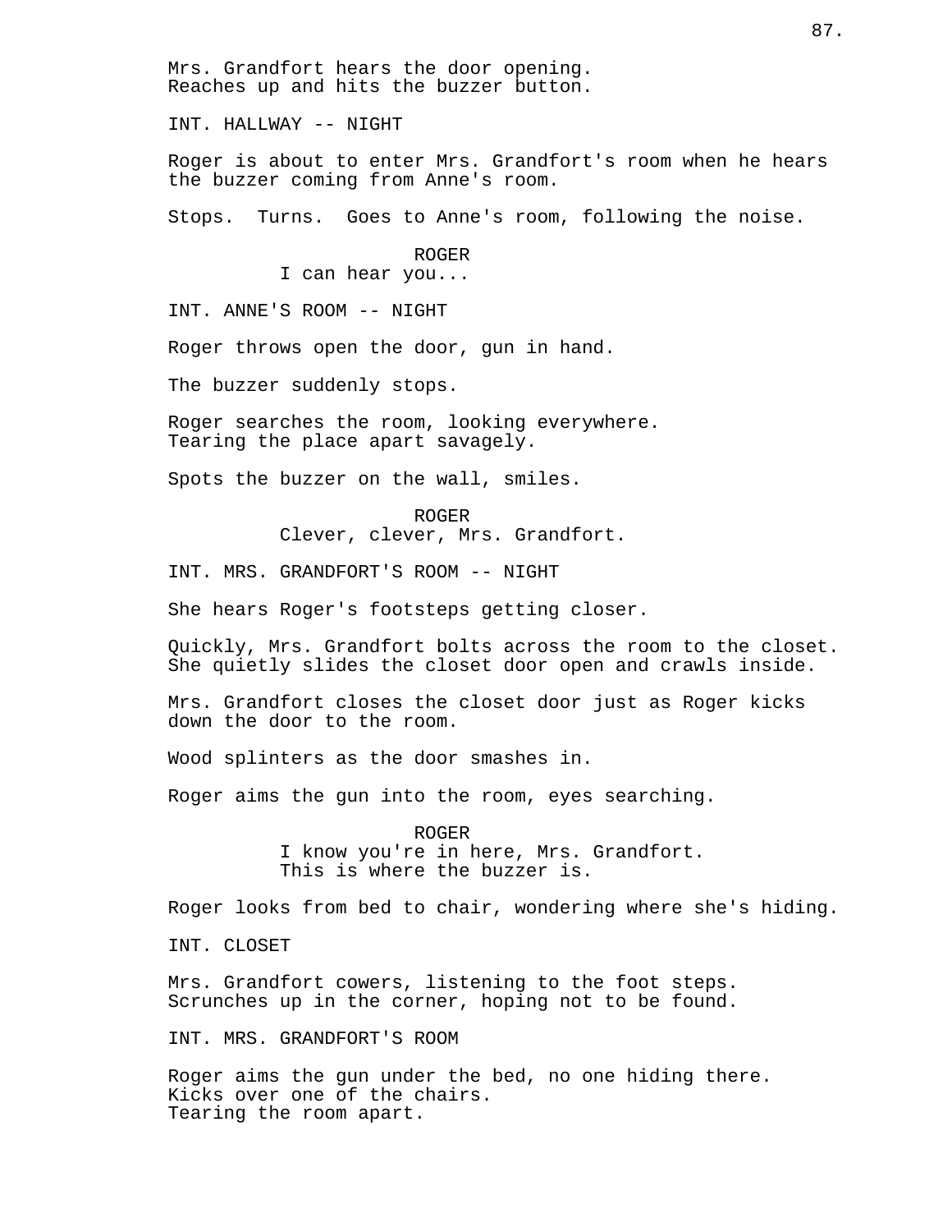Mrs. Grandfort hears the door opening.
Reaches up and hits the buzzer button.

INT. HALLWAY -- NIGHT

Roger is about to enter Mrs. Grandfort's room when he hears the buzzer coming from Anne's room.

Stops. Turns. Goes to Anne's room, following the noise.

ROGER
I can hear you...

INT. ANNE'S ROOM -- NIGHT

Roger throws open the door, gun in hand.

The buzzer suddenly stops.

Roger searches the room, looking everywhere.
Tearing the place apart savagely.

Spots the buzzer on the wall, smiles.

ROGER
Clever, clever, Mrs. Grandfort.

INT. MRS. GRANDFORT'S ROOM -- NIGHT

She hears Roger's footsteps getting closer.

Quickly, Mrs. Grandfort bolts across the room to the closet.
She quietly slides the closet door open and crawls inside.

Mrs. Grandfort closes the closet door just as Roger kicks down the door to the room.

Wood splinters as the door smashes in.

Roger aims the gun into the room, eyes searching.

ROGER
I know you're in here, Mrs. Grandfort.
This is where the buzzer is.

Roger looks from bed to chair, wondering where she's hiding.

INT. CLOSET

Mrs. Grandfort cowers, listening to the foot steps.
Scrunches up in the corner, hoping not to be found.

INT. MRS. GRANDFORT'S ROOM

Roger aims the gun under the bed, no one hiding there.
Kicks over one of the chairs.
Tearing the room apart.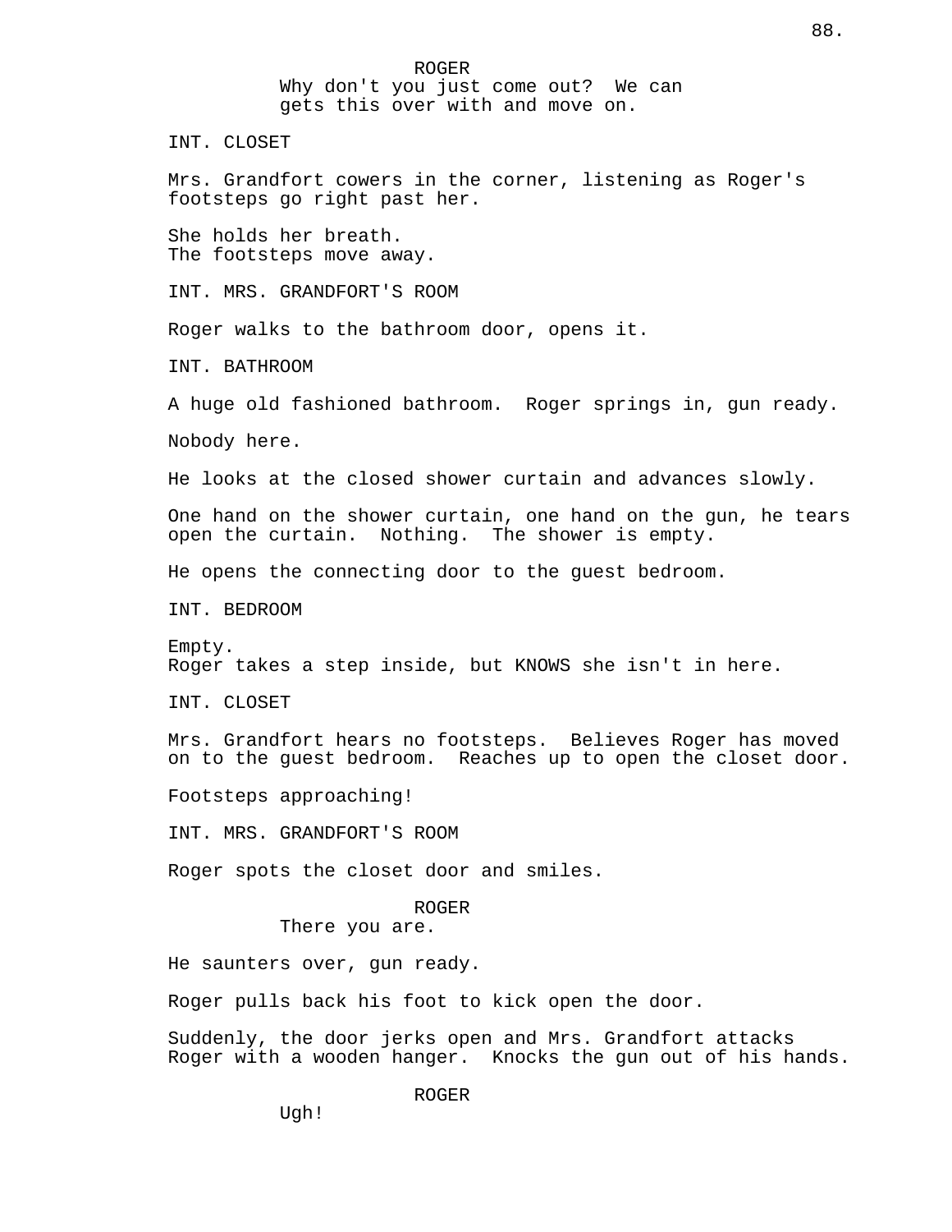ROGER
Why don't you just come out?  We can gets this over with and move on.

INT. CLOSET

Mrs. Grandfort cowers in the corner, listening as Roger's footsteps go right past her.

She holds her breath.
The footsteps move away.

INT. MRS. GRANDFORT'S ROOM

Roger walks to the bathroom door, opens it.

INT. BATHROOM

A huge old fashioned bathroom.  Roger springs in, gun ready.

Nobody here.

He looks at the closed shower curtain and advances slowly.

One hand on the shower curtain, one hand on the gun, he tears open the curtain.  Nothing.  The shower is empty.

He opens the connecting door to the guest bedroom.

INT. BEDROOM

Empty.
Roger takes a step inside, but KNOWS she isn't in here.

INT. CLOSET

Mrs. Grandfort hears no footsteps.  Believes Roger has moved on to the guest bedroom.  Reaches up to open the closet door.

Footsteps approaching!

INT. MRS. GRANDFORT'S ROOM

Roger spots the closet door and smiles.

ROGER
There you are.

He saunters over, gun ready.

Roger pulls back his foot to kick open the door.

Suddenly, the door jerks open and Mrs. Grandfort attacks Roger with a wooden hanger.  Knocks the gun out of his hands.

ROGER
Ugh!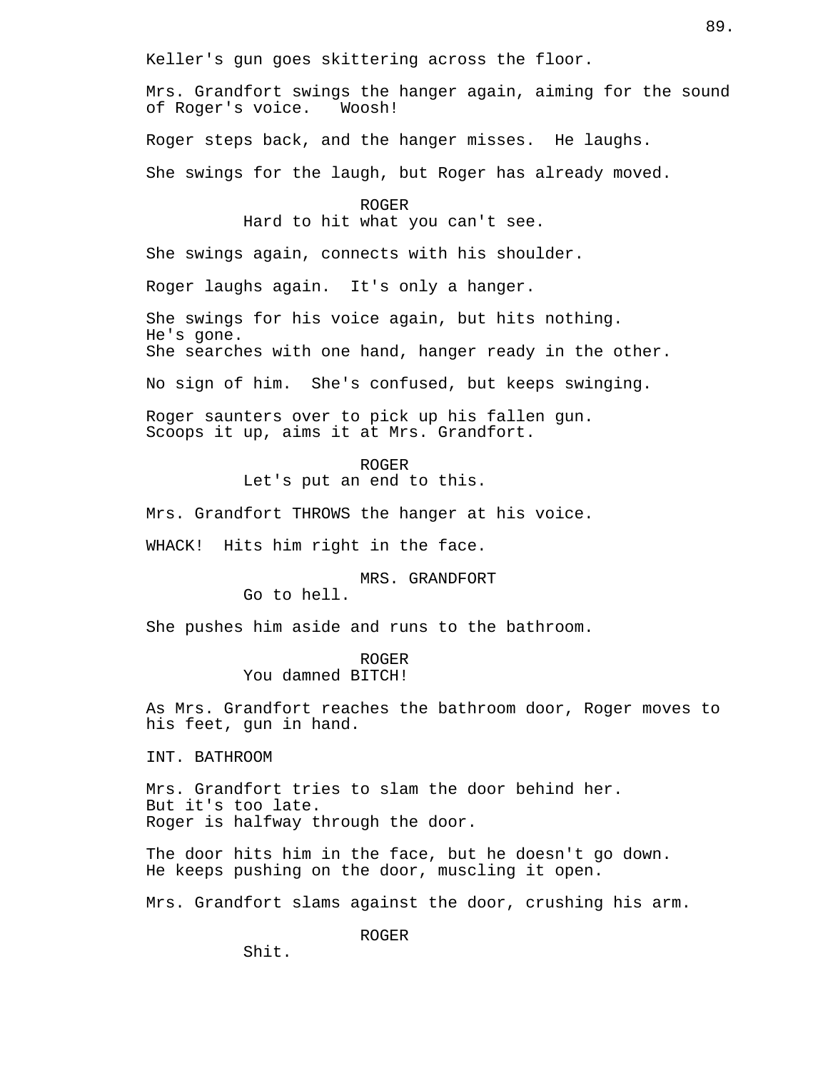Keller's gun goes skittering across the floor.

Mrs. Grandfort swings the hanger again, aiming for the sound of Roger's voice.   Woosh!

Roger steps back, and the hanger misses.  He laughs.

She swings for the laugh, but Roger has already moved.

ROGER
Hard to hit what you can't see.

She swings again, connects with his shoulder.

Roger laughs again.  It's only a hanger.

She swings for his voice again, but hits nothing.
He's gone.
She searches with one hand, hanger ready in the other.

No sign of him.  She's confused, but keeps swinging.

Roger saunters over to pick up his fallen gun.
Scoops it up, aims it at Mrs. Grandfort.

ROGER
Let's put an end to this.

Mrs. Grandfort THROWS the hanger at his voice.

WHACK!  Hits him right in the face.

MRS. GRANDFORT
Go to hell.

She pushes him aside and runs to the bathroom.

ROGER
You damned BITCH!

As Mrs. Grandfort reaches the bathroom door, Roger moves to his feet, gun in hand.

INT. BATHROOM

Mrs. Grandfort tries to slam the door behind her.
But it's too late.
Roger is halfway through the door.

The door hits him in the face, but he doesn't go down.
He keeps pushing on the door, muscling it open.

Mrs. Grandfort slams against the door, crushing his arm.

ROGER
Shit.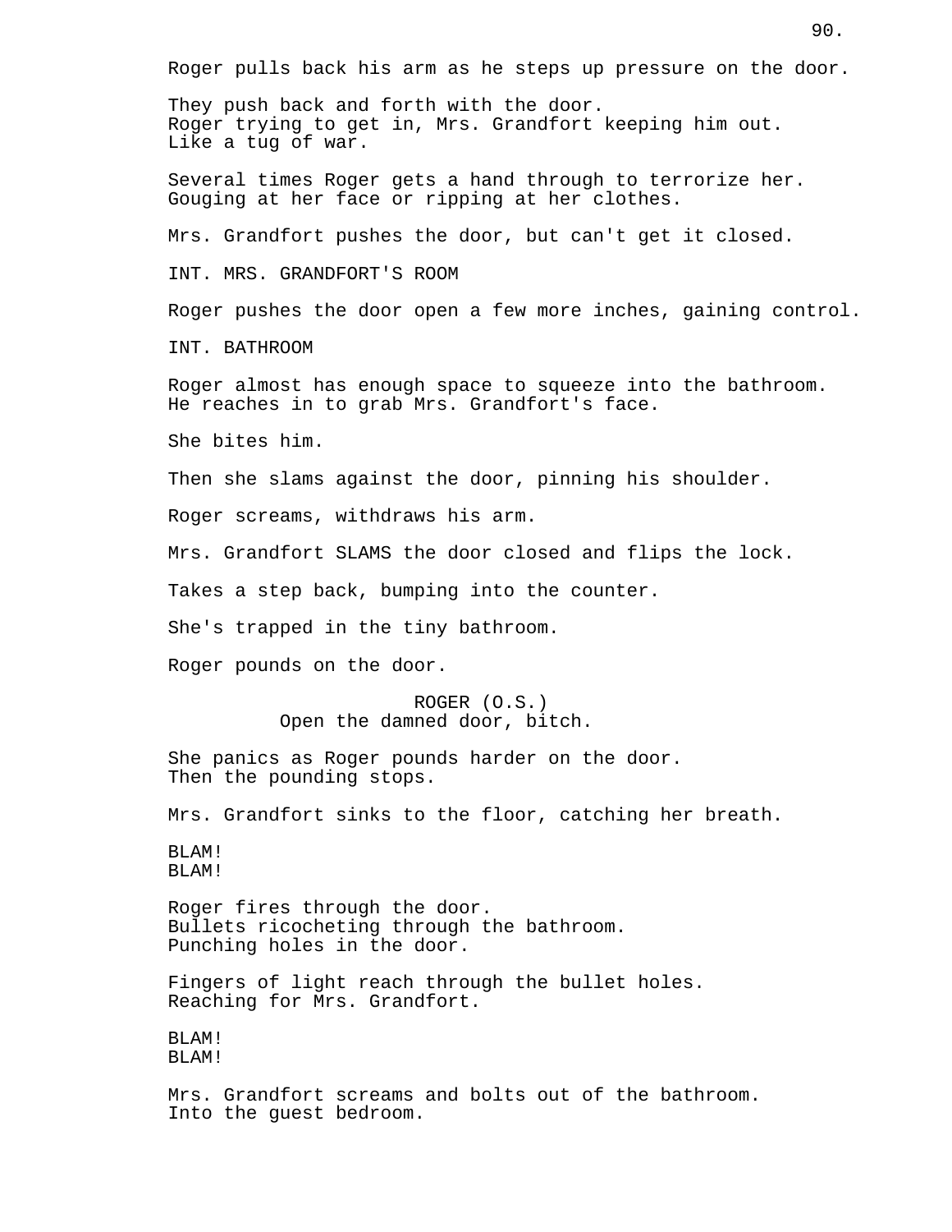Roger pulls back his arm as he steps up pressure on the door.

They push back and forth with the door.
Roger trying to get in, Mrs. Grandfort keeping him out.
Like a tug of war.

Several times Roger gets a hand through to terrorize her.
Gouging at her face or ripping at her clothes.

Mrs. Grandfort pushes the door, but can't get it closed.

INT. MRS. GRANDFORT'S ROOM

Roger pushes the door open a few more inches, gaining control.

INT. BATHROOM

Roger almost has enough space to squeeze into the bathroom.
He reaches in to grab Mrs. Grandfort's face.

She bites him.

Then she slams against the door, pinning his shoulder.

Roger screams, withdraws his arm.

Mrs. Grandfort SLAMS the door closed and flips the lock.

Takes a step back, bumping into the counter.

She's trapped in the tiny bathroom.

Roger pounds on the door.

ROGER (O.S.)
Open the damned door, bitch.

She panics as Roger pounds harder on the door.
Then the pounding stops.

Mrs. Grandfort sinks to the floor, catching her breath.

BLAM!
BLAM!

Roger fires through the door.
Bullets ricocheting through the bathroom.
Punching holes in the door.

Fingers of light reach through the bullet holes.
Reaching for Mrs. Grandfort.

BLAM!
BLAM!

Mrs. Grandfort screams and bolts out of the bathroom.
Into the guest bedroom.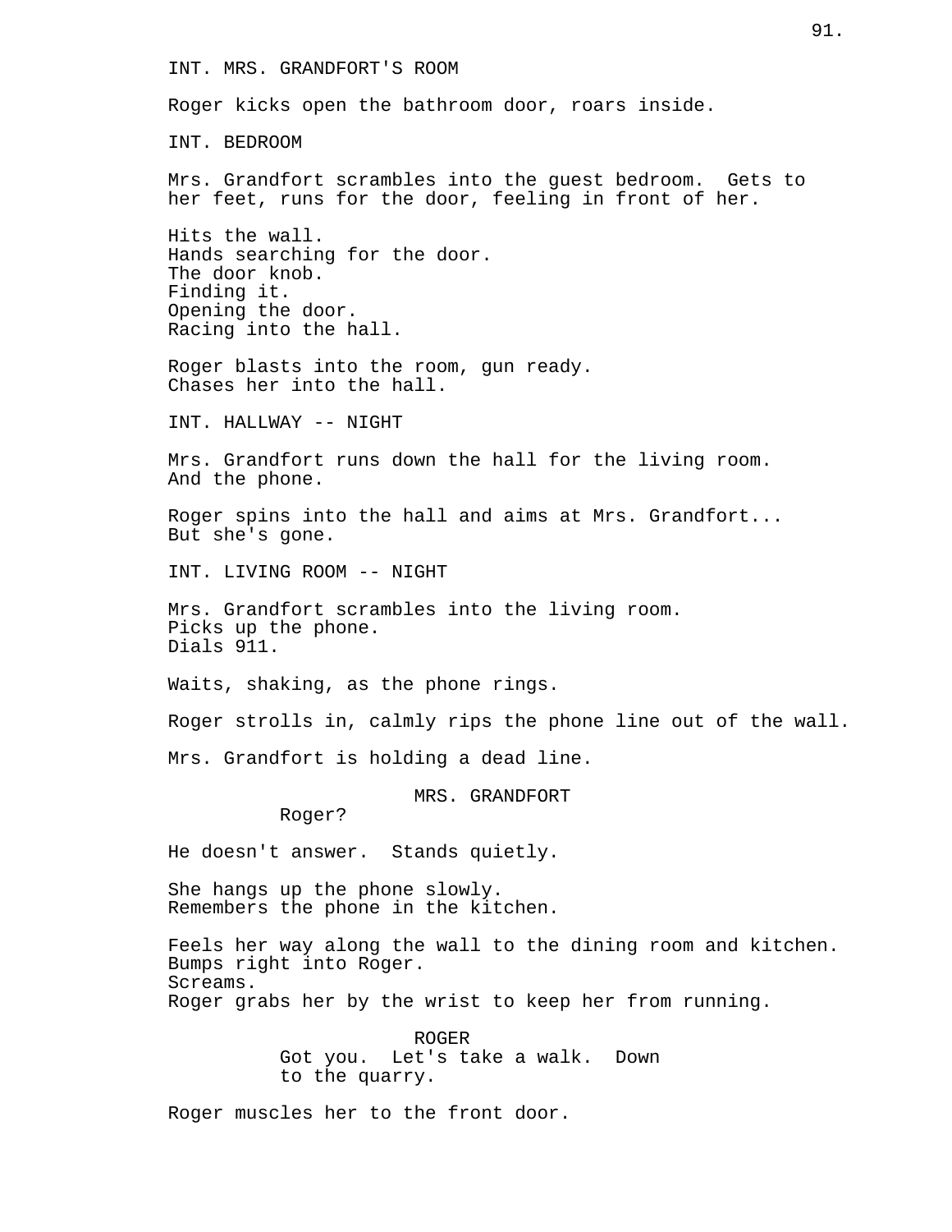INT. MRS. GRANDFORT'S ROOM

Roger kicks open the bathroom door, roars inside.

INT. BEDROOM

Mrs. Grandfort scrambles into the guest bedroom. Gets to her feet, runs for the door, feeling in front of her.

Hits the wall.
Hands searching for the door.
The door knob.
Finding it.
Opening the door.
Racing into the hall.

Roger blasts into the room, gun ready.
Chases her into the hall.

INT. HALLWAY -- NIGHT

Mrs. Grandfort runs down the hall for the living room.
And the phone.

Roger spins into the hall and aims at Mrs. Grandfort...
But she's gone.

INT. LIVING ROOM -- NIGHT

Mrs. Grandfort scrambles into the living room.
Picks up the phone.
Dials 911.

Waits, shaking, as the phone rings.

Roger strolls in, calmly rips the phone line out of the wall.

Mrs. Grandfort is holding a dead line.

MRS. GRANDFORT
Roger?

He doesn't answer. Stands quietly.

She hangs up the phone slowly.
Remembers the phone in the kitchen.

Feels her way along the wall to the dining room and kitchen.
Bumps right into Roger.
Screams.
Roger grabs her by the wrist to keep her from running.

ROGER
Got you. Let's take a walk. Down to the quarry.

Roger muscles her to the front door.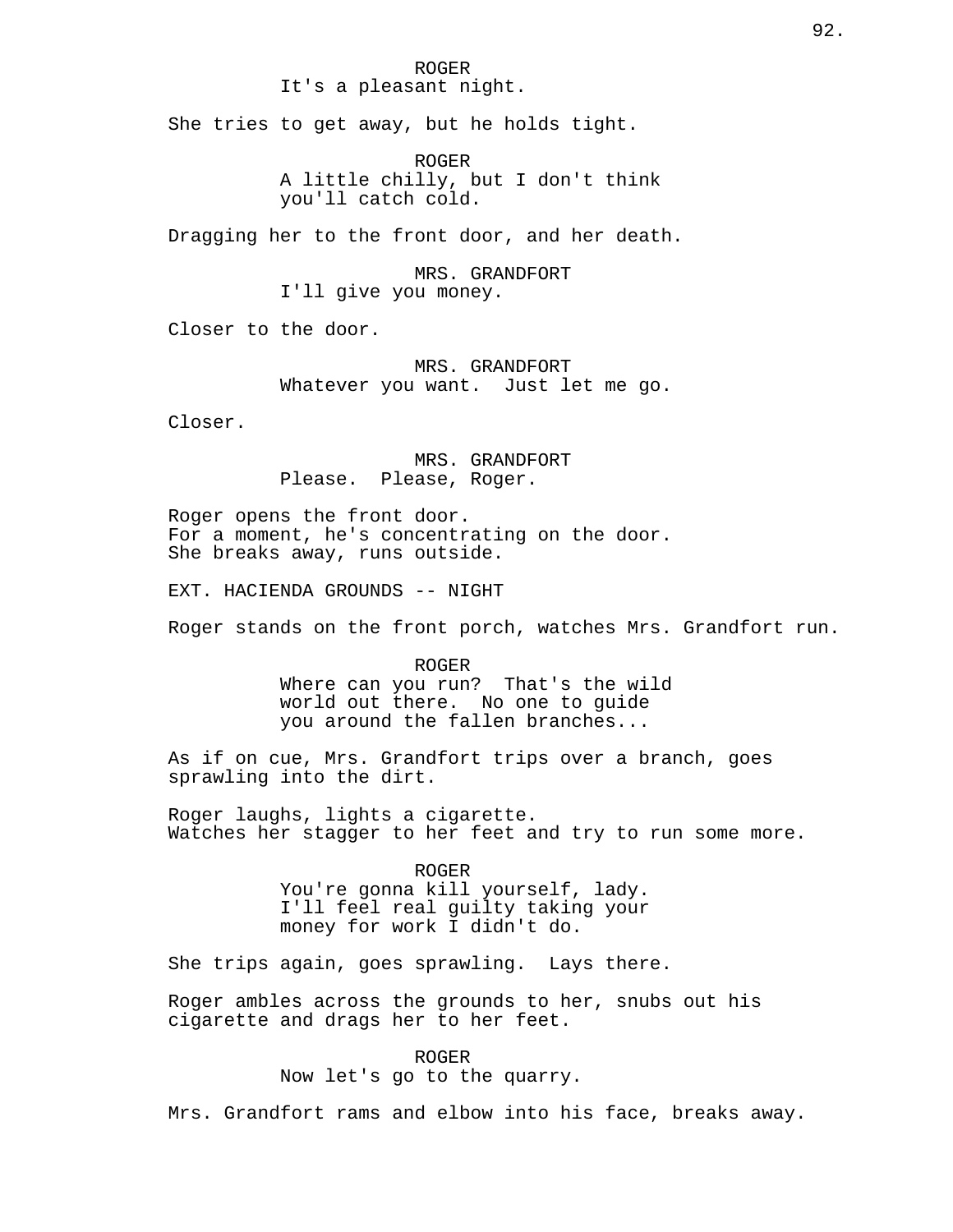ROGER
It's a pleasant night.

She tries to get away, but he holds tight.

ROGER
A little chilly, but I don't think you'll catch cold.

Dragging her to the front door, and her death.

MRS. GRANDFORT
I'll give you money.

Closer to the door.

MRS. GRANDFORT
Whatever you want. Just let me go.

Closer.

MRS. GRANDFORT
Please. Please, Roger.

Roger opens the front door.
For a moment, he's concentrating on the door.
She breaks away, runs outside.

EXT. HACIENDA GROUNDS -- NIGHT

Roger stands on the front porch, watches Mrs. Grandfort run.

ROGER
Where can you run? That's the wild world out there. No one to guide you around the fallen branches...

As if on cue, Mrs. Grandfort trips over a branch, goes sprawling into the dirt.

Roger laughs, lights a cigarette.
Watches her stagger to her feet and try to run some more.

ROGER
You're gonna kill yourself, lady. I'll feel real guilty taking your money for work I didn't do.

She trips again, goes sprawling. Lays there.

Roger ambles across the grounds to her, snubs out his cigarette and drags her to her feet.

ROGER
Now let's go to the quarry.

Mrs. Grandfort rams and elbow into his face, breaks away.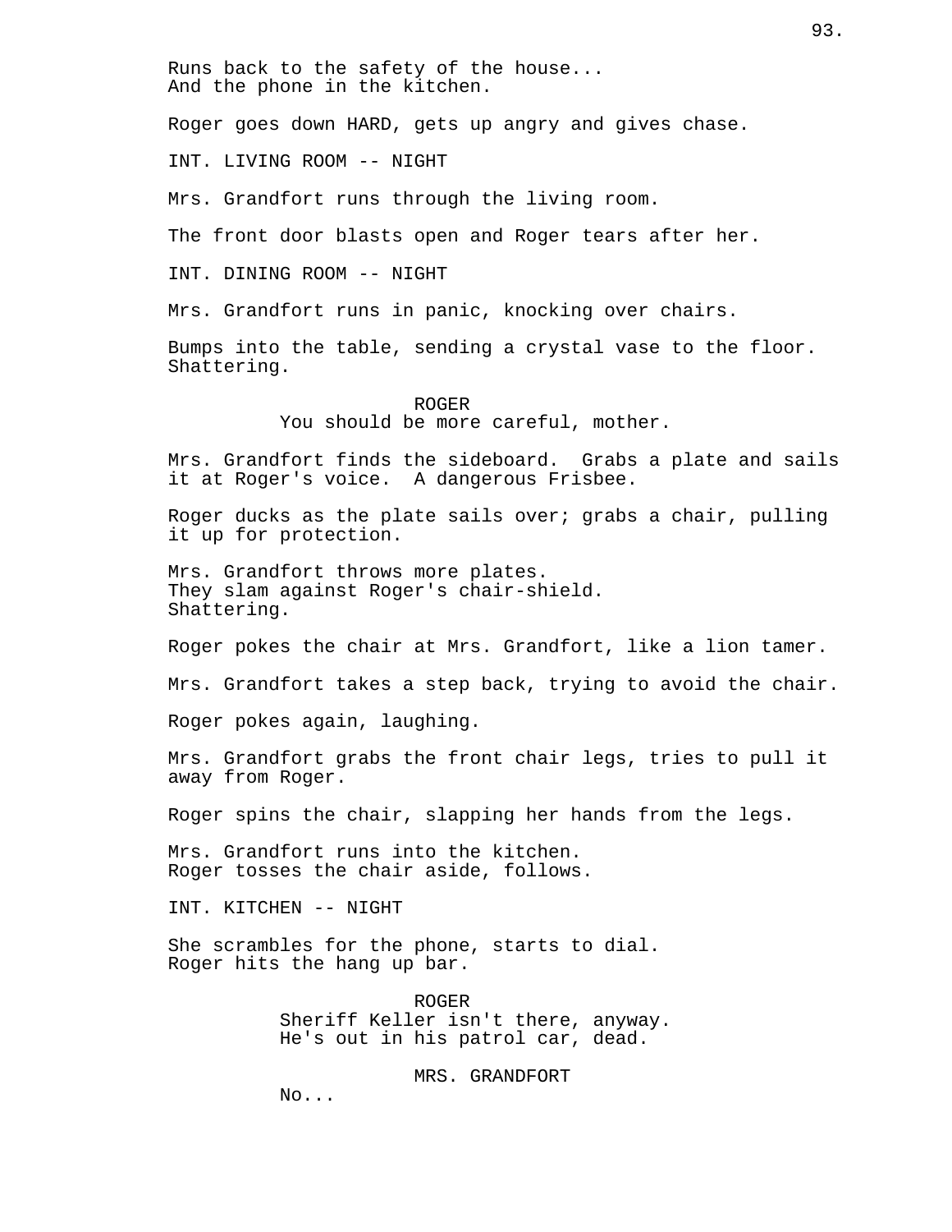Runs back to the safety of the house...
And the phone in the kitchen.

Roger goes down HARD, gets up angry and gives chase.

INT. LIVING ROOM -- NIGHT

Mrs. Grandfort runs through the living room.

The front door blasts open and Roger tears after her.

INT. DINING ROOM -- NIGHT

Mrs. Grandfort runs in panic, knocking over chairs.

Bumps into the table, sending a crystal vase to the floor.
Shattering.

ROGER
You should be more careful, mother.

Mrs. Grandfort finds the sideboard. Grabs a plate and sails it at Roger's voice. A dangerous Frisbee.

Roger ducks as the plate sails over; grabs a chair, pulling it up for protection.

Mrs. Grandfort throws more plates.
They slam against Roger's chair-shield.
Shattering.

Roger pokes the chair at Mrs. Grandfort, like a lion tamer.

Mrs. Grandfort takes a step back, trying to avoid the chair.

Roger pokes again, laughing.

Mrs. Grandfort grabs the front chair legs, tries to pull it away from Roger.

Roger spins the chair, slapping her hands from the legs.

Mrs. Grandfort runs into the kitchen.
Roger tosses the chair aside, follows.

INT. KITCHEN -- NIGHT

She scrambles for the phone, starts to dial.
Roger hits the hang up bar.

ROGER
Sheriff Keller isn't there, anyway.
He's out in his patrol car, dead.

MRS. GRANDFORT
No...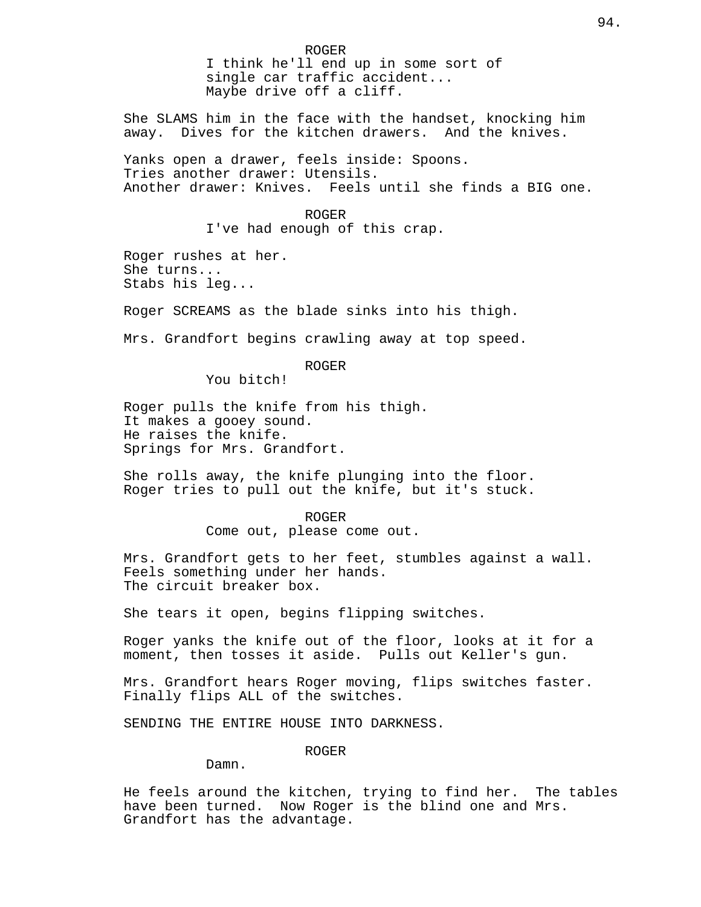ROGER

I think he'll end up in some sort of single car traffic accident... Maybe drive off a cliff.

She SLAMS him in the face with the handset, knocking him away. Dives for the kitchen drawers. And the knives.

Yanks open a drawer, feels inside: Spoons.
Tries another drawer: Utensils.
Another drawer: Knives. Feels until she finds a BIG one.

ROGER

I've had enough of this crap.

Roger rushes at her.
She turns...
Stabs his leg...

Roger SCREAMS as the blade sinks into his thigh.

Mrs. Grandfort begins crawling away at top speed.

ROGER

You bitch!

Roger pulls the knife from his thigh.
It makes a gooey sound.
He raises the knife.
Springs for Mrs. Grandfort.

She rolls away, the knife plunging into the floor.
Roger tries to pull out the knife, but it's stuck.

ROGER

Come out, please come out.

Mrs. Grandfort gets to her feet, stumbles against a wall.
Feels something under her hands.
The circuit breaker box.

She tears it open, begins flipping switches.

Roger yanks the knife out of the floor, looks at it for a moment, then tosses it aside. Pulls out Keller's gun.

Mrs. Grandfort hears Roger moving, flips switches faster.
Finally flips ALL of the switches.

SENDING THE ENTIRE HOUSE INTO DARKNESS.

ROGER

Damn.

He feels around the kitchen, trying to find her. The tables have been turned. Now Roger is the blind one and Mrs. Grandfort has the advantage.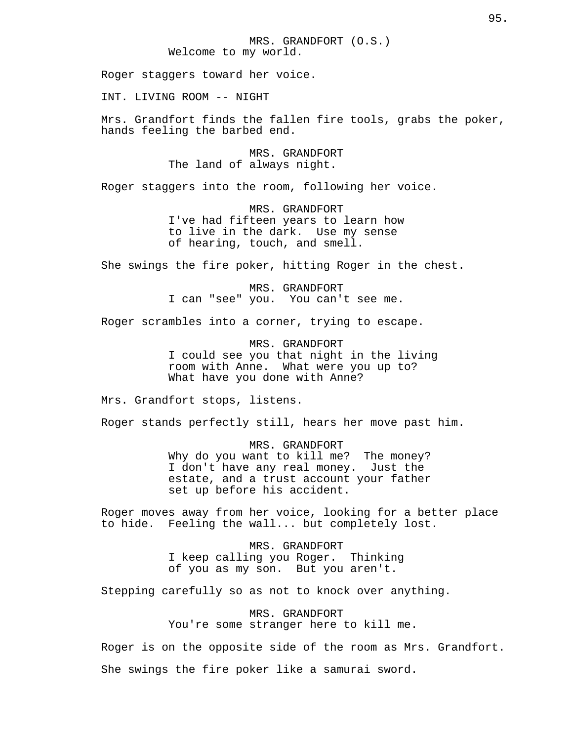MRS. GRANDFORT (O.S.)
Welcome to my world.

Roger staggers toward her voice.

INT. LIVING ROOM -- NIGHT

Mrs. Grandfort finds the fallen fire tools, grabs the poker, hands feeling the barbed end.

MRS. GRANDFORT
The land of always night.

Roger staggers into the room, following her voice.

MRS. GRANDFORT
I've had fifteen years to learn how to live in the dark. Use my sense of hearing, touch, and smell.

She swings the fire poker, hitting Roger in the chest.

MRS. GRANDFORT
I can "see" you. You can't see me.

Roger scrambles into a corner, trying to escape.

MRS. GRANDFORT
I could see you that night in the living room with Anne. What were you up to? What have you done with Anne?

Mrs. Grandfort stops, listens.

Roger stands perfectly still, hears her move past him.

MRS. GRANDFORT
Why do you want to kill me? The money? I don't have any real money. Just the estate, and a trust account your father set up before his accident.

Roger moves away from her voice, looking for a better place to hide. Feeling the wall... but completely lost.

MRS. GRANDFORT
I keep calling you Roger. Thinking of you as my son. But you aren't.

Stepping carefully so as not to knock over anything.

MRS. GRANDFORT
You're some stranger here to kill me.

Roger is on the opposite side of the room as Mrs. Grandfort.

She swings the fire poker like a samurai sword.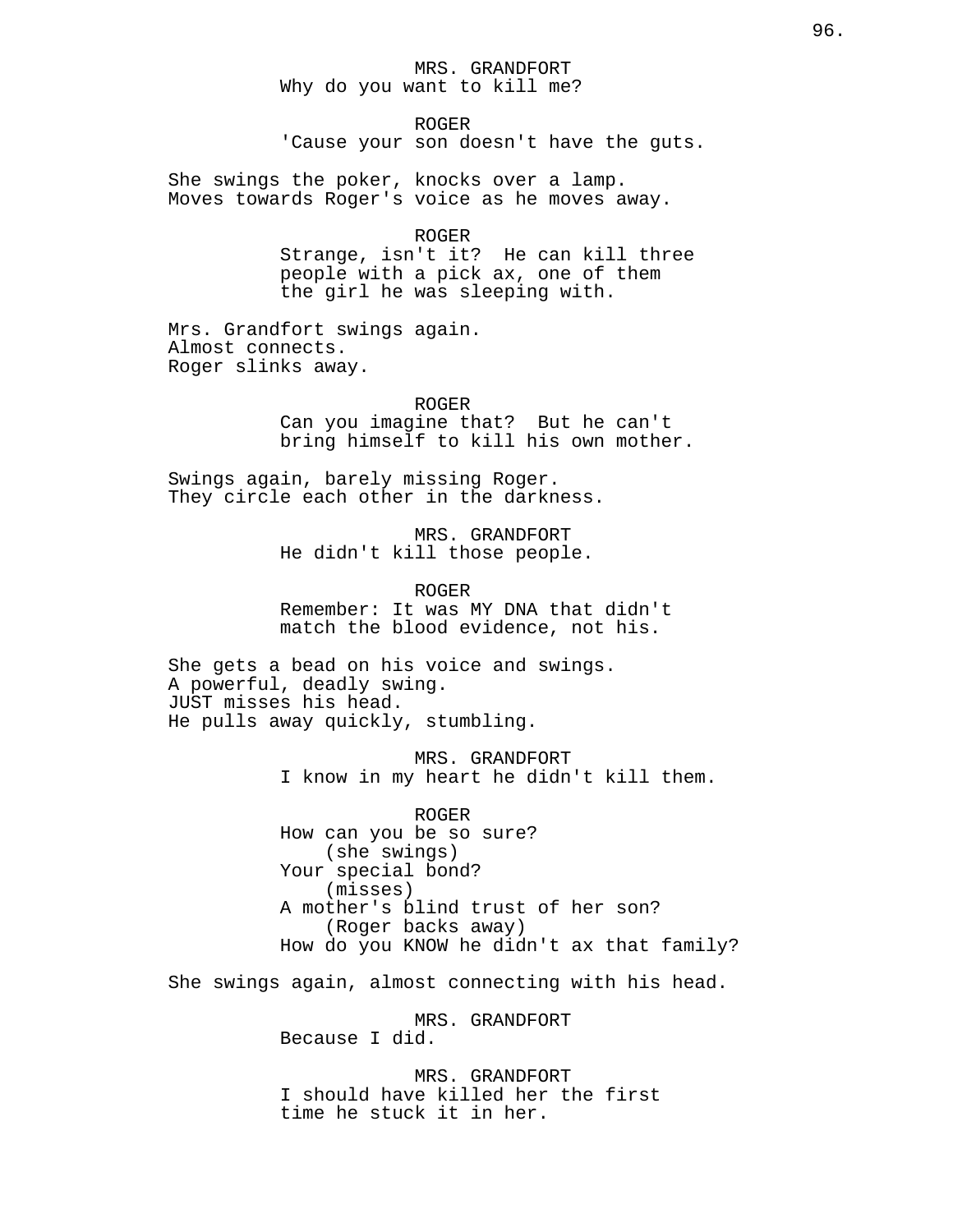MRS. GRANDFORT
Why do you want to kill me?

ROGER
'Cause your son doesn't have the guts.

She swings the poker, knocks over a lamp.
Moves towards Roger's voice as he moves away.

ROGER
Strange, isn't it?  He can kill three people with a pick ax, one of them the girl he was sleeping with.

Mrs. Grandfort swings again.
Almost connects.
Roger slinks away.

ROGER
Can you imagine that?  But he can't bring himself to kill his own mother.

Swings again, barely missing Roger.
They circle each other in the darkness.

MRS. GRANDFORT
He didn't kill those people.

ROGER
Remember: It was MY DNA that didn't match the blood evidence, not his.

She gets a bead on his voice and swings.
A powerful, deadly swing.
JUST misses his head.
He pulls away quickly, stumbling.

MRS. GRANDFORT
I know in my heart he didn't kill them.

ROGER
How can you be so sure?
(she swings)
Your special bond?
(misses)
A mother's blind trust of her son?
(Roger backs away)
How do you KNOW he didn't ax that family?

She swings again, almost connecting with his head.

MRS. GRANDFORT
Because I did.

MRS. GRANDFORT
I should have killed her the first time he stuck it in her.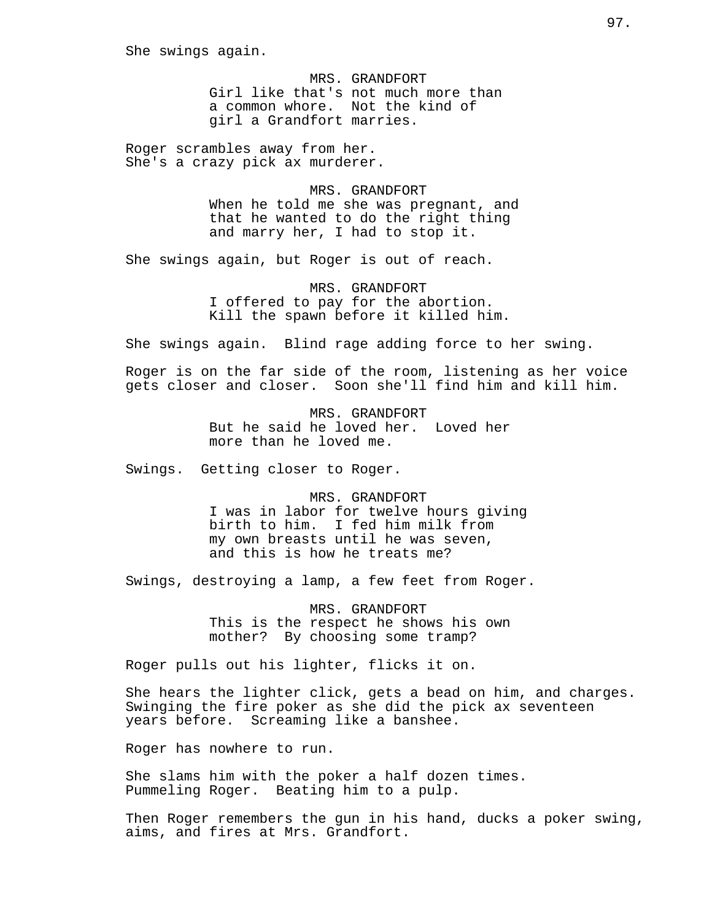She swings again.

MRS. GRANDFORT
Girl like that's not much more than a common whore. Not the kind of girl a Grandfort marries.

Roger scrambles away from her.
She's a crazy pick ax murderer.

MRS. GRANDFORT
When he told me she was pregnant, and that he wanted to do the right thing and marry her, I had to stop it.

She swings again, but Roger is out of reach.

MRS. GRANDFORT
I offered to pay for the abortion. Kill the spawn before it killed him.

She swings again. Blind rage adding force to her swing.

Roger is on the far side of the room, listening as her voice gets closer and closer. Soon she'll find him and kill him.

MRS. GRANDFORT
But he said he loved her. Loved her more than he loved me.

Swings. Getting closer to Roger.

MRS. GRANDFORT
I was in labor for twelve hours giving birth to him. I fed him milk from my own breasts until he was seven, and this is how he treats me?

Swings, destroying a lamp, a few feet from Roger.

MRS. GRANDFORT
This is the respect he shows his own mother? By choosing some tramp?

Roger pulls out his lighter, flicks it on.

She hears the lighter click, gets a bead on him, and charges. Swinging the fire poker as she did the pick ax seventeen years before. Screaming like a banshee.

Roger has nowhere to run.

She slams him with the poker a half dozen times. Pummeling Roger. Beating him to a pulp.

Then Roger remembers the gun in his hand, ducks a poker swing, aims, and fires at Mrs. Grandfort.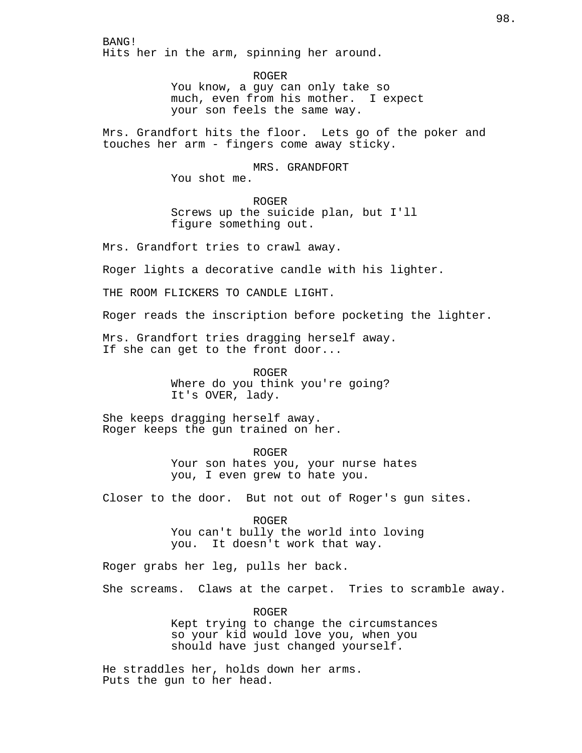BANG!
Hits her in the arm, spinning her around.

ROGER
You know, a guy can only take so much, even from his mother. I expect your son feels the same way.

Mrs. Grandfort hits the floor. Lets go of the poker and touches her arm - fingers come away sticky.

MRS. GRANDFORT
You shot me.

ROGER
Screws up the suicide plan, but I'll figure something out.

Mrs. Grandfort tries to crawl away.

Roger lights a decorative candle with his lighter.

THE ROOM FLICKERS TO CANDLE LIGHT.

Roger reads the inscription before pocketing the lighter.

Mrs. Grandfort tries dragging herself away.
If she can get to the front door...

ROGER
Where do you think you're going?
It's OVER, lady.

She keeps dragging herself away.
Roger keeps the gun trained on her.

ROGER
Your son hates you, your nurse hates you, I even grew to hate you.

Closer to the door. But not out of Roger's gun sites.

ROGER
You can't bully the world into loving you. It doesn't work that way.

Roger grabs her leg, pulls her back.

She screams. Claws at the carpet. Tries to scramble away.

ROGER
Kept trying to change the circumstances so your kid would love you, when you should have just changed yourself.

He straddles her, holds down her arms.
Puts the gun to her head.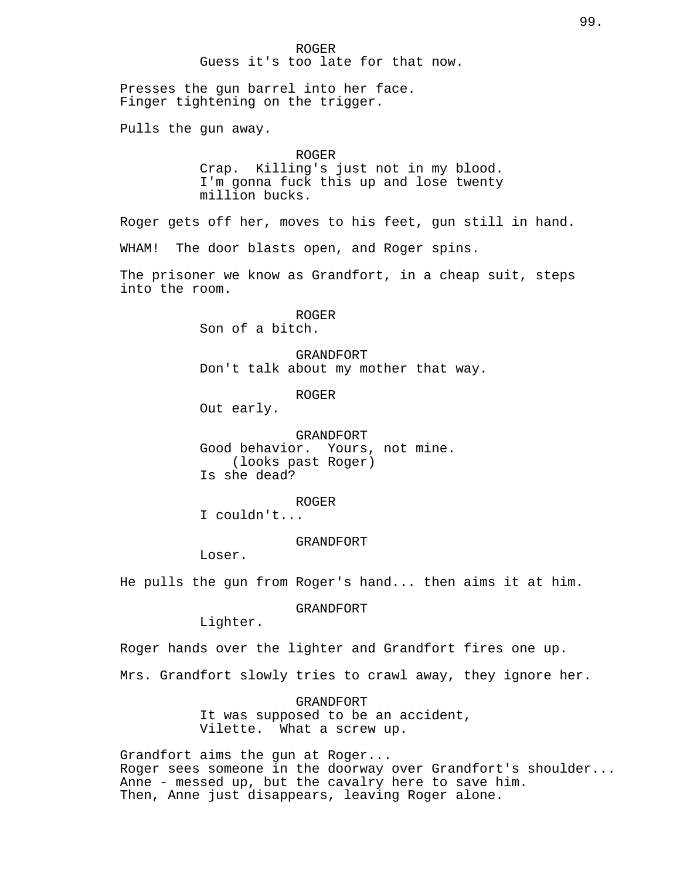ROGER
Guess it's too late for that now.

Presses the gun barrel into her face.
Finger tightening on the trigger.

Pulls the gun away.

ROGER
Crap. Killing's just not in my blood.
I'm gonna fuck this up and lose twenty
million bucks.

Roger gets off her, moves to his feet, gun still in hand.

WHAM! The door blasts open, and Roger spins.

The prisoner we know as Grandfort, in a cheap suit, steps
into the room.

ROGER
Son of a bitch.

GRANDFORT
Don't talk about my mother that way.

ROGER
Out early.

GRANDFORT
Good behavior. Yours, not mine.
(looks past Roger)
Is she dead?

ROGER
I couldn't...

GRANDFORT
Loser.

He pulls the gun from Roger's hand... then aims it at him.

GRANDFORT
Lighter.

Roger hands over the lighter and Grandfort fires one up.

Mrs. Grandfort slowly tries to crawl away, they ignore her.

GRANDFORT
It was supposed to be an accident,
Vilette. What a screw up.

Grandfort aims the gun at Roger...
Roger sees someone in the doorway over Grandfort's shoulder...
Anne - messed up, but the cavalry here to save him.
Then, Anne just disappears, leaving Roger alone.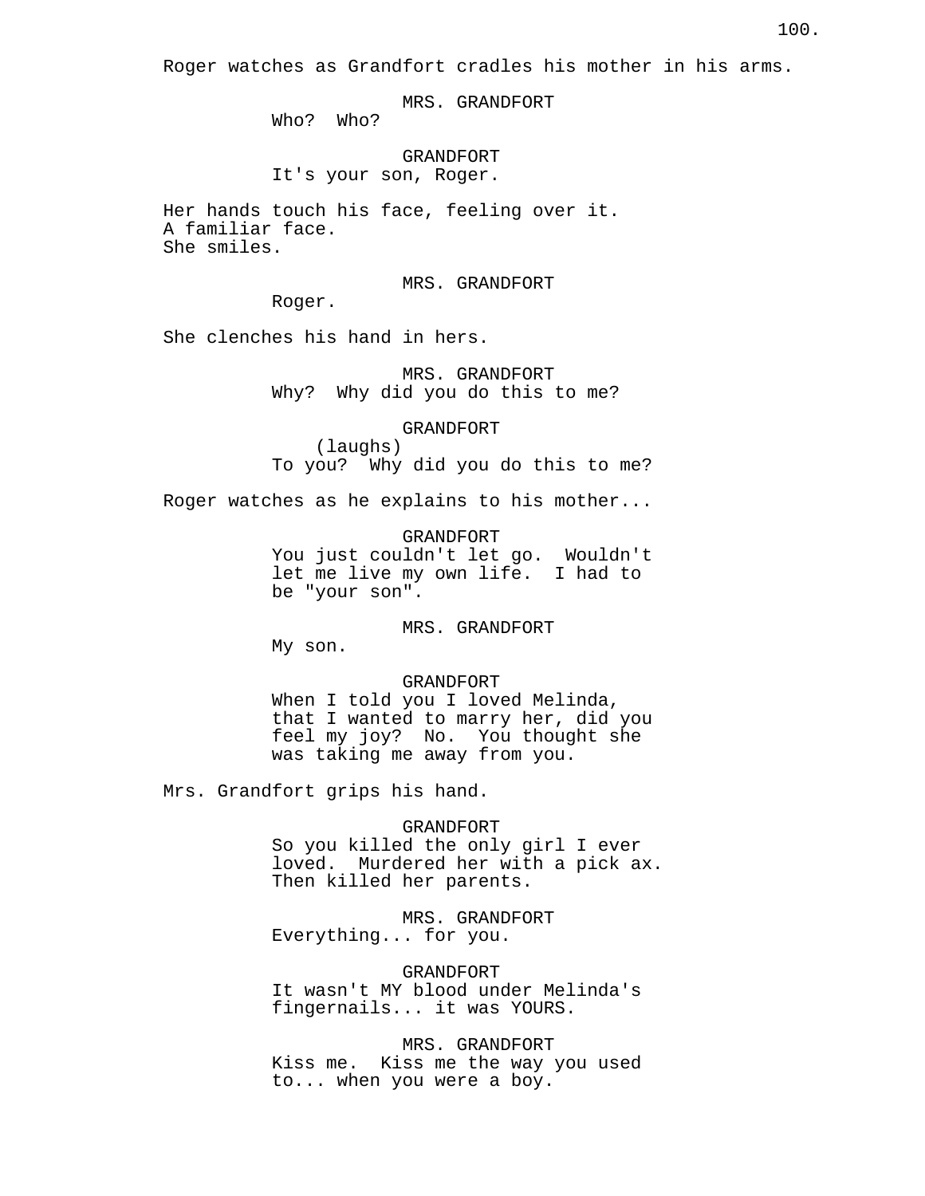Roger watches as Grandfort cradles his mother in his arms.

MRS. GRANDFORT
Who?  Who?

GRANDFORT
It's your son, Roger.

Her hands touch his face, feeling over it.
A familiar face.
She smiles.

MRS. GRANDFORT
Roger.

She clenches his hand in hers.

MRS. GRANDFORT
Why?  Why did you do this to me?

GRANDFORT
(laughs)
To you?  Why did you do this to me?

Roger watches as he explains to his mother...

GRANDFORT
You just couldn't let go.  Wouldn't let me live my own life.  I had to be "your son".

MRS. GRANDFORT
My son.

GRANDFORT
When I told you I loved Melinda, that I wanted to marry her, did you feel my joy?  No.  You thought she was taking me away from you.

Mrs. Grandfort grips his hand.

GRANDFORT
So you killed the only girl I ever loved.  Murdered her with a pick ax. Then killed her parents.

MRS. GRANDFORT
Everything... for you.

GRANDFORT
It wasn't MY blood under Melinda's fingernails... it was YOURS.

MRS. GRANDFORT
Kiss me.  Kiss me the way you used to... when you were a boy.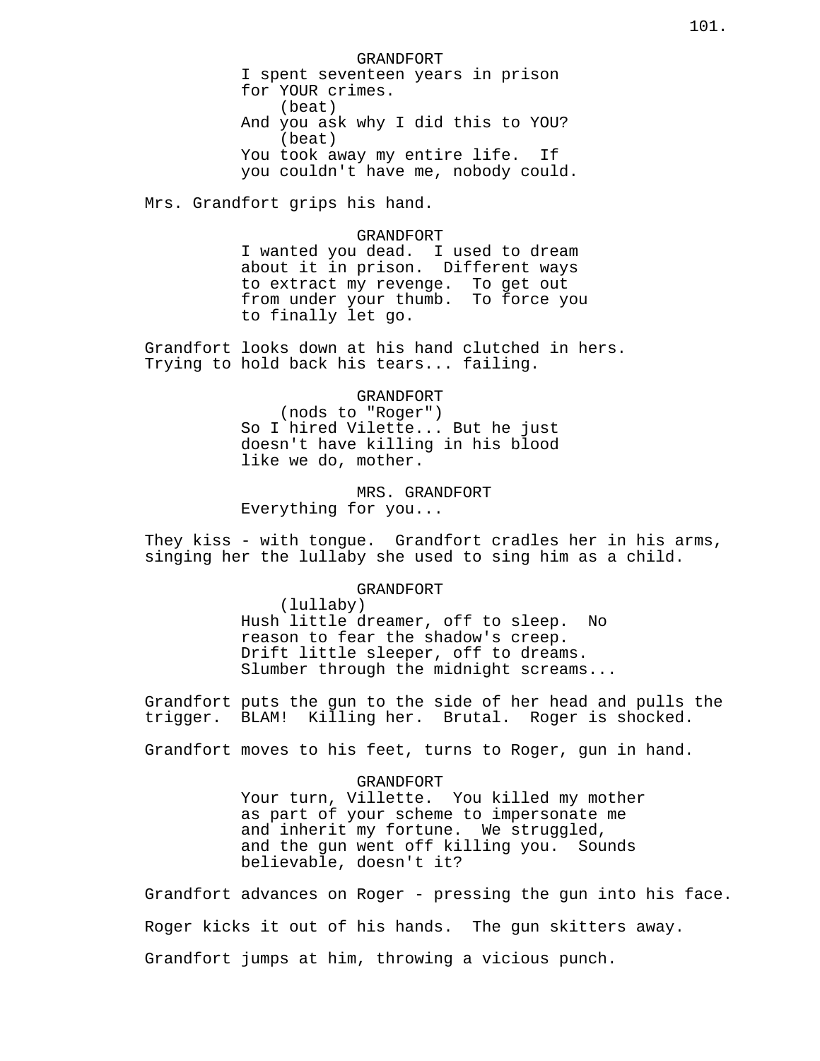GRANDFORT
I spent seventeen years in prison for YOUR crimes.
(beat)
And you ask why I did this to YOU?
(beat)
You took away my entire life. If you couldn't have me, nobody could.

Mrs. Grandfort grips his hand.

GRANDFORT
I wanted you dead. I used to dream about it in prison. Different ways to extract my revenge. To get out from under your thumb. To force you to finally let go.

Grandfort looks down at his hand clutched in hers. Trying to hold back his tears... failing.

GRANDFORT
(nods to "Roger")
So I hired Vilette... But he just doesn't have killing in his blood like we do, mother.

MRS. GRANDFORT
Everything for you...

They kiss - with tongue. Grandfort cradles her in his arms, singing her the lullaby she used to sing him as a child.

GRANDFORT
(lullaby)
Hush little dreamer, off to sleep. No reason to fear the shadow's creep. Drift little sleeper, off to dreams. Slumber through the midnight screams...

Grandfort puts the gun to the side of her head and pulls the trigger. BLAM! Killing her. Brutal. Roger is shocked.

Grandfort moves to his feet, turns to Roger, gun in hand.

GRANDFORT
Your turn, Villette. You killed my mother as part of your scheme to impersonate me and inherit my fortune. We struggled, and the gun went off killing you. Sounds believable, doesn't it?

Grandfort advances on Roger - pressing the gun into his face.

Roger kicks it out of his hands. The gun skitters away.

Grandfort jumps at him, throwing a vicious punch.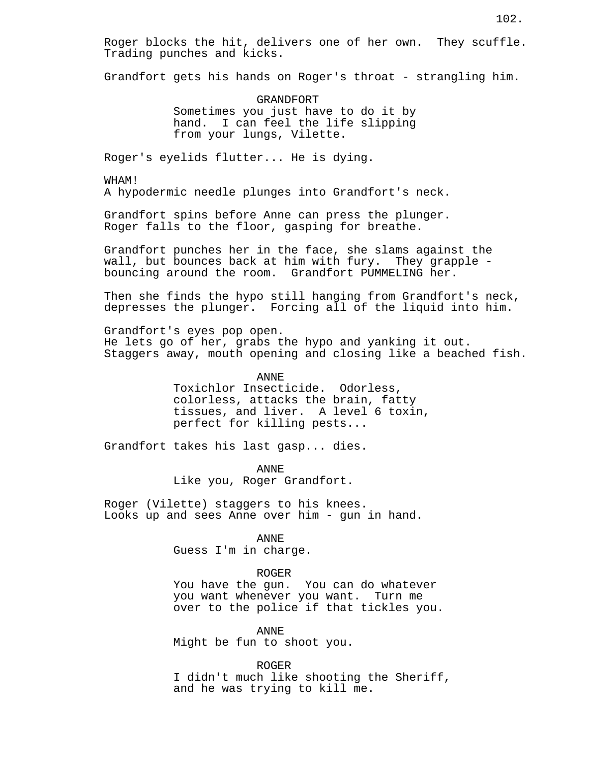Roger blocks the hit, delivers one of her own. They scuffle. Trading punches and kicks.

Grandfort gets his hands on Roger's throat - strangling him.

GRANDFORT
Sometimes you just have to do it by hand. I can feel the life slipping from your lungs, Vilette.

Roger's eyelids flutter... He is dying.

WHAM!
A hypodermic needle plunges into Grandfort's neck.

Grandfort spins before Anne can press the plunger.
Roger falls to the floor, gasping for breathe.

Grandfort punches her in the face, she slams against the wall, but bounces back at him with fury. They grapple - bouncing around the room. Grandfort PUMMELING her.

Then she finds the hypo still hanging from Grandfort's neck, depresses the plunger. Forcing all of the liquid into him.

Grandfort's eyes pop open.
He lets go of her, grabs the hypo and yanking it out.
Staggers away, mouth opening and closing like a beached fish.

ANNE
Toxichlor Insecticide. Odorless, colorless, attacks the brain, fatty tissues, and liver. A level 6 toxin, perfect for killing pests...

Grandfort takes his last gasp... dies.

ANNE
Like you, Roger Grandfort.

Roger (Vilette) staggers to his knees.
Looks up and sees Anne over him - gun in hand.

ANNE
Guess I'm in charge.

ROGER
You have the gun. You can do whatever you want whenever you want. Turn me over to the police if that tickles you.

ANNE
Might be fun to shoot you.

ROGER
I didn't much like shooting the Sheriff, and he was trying to kill me.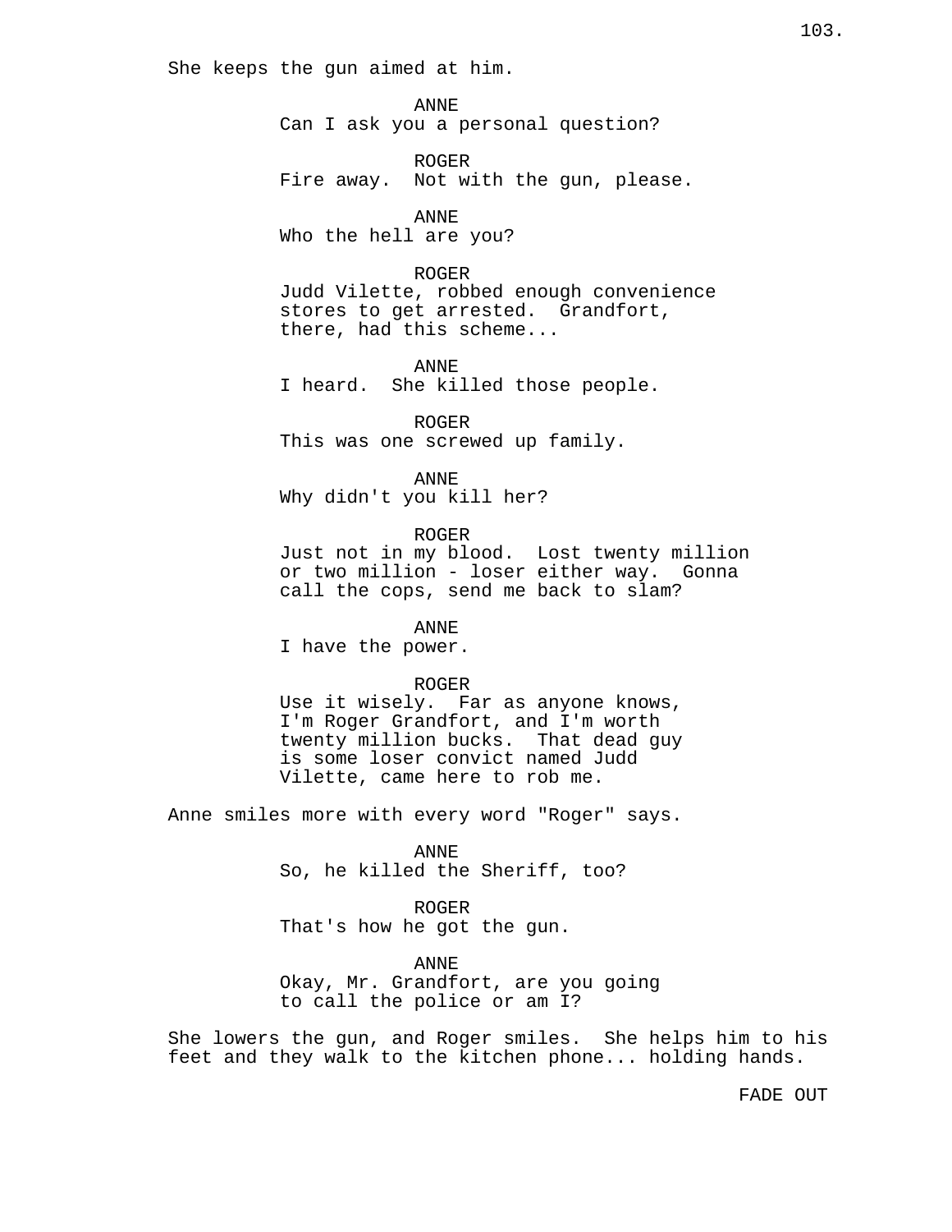She keeps the gun aimed at him.

ANNE
Can I ask you a personal question?

ROGER
Fire away.  Not with the gun, please.

ANNE
Who the hell are you?

ROGER
Judd Vilette, robbed enough convenience stores to get arrested.  Grandfort, there, had this scheme...

ANNE
I heard.  She killed those people.

ROGER
This was one screwed up family.

ANNE
Why didn't you kill her?

ROGER
Just not in my blood.  Lost twenty million or two million - loser either way.  Gonna call the cops, send me back to slam?

ANNE
I have the power.

ROGER
Use it wisely.  Far as anyone knows, I'm Roger Grandfort, and I'm worth twenty million bucks.  That dead guy is some loser convict named Judd Vilette, came here to rob me.

Anne smiles more with every word "Roger" says.

ANNE
So, he killed the Sheriff, too?

ROGER
That's how he got the gun.

ANNE
Okay, Mr. Grandfort, are you going to call the police or am I?

She lowers the gun, and Roger smiles.  She helps him to his feet and they walk to the kitchen phone... holding hands.

FADE OUT